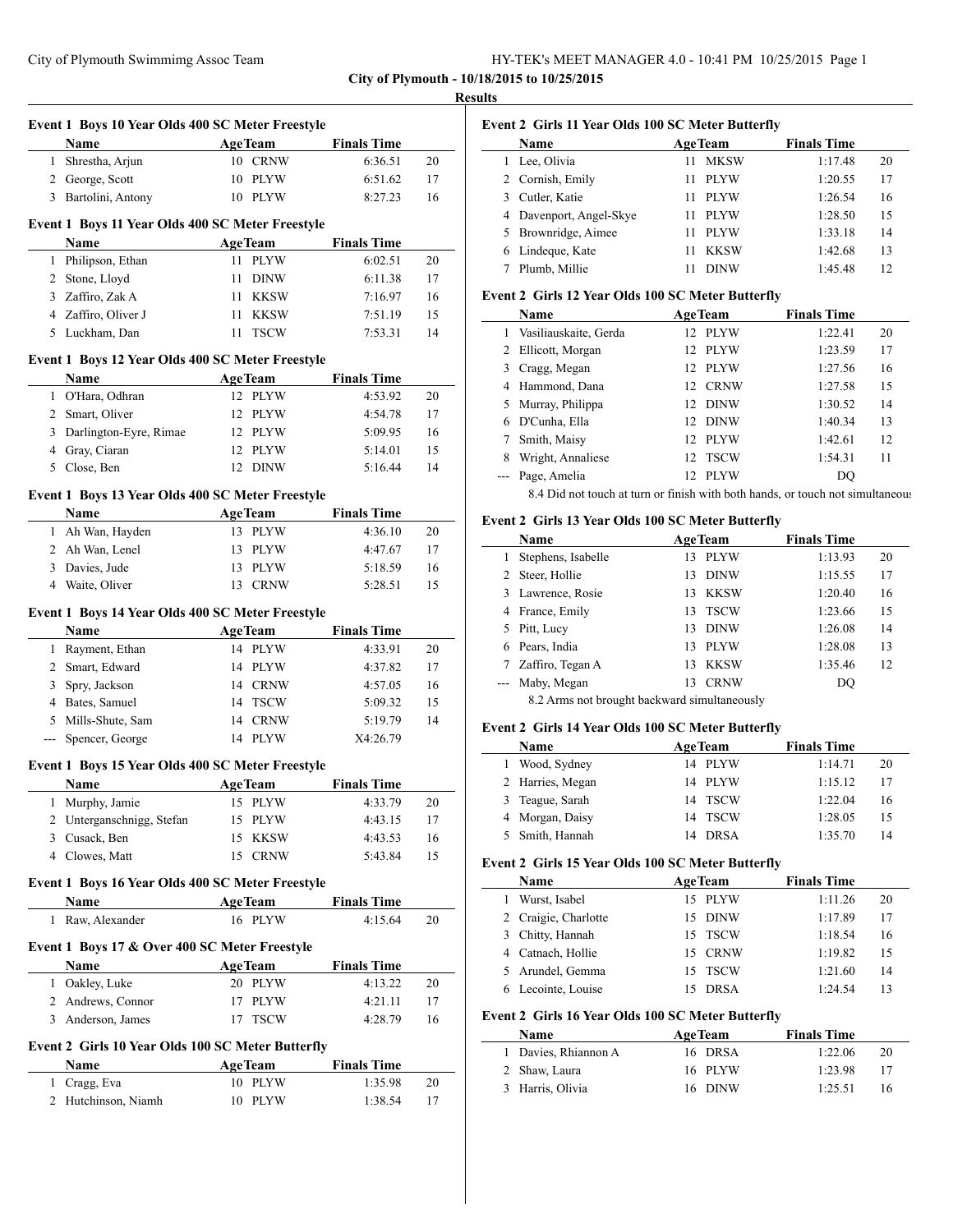**City of Plymouth - 10/18/2015 to 10/25/2015**

**Results**

### Event 1 Boys 10 Year Olds 400 SC Meter Freestyle

| | Name | Age | Team | Finals Time | |
|---|---|---|---|---|---|
| 1 | Shrestha, Arjun | 10 | CRNW | 6:36.51 | 20 |
| 2 | George, Scott | 10 | PLYW | 6:51.62 | 17 |
| 3 | Bartolini, Antony | 10 | PLYW | 8:27.23 | 16 |

### Event 1 Boys 11 Year Olds 400 SC Meter Freestyle

| | Name | Age | Team | Finals Time | |
|---|---|---|---|---|---|
| 1 | Philipson, Ethan | 11 | PLYW | 6:02.51 | 20 |
| 2 | Stone, Lloyd | 11 | DINW | 6:11.38 | 17 |
| 3 | Zaffiro, Zak A | 11 | KKSW | 7:16.97 | 16 |
| 4 | Zaffiro, Oliver J | 11 | KKSW | 7:51.19 | 15 |
| 5 | Luckham, Dan | 11 | TSCW | 7:53.31 | 14 |

### Event 1 Boys 12 Year Olds 400 SC Meter Freestyle

| | Name | Age | Team | Finals Time | |
|---|---|---|---|---|---|
| 1 | O'Hara, Odhran | 12 | PLYW | 4:53.92 | 20 |
| 2 | Smart, Oliver | 12 | PLYW | 4:54.78 | 17 |
| 3 | Darlington-Eyre, Rimae | 12 | PLYW | 5:09.95 | 16 |
| 4 | Gray, Ciaran | 12 | PLYW | 5:14.01 | 15 |
| 5 | Close, Ben | 12 | DINW | 5:16.44 | 14 |

### Event 1 Boys 13 Year Olds 400 SC Meter Freestyle

| | Name | Age | Team | Finals Time | |
|---|---|---|---|---|---|
| 1 | Ah Wan, Hayden | 13 | PLYW | 4:36.10 | 20 |
| 2 | Ah Wan, Lenel | 13 | PLYW | 4:47.67 | 17 |
| 3 | Davies, Jude | 13 | PLYW | 5:18.59 | 16 |
| 4 | Waite, Oliver | 13 | CRNW | 5:28.51 | 15 |

### Event 1 Boys 14 Year Olds 400 SC Meter Freestyle

| | Name | Age | Team | Finals Time | |
|---|---|---|---|---|---|
| 1 | Rayment, Ethan | 14 | PLYW | 4:33.91 | 20 |
| 2 | Smart, Edward | 14 | PLYW | 4:37.82 | 17 |
| 3 | Spry, Jackson | 14 | CRNW | 4:57.05 | 16 |
| 4 | Bates, Samuel | 14 | TSCW | 5:09.32 | 15 |
| 5 | Mills-Shute, Sam | 14 | CRNW | 5:19.79 | 14 |
| --- | Spencer, George | 14 | PLYW | X4:26.79 | |

### Event 1 Boys 15 Year Olds 400 SC Meter Freestyle

| | Name | Age | Team | Finals Time | |
|---|---|---|---|---|---|
| 1 | Murphy, Jamie | 15 | PLYW | 4:33.79 | 20 |
| 2 | Unterganschnigg, Stefan | 15 | PLYW | 4:43.15 | 17 |
| 3 | Cusack, Ben | 15 | KKSW | 4:43.53 | 16 |
| 4 | Clowes, Matt | 15 | CRNW | 5:43.84 | 15 |

### Event 1 Boys 16 Year Olds 400 SC Meter Freestyle

| | Name | Age | Team | Finals Time | |
|---|---|---|---|---|---|
| 1 | Raw, Alexander | 16 | PLYW | 4:15.64 | 20 |

### Event 1 Boys 17 & Over 400 SC Meter Freestyle

| | Name | Age | Team | Finals Time | |
|---|---|---|---|---|---|
| 1 | Oakley, Luke | 20 | PLYW | 4:13.22 | 20 |
| 2 | Andrews, Connor | 17 | PLYW | 4:21.11 | 17 |
| 3 | Anderson, James | 17 | TSCW | 4:28.79 | 16 |

### Event 2 Girls 10 Year Olds 100 SC Meter Butterfly

| | Name | Age | Team | Finals Time | |
|---|---|---|---|---|---|
| 1 | Cragg, Eva | 10 | PLYW | 1:35.98 | 20 |
| 2 | Hutchinson, Niamh | 10 | PLYW | 1:38.54 | 17 |

### Event 2 Girls 11 Year Olds 100 SC Meter Butterfly

| | Name | Age | Team | Finals Time | |
|---|---|---|---|---|---|
| 1 | Lee, Olivia | 11 | MKSW | 1:17.48 | 20 |
| 2 | Cornish, Emily | 11 | PLYW | 1:20.55 | 17 |
| 3 | Cutler, Katie | 11 | PLYW | 1:26.54 | 16 |
| 4 | Davenport, Angel-Skye | 11 | PLYW | 1:28.50 | 15 |
| 5 | Brownridge, Aimee | 11 | PLYW | 1:33.18 | 14 |
| 6 | Lindeque, Kate | 11 | KKSW | 1:42.68 | 13 |
| 7 | Plumb, Millie | 11 | DINW | 1:45.48 | 12 |

### Event 2 Girls 12 Year Olds 100 SC Meter Butterfly

| | Name | Age | Team | Finals Time | |
|---|---|---|---|---|---|
| 1 | Vasiliauskaite, Gerda | 12 | PLYW | 1:22.41 | 20 |
| 2 | Ellicott, Morgan | 12 | PLYW | 1:23.59 | 17 |
| 3 | Cragg, Megan | 12 | PLYW | 1:27.56 | 16 |
| 4 | Hammond, Dana | 12 | CRNW | 1:27.58 | 15 |
| 5 | Murray, Philippa | 12 | DINW | 1:30.52 | 14 |
| 6 | D'Cunha, Ella | 12 | DINW | 1:40.34 | 13 |
| 7 | Smith, Maisy | 12 | PLYW | 1:42.61 | 12 |
| 8 | Wright, Annaliese | 12 | TSCW | 1:54.31 | 11 |
| --- | Page, Amelia | 12 | PLYW | DQ | |

8.4 Did not touch at turn or finish with both hands, or touch not simultaneous

### Event 2 Girls 13 Year Olds 100 SC Meter Butterfly

| | Name | Age | Team | Finals Time | |
|---|---|---|---|---|---|
| 1 | Stephens, Isabelle | 13 | PLYW | 1:13.93 | 20 |
| 2 | Steer, Hollie | 13 | DINW | 1:15.55 | 17 |
| 3 | Lawrence, Rosie | 13 | KKSW | 1:20.40 | 16 |
| 4 | France, Emily | 13 | TSCW | 1:23.66 | 15 |
| 5 | Pitt, Lucy | 13 | DINW | 1:26.08 | 14 |
| 6 | Pears, India | 13 | PLYW | 1:28.08 | 13 |
| 7 | Zaffiro, Tegan A | 13 | KKSW | 1:35.46 | 12 |
| --- | Maby, Megan | 13 | CRNW | DQ | |

8.2 Arms not brought backward simultaneously

### Event 2 Girls 14 Year Olds 100 SC Meter Butterfly

| | Name | Age | Team | Finals Time | |
|---|---|---|---|---|---|
| 1 | Wood, Sydney | 14 | PLYW | 1:14.71 | 20 |
| 2 | Harries, Megan | 14 | PLYW | 1:15.12 | 17 |
| 3 | Teague, Sarah | 14 | TSCW | 1:22.04 | 16 |
| 4 | Morgan, Daisy | 14 | TSCW | 1:28.05 | 15 |
| 5 | Smith, Hannah | 14 | DRSA | 1:35.70 | 14 |

### Event 2 Girls 15 Year Olds 100 SC Meter Butterfly

| | Name | Age | Team | Finals Time | |
|---|---|---|---|---|---|
| 1 | Wurst, Isabel | 15 | PLYW | 1:11.26 | 20 |
| 2 | Craigie, Charlotte | 15 | DINW | 1:17.89 | 17 |
| 3 | Chitty, Hannah | 15 | TSCW | 1:18.54 | 16 |
| 4 | Catnach, Hollie | 15 | CRNW | 1:19.82 | 15 |
| 5 | Arundel, Gemma | 15 | TSCW | 1:21.60 | 14 |
| 6 | Lecointe, Louise | 15 | DRSA | 1:24.54 | 13 |

### Event 2 Girls 16 Year Olds 100 SC Meter Butterfly

| | Name | Age | Team | Finals Time | |
|---|---|---|---|---|---|
| 1 | Davies, Rhiannon A | 16 | DRSA | 1:22.06 | 20 |
| 2 | Shaw, Laura | 16 | PLYW | 1:23.98 | 17 |
| 3 | Harris, Olivia | 16 | DINW | 1:25.51 | 16 |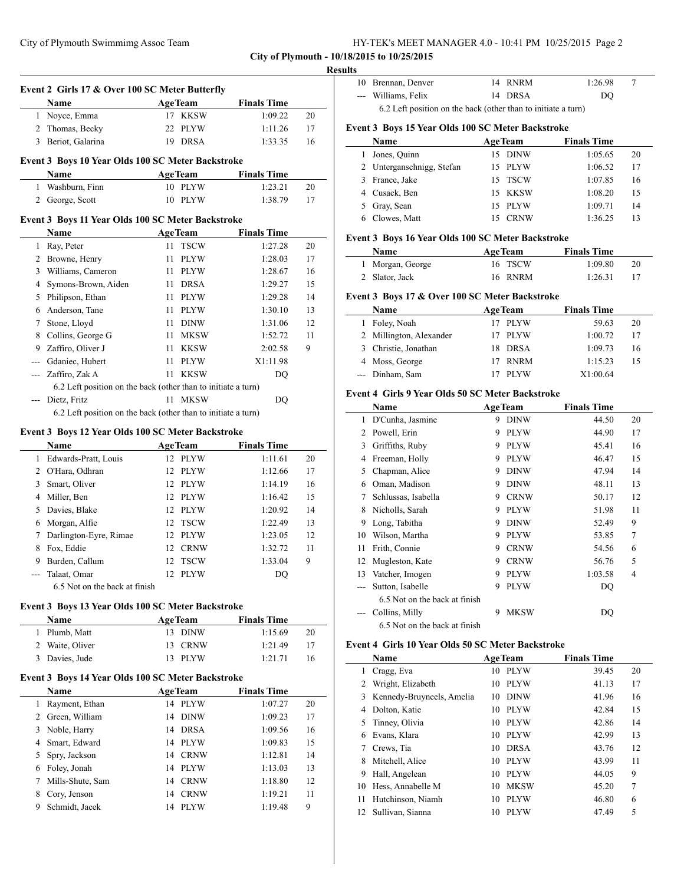City of Plymouth - 10/18/2015 to 10/25/2015

**Results**

### Event 2 Girls 17 & Over 100 SC Meter Butterfly

| | Name | Age | Team | Finals Time | |
|---|---|---|---|---|---|
| 1 | Noyce, Emma | 17 | KKSW | 1:09.22 | 20 |
| 2 | Thomas, Becky | 22 | PLYW | 1:11.26 | 17 |
| 3 | Beriot, Galarina | 19 | DRSA | 1:33.35 | 16 |

### Event 3 Boys 10 Year Olds 100 SC Meter Backstroke

| | Name | Age | Team | Finals Time | |
|---|---|---|---|---|---|
| 1 | Washburn, Finn | 10 | PLYW | 1:23.21 | 20 |
| 2 | George, Scott | 10 | PLYW | 1:38.79 | 17 |

### Event 3 Boys 11 Year Olds 100 SC Meter Backstroke

| | Name | Age | Team | Finals Time | |
|---|---|---|---|---|---|
| 1 | Ray, Peter | 11 | TSCW | 1:27.28 | 20 |
| 2 | Browne, Henry | 11 | PLYW | 1:28.03 | 17 |
| 3 | Williams, Cameron | 11 | PLYW | 1:28.67 | 16 |
| 4 | Symons-Brown, Aiden | 11 | DRSA | 1:29.27 | 15 |
| 5 | Philipson, Ethan | 11 | PLYW | 1:29.28 | 14 |
| 6 | Anderson, Tane | 11 | PLYW | 1:30.10 | 13 |
| 7 | Stone, Lloyd | 11 | DINW | 1:31.06 | 12 |
| 8 | Collins, George G | 11 | MKSW | 1:52.72 | 11 |
| 9 | Zaffiro, Oliver J | 11 | KKSW | 2:02.58 | 9 |
| --- | Gdaniec, Hubert | 11 | PLYW | X1:11.98 | |
| --- | Zaffiro, Zak A | 11 | KKSW | DQ | |
| | 6.2 Left position on the back (other than to initiate a turn) | | | | |
| --- | Dietz, Fritz | 11 | MKSW | DQ | |
| | 6.2 Left position on the back (other than to initiate a turn) | | | | |

### Event 3 Boys 12 Year Olds 100 SC Meter Backstroke

| | Name | Age | Team | Finals Time | |
|---|---|---|---|---|---|
| 1 | Edwards-Pratt, Louis | 12 | PLYW | 1:11.61 | 20 |
| 2 | O'Hara, Odhran | 12 | PLYW | 1:12.66 | 17 |
| 3 | Smart, Oliver | 12 | PLYW | 1:14.19 | 16 |
| 4 | Miller, Ben | 12 | PLYW | 1:16.42 | 15 |
| 5 | Davies, Blake | 12 | PLYW | 1:20.92 | 14 |
| 6 | Morgan, Alfie | 12 | TSCW | 1:22.49 | 13 |
| 7 | Darlington-Eyre, Rimae | 12 | PLYW | 1:23.05 | 12 |
| 8 | Fox, Eddie | 12 | CRNW | 1:32.72 | 11 |
| 9 | Burden, Callum | 12 | TSCW | 1:33.04 | 9 |
| --- | Talaat, Omar | 12 | PLYW | DQ | |
| | 6.5 Not on the back at finish | | | | |

### Event 3 Boys 13 Year Olds 100 SC Meter Backstroke

| | Name | Age | Team | Finals Time | |
|---|---|---|---|---|---|
| 1 | Plumb, Matt | 13 | DINW | 1:15.69 | 20 |
| 2 | Waite, Oliver | 13 | CRNW | 1:21.49 | 17 |
| 3 | Davies, Jude | 13 | PLYW | 1:21.71 | 16 |

### Event 3 Boys 14 Year Olds 100 SC Meter Backstroke

| | Name | Age | Team | Finals Time | |
|---|---|---|---|---|---|
| 1 | Rayment, Ethan | 14 | PLYW | 1:07.27 | 20 |
| 2 | Green, William | 14 | DINW | 1:09.23 | 17 |
| 3 | Noble, Harry | 14 | DRSA | 1:09.56 | 16 |
| 4 | Smart, Edward | 14 | PLYW | 1:09.83 | 15 |
| 5 | Spry, Jackson | 14 | CRNW | 1:12.81 | 14 |
| 6 | Foley, Jonah | 14 | PLYW | 1:13.03 | 13 |
| 7 | Mills-Shute, Sam | 14 | CRNW | 1:18.80 | 12 |
| 8 | Cory, Jenson | 14 | CRNW | 1:19.21 | 11 |
| 9 | Schmidt, Jacek | 14 | PLYW | 1:19.48 | 9 |
| 10 | Brennan, Denver | 14 | RNRM | 1:26.98 | 7 |
| --- | Williams, Felix | 14 | DRSA | DQ | |
| | 6.2 Left position on the back (other than to initiate a turn) | | | | |

### Event 3 Boys 15 Year Olds 100 SC Meter Backstroke

| | Name | Age | Team | Finals Time | |
|---|---|---|---|---|---|
| 1 | Jones, Quinn | 15 | DINW | 1:05.65 | 20 |
| 2 | Unterganschnigg, Stefan | 15 | PLYW | 1:06.52 | 17 |
| 3 | France, Jake | 15 | TSCW | 1:07.85 | 16 |
| 4 | Cusack, Ben | 15 | KKSW | 1:08.20 | 15 |
| 5 | Gray, Sean | 15 | PLYW | 1:09.71 | 14 |
| 6 | Clowes, Matt | 15 | CRNW | 1:36.25 | 13 |

### Event 3 Boys 16 Year Olds 100 SC Meter Backstroke

| | Name | Age | Team | Finals Time | |
|---|---|---|---|---|---|
| 1 | Morgan, George | 16 | TSCW | 1:09.80 | 20 |
| 2 | Slator, Jack | 16 | RNRM | 1:26.31 | 17 |

### Event 3 Boys 17 & Over 100 SC Meter Backstroke

| | Name | Age | Team | Finals Time | |
|---|---|---|---|---|---|
| 1 | Foley, Noah | 17 | PLYW | 59.63 | 20 |
| 2 | Millington, Alexander | 17 | PLYW | 1:00.72 | 17 |
| 3 | Christie, Jonathan | 18 | DRSA | 1:09.73 | 16 |
| 4 | Moss, George | 17 | RNRM | 1:15.23 | 15 |
| --- | Dinham, Sam | 17 | PLYW | X1:00.64 | |

### Event 4 Girls 9 Year Olds 50 SC Meter Backstroke

| | Name | Age | Team | Finals Time | |
|---|---|---|---|---|---|
| 1 | D'Cunha, Jasmine | 9 | DINW | 44.50 | 20 |
| 2 | Powell, Erin | 9 | PLYW | 44.90 | 17 |
| 3 | Griffiths, Ruby | 9 | PLYW | 45.41 | 16 |
| 4 | Freeman, Holly | 9 | PLYW | 46.47 | 15 |
| 5 | Chapman, Alice | 9 | DINW | 47.94 | 14 |
| 6 | Oman, Madison | 9 | DINW | 48.11 | 13 |
| 7 | Schlussas, Isabella | 9 | CRNW | 50.17 | 12 |
| 8 | Nicholls, Sarah | 9 | PLYW | 51.98 | 11 |
| 9 | Long, Tabitha | 9 | DINW | 52.49 | 9 |
| 10 | Wilson, Martha | 9 | PLYW | 53.85 | 7 |
| 11 | Frith, Connie | 9 | CRNW | 54.56 | 6 |
| 12 | Mugleston, Kate | 9 | CRNW | 56.76 | 5 |
| 13 | Vatcher, Imogen | 9 | PLYW | 1:03.58 | 4 |
| --- | Sutton, Isabelle | 9 | PLYW | DQ | |
| | 6.5 Not on the back at finish | | | | |
| --- | Collins, Milly | 9 | MKSW | DQ | |
| | 6.5 Not on the back at finish | | | | |

### Event 4 Girls 10 Year Olds 50 SC Meter Backstroke

| | Name | Age | Team | Finals Time | |
|---|---|---|---|---|---|
| 1 | Cragg, Eva | 10 | PLYW | 39.45 | 20 |
| 2 | Wright, Elizabeth | 10 | PLYW | 41.13 | 17 |
| 3 | Kennedy-Bruyneels, Amelia | 10 | DINW | 41.96 | 16 |
| 4 | Dolton, Katie | 10 | PLYW | 42.84 | 15 |
| 5 | Tinney, Olivia | 10 | PLYW | 42.86 | 14 |
| 6 | Evans, Klara | 10 | PLYW | 42.99 | 13 |
| 7 | Crews, Tia | 10 | DRSA | 43.76 | 12 |
| 8 | Mitchell, Alice | 10 | PLYW | 43.99 | 11 |
| 9 | Hall, Angelean | 10 | PLYW | 44.05 | 9 |
| 10 | Hess, Annabelle M | 10 | MKSW | 45.20 | 7 |
| 11 | Hutchinson, Niamh | 10 | PLYW | 46.80 | 6 |
| 12 | Sullivan, Sianna | 10 | PLYW | 47.49 | 5 |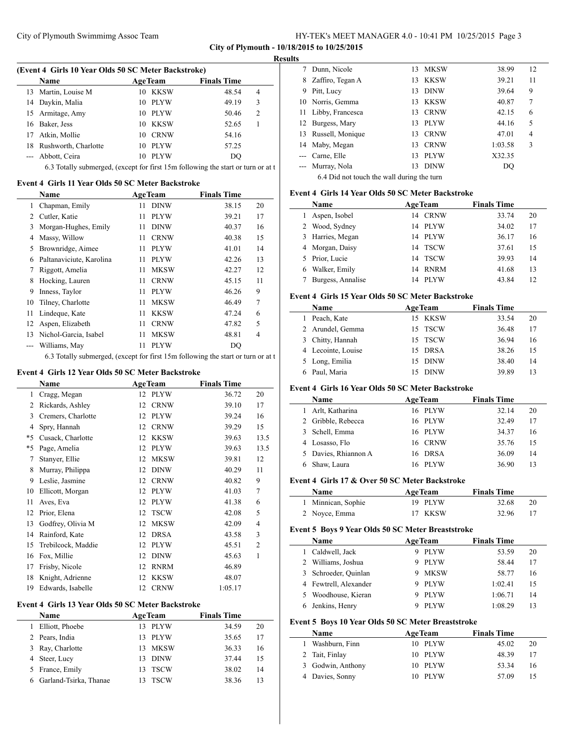**City of Plymouth - 10/18/2015 to 10/25/2015**

**Results**

#### (Event 4 Girls 10 Year Olds 50 SC Meter Backstroke)

| | Name | Age | Team | Finals Time | |
|---|---|---|---|---|---|
| 13 | Martin, Louise M | 10 | KKSW | 48.54 | 4 |
| 14 | Daykin, Malia | 10 | PLYW | 49.19 | 3 |
| 15 | Armitage, Amy | 10 | PLYW | 50.46 | 2 |
| 16 | Baker, Jess | 10 | KKSW | 52.65 | 1 |
| 17 | Atkin, Mollie | 10 | CRNW | 54.16 | |
| 18 | Rushworth, Charlotte | 10 | PLYW | 57.25 | |
| --- | Abbott, Ceira | 10 | PLYW | DQ | |

6.3 Totally submerged, (except for first 15m following the start or turn or at t

#### Event 4 Girls 11 Year Olds 50 SC Meter Backstroke

| | Name | Age | Team | Finals Time | |
|---|---|---|---|---|---|
| 1 | Chapman, Emily | 11 | DINW | 38.15 | 20 |
| 2 | Cutler, Katie | 11 | PLYW | 39.21 | 17 |
| 3 | Morgan-Hughes, Emily | 11 | DINW | 40.37 | 16 |
| 4 | Massy, Willow | 11 | CRNW | 40.38 | 15 |
| 5 | Brownridge, Aimee | 11 | PLYW | 41.01 | 14 |
| 6 | Paltanaviciute, Karolina | 11 | PLYW | 42.26 | 13 |
| 7 | Riggott, Amelia | 11 | MKSW | 42.27 | 12 |
| 8 | Hocking, Lauren | 11 | CRNW | 45.15 | 11 |
| 9 | Inness, Taylor | 11 | PLYW | 46.26 | 9 |
| 10 | Tilney, Charlotte | 11 | MKSW | 46.49 | 7 |
| 11 | Lindeque, Kate | 11 | KKSW | 47.24 | 6 |
| 12 | Aspen, Elizabeth | 11 | CRNW | 47.82 | 5 |
| 13 | Nichol-Garcia, Isabel | 11 | MKSW | 48.81 | 4 |
| --- | Williams, May | 11 | PLYW | DQ | |

6.3 Totally submerged, (except for first 15m following the start or turn or at t

#### Event 4 Girls 12 Year Olds 50 SC Meter Backstroke

| | Name | Age | Team | Finals Time | |
|---|---|---|---|---|---|
| 1 | Cragg, Megan | 12 | PLYW | 36.72 | 20 |
| 2 | Rickards, Ashley | 12 | CRNW | 39.10 | 17 |
| 3 | Cremers, Charlotte | 12 | PLYW | 39.24 | 16 |
| 4 | Spry, Hannah | 12 | CRNW | 39.29 | 15 |
| *5 | Cusack, Charlotte | 12 | KKSW | 39.63 | 13.5 |
| *5 | Page, Amelia | 12 | PLYW | 39.63 | 13.5 |
| 7 | Stanyer, Ellie | 12 | MKSW | 39.81 | 12 |
| 8 | Murray, Philippa | 12 | DINW | 40.29 | 11 |
| 9 | Leslie, Jasmine | 12 | CRNW | 40.82 | 9 |
| 10 | Ellicott, Morgan | 12 | PLYW | 41.03 | 7 |
| 11 | Aves, Eva | 12 | PLYW | 41.38 | 6 |
| 12 | Prior, Elena | 12 | TSCW | 42.08 | 5 |
| 13 | Godfrey, Olivia M | 12 | MKSW | 42.09 | 4 |
| 14 | Rainford, Kate | 12 | DRSA | 43.58 | 3 |
| 15 | Trebilcock, Maddie | 12 | PLYW | 45.51 | 2 |
| 16 | Fox, Millie | 12 | DINW | 45.63 | 1 |
| 17 | Frisby, Nicole | 12 | RNRM | 46.89 | |
| 18 | Knight, Adrienne | 12 | KKSW | 48.07 | |
| 19 | Edwards, Isabelle | 12 | CRNW | 1:05.17 | |

#### Event 4 Girls 13 Year Olds 50 SC Meter Backstroke

| | Name | Age | Team | Finals Time | |
|---|---|---|---|---|---|
| 1 | Elliott, Phoebe | 13 | PLYW | 34.59 | 20 |
| 2 | Pears, India | 13 | PLYW | 35.65 | 17 |
| 3 | Ray, Charlotte | 13 | MKSW | 36.33 | 16 |
| 4 | Steer, Lucy | 13 | DINW | 37.44 | 15 |
| 5 | France, Emily | 13 | TSCW | 38.02 | 14 |
| 6 | Garland-Tsirka, Thanae | 13 | TSCW | 38.36 | 13 |
| 7 | Dunn, Nicole | 13 | MKSW | 38.99 | 12 |
| 8 | Zaffiro, Tegan A | 13 | KKSW | 39.21 | 11 |
| 9 | Pitt, Lucy | 13 | DINW | 39.64 | 9 |
| 10 | Norris, Gemma | 13 | KKSW | 40.87 | 7 |
| 11 | Libby, Francesca | 13 | CRNW | 42.15 | 6 |
| 12 | Burgess, Mary | 13 | PLYW | 44.16 | 5 |
| 13 | Russell, Monique | 13 | CRNW | 47.01 | 4 |
| 14 | Maby, Megan | 13 | CRNW | 1:03.58 | 3 |
| --- | Carne, Elle | 13 | PLYW | X32.35 | |
| --- | Murray, Nola | 13 | DINW | DQ | |

6.4 Did not touch the wall during the turn

#### Event 4 Girls 14 Year Olds 50 SC Meter Backstroke

| | Name | Age | Team | Finals Time | |
|---|---|---|---|---|---|
| 1 | Aspen, Isobel | 14 | CRNW | 33.74 | 20 |
| 2 | Wood, Sydney | 14 | PLYW | 34.02 | 17 |
| 3 | Harries, Megan | 14 | PLYW | 36.17 | 16 |
| 4 | Morgan, Daisy | 14 | TSCW | 37.61 | 15 |
| 5 | Prior, Lucie | 14 | TSCW | 39.93 | 14 |
| 6 | Walker, Emily | 14 | RNRM | 41.68 | 13 |
| 7 | Burgess, Annalise | 14 | PLYW | 43.84 | 12 |

#### Event 4 Girls 15 Year Olds 50 SC Meter Backstroke

| | Name | Age | Team | Finals Time | |
|---|---|---|---|---|---|
| 1 | Peach, Kate | 15 | KKSW | 33.54 | 20 |
| 2 | Arundel, Gemma | 15 | TSCW | 36.48 | 17 |
| 3 | Chitty, Hannah | 15 | TSCW | 36.94 | 16 |
| 4 | Lecointe, Louise | 15 | DRSA | 38.26 | 15 |
| 5 | Long, Emilia | 15 | DINW | 38.40 | 14 |
| 6 | Paul, Maria | 15 | DINW | 39.89 | 13 |

#### Event 4 Girls 16 Year Olds 50 SC Meter Backstroke

| | Name | Age | Team | Finals Time | |
|---|---|---|---|---|---|
| 1 | Arlt, Katharina | 16 | PLYW | 32.14 | 20 |
| 2 | Gribble, Rebecca | 16 | PLYW | 32.49 | 17 |
| 3 | Schell, Emma | 16 | PLYW | 34.37 | 16 |
| 4 | Losasso, Flo | 16 | CRNW | 35.76 | 15 |
| 5 | Davies, Rhiannon A | 16 | DRSA | 36.09 | 14 |
| 6 | Shaw, Laura | 16 | PLYW | 36.90 | 13 |

#### Event 4 Girls 17 & Over 50 SC Meter Backstroke

| | Name | Age | Team | Finals Time | |
|---|---|---|---|---|---|
| 1 | Minnican, Sophie | 19 | PLYW | 32.68 | 20 |
| 2 | Noyce, Emma | 17 | KKSW | 32.96 | 17 |

#### Event 5 Boys 9 Year Olds 50 SC Meter Breaststroke

| | Name | Age | Team | Finals Time | |
|---|---|---|---|---|---|
| 1 | Caldwell, Jack | 9 | PLYW | 53.59 | 20 |
| 2 | Williams, Joshua | 9 | PLYW | 58.44 | 17 |
| 3 | Schroeder, Quinlan | 9 | MKSW | 58.77 | 16 |
| 4 | Fewtrell, Alexander | 9 | PLYW | 1:02.41 | 15 |
| 5 | Woodhouse, Kieran | 9 | PLYW | 1:06.71 | 14 |
| 6 | Jenkins, Henry | 9 | PLYW | 1:08.29 | 13 |

#### Event 5 Boys 10 Year Olds 50 SC Meter Breaststroke

| | Name | Age | Team | Finals Time | |
|---|---|---|---|---|---|
| 1 | Washburn, Finn | 10 | PLYW | 45.02 | 20 |
| 2 | Tait, Finlay | 10 | PLYW | 48.39 | 17 |
| 3 | Godwin, Anthony | 10 | PLYW | 53.34 | 16 |
| 4 | Davies, Sonny | 10 | PLYW | 57.09 | 15 |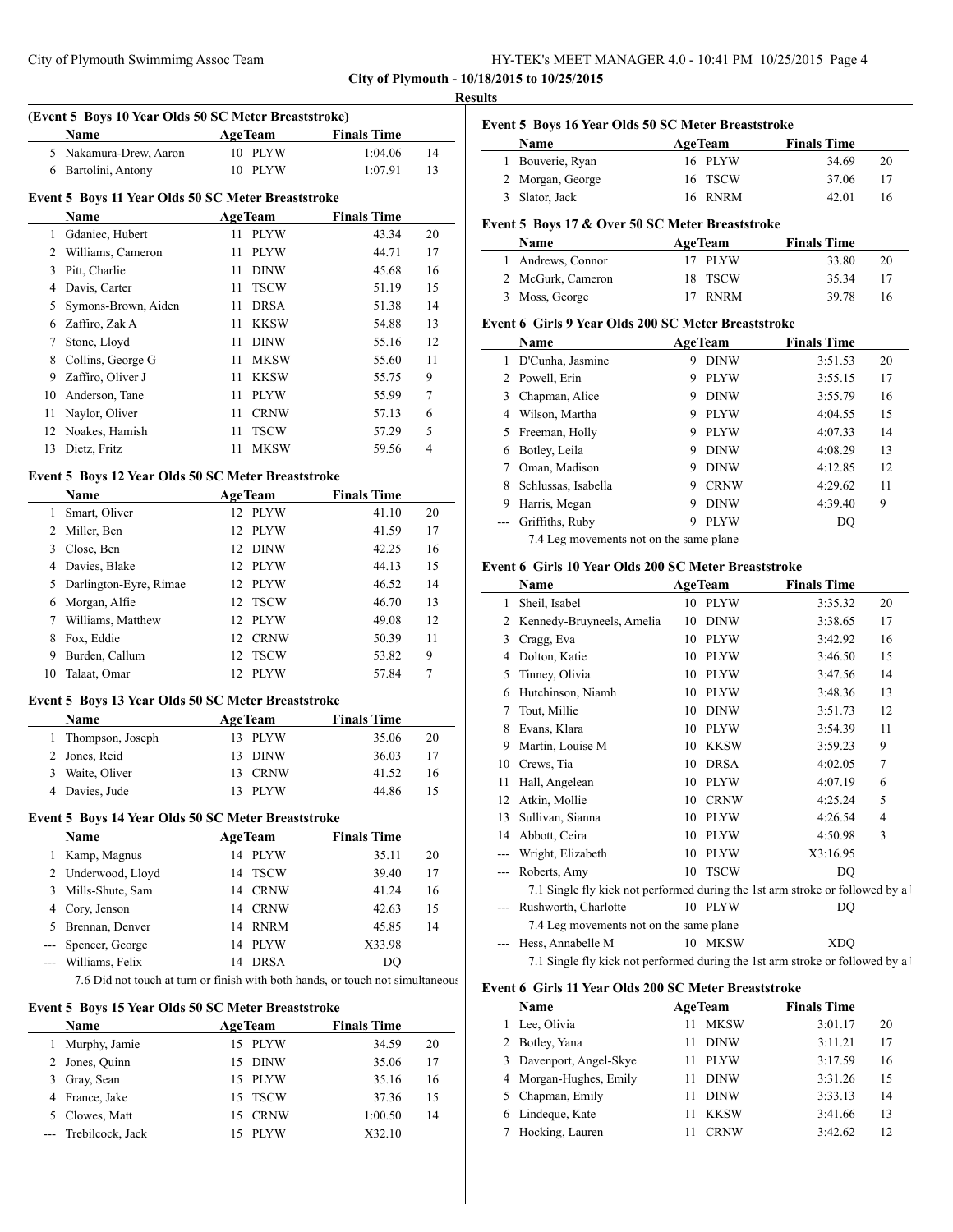## Results

### (Event 5 Boys 10 Year Olds 50 SC Meter Breaststroke)

| | Name | Age | Team | Finals Time | |
|---|---|---|---|---|---|
| 5 | Nakamura-Drew, Aaron | 10 | PLYW | 1:04.06 | 14 |
| 6 | Bartolini, Antony | 10 | PLYW | 1:07.91 | 13 |

### Event 5 Boys 11 Year Olds 50 SC Meter Breaststroke

| | Name | Age | Team | Finals Time | |
|---|---|---|---|---|---|
| 1 | Gdaniec, Hubert | 11 | PLYW | 43.34 | 20 |
| 2 | Williams, Cameron | 11 | PLYW | 44.71 | 17 |
| 3 | Pitt, Charlie | 11 | DINW | 45.68 | 16 |
| 4 | Davis, Carter | 11 | TSCW | 51.19 | 15 |
| 5 | Symons-Brown, Aiden | 11 | DRSA | 51.38 | 14 |
| 6 | Zaffiro, Zak A | 11 | KKSW | 54.88 | 13 |
| 7 | Stone, Lloyd | 11 | DINW | 55.16 | 12 |
| 8 | Collins, George G | 11 | MKSW | 55.60 | 11 |
| 9 | Zaffiro, Oliver J | 11 | KKSW | 55.75 | 9 |
| 10 | Anderson, Tane | 11 | PLYW | 55.99 | 7 |
| 11 | Naylor, Oliver | 11 | CRNW | 57.13 | 6 |
| 12 | Noakes, Hamish | 11 | TSCW | 57.29 | 5 |
| 13 | Dietz, Fritz | 11 | MKSW | 59.56 | 4 |

### Event 5 Boys 12 Year Olds 50 SC Meter Breaststroke

| | Name | Age | Team | Finals Time | |
|---|---|---|---|---|---|
| 1 | Smart, Oliver | 12 | PLYW | 41.10 | 20 |
| 2 | Miller, Ben | 12 | PLYW | 41.59 | 17 |
| 3 | Close, Ben | 12 | DINW | 42.25 | 16 |
| 4 | Davies, Blake | 12 | PLYW | 44.13 | 15 |
| 5 | Darlington-Eyre, Rimae | 12 | PLYW | 46.52 | 14 |
| 6 | Morgan, Alfie | 12 | TSCW | 46.70 | 13 |
| 7 | Williams, Matthew | 12 | PLYW | 49.08 | 12 |
| 8 | Fox, Eddie | 12 | CRNW | 50.39 | 11 |
| 9 | Burden, Callum | 12 | TSCW | 53.82 | 9 |
| 10 | Talaat, Omar | 12 | PLYW | 57.84 | 7 |

### Event 5 Boys 13 Year Olds 50 SC Meter Breaststroke

| | Name | Age | Team | Finals Time | |
|---|---|---|---|---|---|
| 1 | Thompson, Joseph | 13 | PLYW | 35.06 | 20 |
| 2 | Jones, Reid | 13 | DINW | 36.03 | 17 |
| 3 | Waite, Oliver | 13 | CRNW | 41.52 | 16 |
| 4 | Davies, Jude | 13 | PLYW | 44.86 | 15 |

### Event 5 Boys 14 Year Olds 50 SC Meter Breaststroke

| | Name | Age | Team | Finals Time | |
|---|---|---|---|---|---|
| 1 | Kamp, Magnus | 14 | PLYW | 35.11 | 20 |
| 2 | Underwood, Lloyd | 14 | TSCW | 39.40 | 17 |
| 3 | Mills-Shute, Sam | 14 | CRNW | 41.24 | 16 |
| 4 | Cory, Jenson | 14 | CRNW | 42.63 | 15 |
| 5 | Brennan, Denver | 14 | RNRM | 45.85 | 14 |
| --- | Spencer, George | 14 | PLYW | X33.98 | |
| --- | Williams, Felix | 14 | DRSA | DQ | |

7.6 Did not touch at turn or finish with both hands, or touch not simultaneous

### Event 5 Boys 15 Year Olds 50 SC Meter Breaststroke

| | Name | Age | Team | Finals Time | |
|---|---|---|---|---|---|
| 1 | Murphy, Jamie | 15 | PLYW | 34.59 | 20 |
| 2 | Jones, Quinn | 15 | DINW | 35.06 | 17 |
| 3 | Gray, Sean | 15 | PLYW | 35.16 | 16 |
| 4 | France, Jake | 15 | TSCW | 37.36 | 15 |
| 5 | Clowes, Matt | 15 | CRNW | 1:00.50 | 14 |
| --- | Trebilcock, Jack | 15 | PLYW | X32.10 | |

### Event 5 Boys 16 Year Olds 50 SC Meter Breaststroke

| | Name | Age | Team | Finals Time | |
|---|---|---|---|---|---|
| 1 | Bouverie, Ryan | 16 | PLYW | 34.69 | 20 |
| 2 | Morgan, George | 16 | TSCW | 37.06 | 17 |
| 3 | Slator, Jack | 16 | RNRM | 42.01 | 16 |

### Event 5 Boys 17 & Over 50 SC Meter Breaststroke

| | Name | Age | Team | Finals Time | |
|---|---|---|---|---|---|
| 1 | Andrews, Connor | 17 | PLYW | 33.80 | 20 |
| 2 | McGurk, Cameron | 18 | TSCW | 35.34 | 17 |
| 3 | Moss, George | 17 | RNRM | 39.78 | 16 |

### Event 6 Girls 9 Year Olds 200 SC Meter Breaststroke

| | Name | Age | Team | Finals Time | |
|---|---|---|---|---|---|
| 1 | D'Cunha, Jasmine | 9 | DINW | 3:51.53 | 20 |
| 2 | Powell, Erin | 9 | PLYW | 3:55.15 | 17 |
| 3 | Chapman, Alice | 9 | DINW | 3:55.79 | 16 |
| 4 | Wilson, Martha | 9 | PLYW | 4:04.55 | 15 |
| 5 | Freeman, Holly | 9 | PLYW | 4:07.33 | 14 |
| 6 | Botley, Leila | 9 | DINW | 4:08.29 | 13 |
| 7 | Oman, Madison | 9 | DINW | 4:12.85 | 12 |
| 8 | Schlussas, Isabella | 9 | CRNW | 4:29.62 | 11 |
| 9 | Harris, Megan | 9 | DINW | 4:39.40 | 9 |
| --- | Griffiths, Ruby | 9 | PLYW | DQ | |

7.4 Leg movements not on the same plane

### Event 6 Girls 10 Year Olds 200 SC Meter Breaststroke

| | Name | Age | Team | Finals Time | |
|---|---|---|---|---|---|
| 1 | Sheil, Isabel | 10 | PLYW | 3:35.32 | 20 |
| 2 | Kennedy-Bruyneels, Amelia | 10 | DINW | 3:38.65 | 17 |
| 3 | Cragg, Eva | 10 | PLYW | 3:42.92 | 16 |
| 4 | Dolton, Katie | 10 | PLYW | 3:46.50 | 15 |
| 5 | Tinney, Olivia | 10 | PLYW | 3:47.56 | 14 |
| 6 | Hutchinson, Niamh | 10 | PLYW | 3:48.36 | 13 |
| 7 | Tout, Millie | 10 | DINW | 3:51.73 | 12 |
| 8 | Evans, Klara | 10 | PLYW | 3:54.39 | 11 |
| 9 | Martin, Louise M | 10 | KKSW | 3:59.23 | 9 |
| 10 | Crews, Tia | 10 | DRSA | 4:02.05 | 7 |
| 11 | Hall, Angelean | 10 | PLYW | 4:07.19 | 6 |
| 12 | Atkin, Mollie | 10 | CRNW | 4:25.24 | 5 |
| 13 | Sullivan, Sianna | 10 | PLYW | 4:26.54 | 4 |
| 14 | Abbott, Ceira | 10 | PLYW | 4:50.98 | 3 |
| --- | Wright, Elizabeth | 10 | PLYW | X3:16.95 | |
| --- | Roberts, Amy | 10 | TSCW | DQ | |
| | 7.1 Single fly kick not performed during the 1st arm stroke or followed by a | | | | |
| --- | Rushworth, Charlotte | 10 | PLYW | DQ | |
| | 7.4 Leg movements not on the same plane | | | | |
| --- | Hess, Annabelle M | 10 | MKSW | XDQ | |
| | 7.1 Single fly kick not performed during the 1st arm stroke or followed by a | | | | |

### Event 6 Girls 11 Year Olds 200 SC Meter Breaststroke

| | Name | Age | Team | Finals Time | |
|---|---|---|---|---|---|
| 1 | Lee, Olivia | 11 | MKSW | 3:01.17 | 20 |
| 2 | Botley, Yana | 11 | DINW | 3:11.21 | 17 |
| 3 | Davenport, Angel-Skye | 11 | PLYW | 3:17.59 | 16 |
| 4 | Morgan-Hughes, Emily | 11 | DINW | 3:31.26 | 15 |
| 5 | Chapman, Emily | 11 | DINW | 3:33.13 | 14 |
| 6 | Lindeque, Kate | 11 | KKSW | 3:41.66 | 13 |
| 7 | Hocking, Lauren | 11 | CRNW | 3:42.62 | 12 |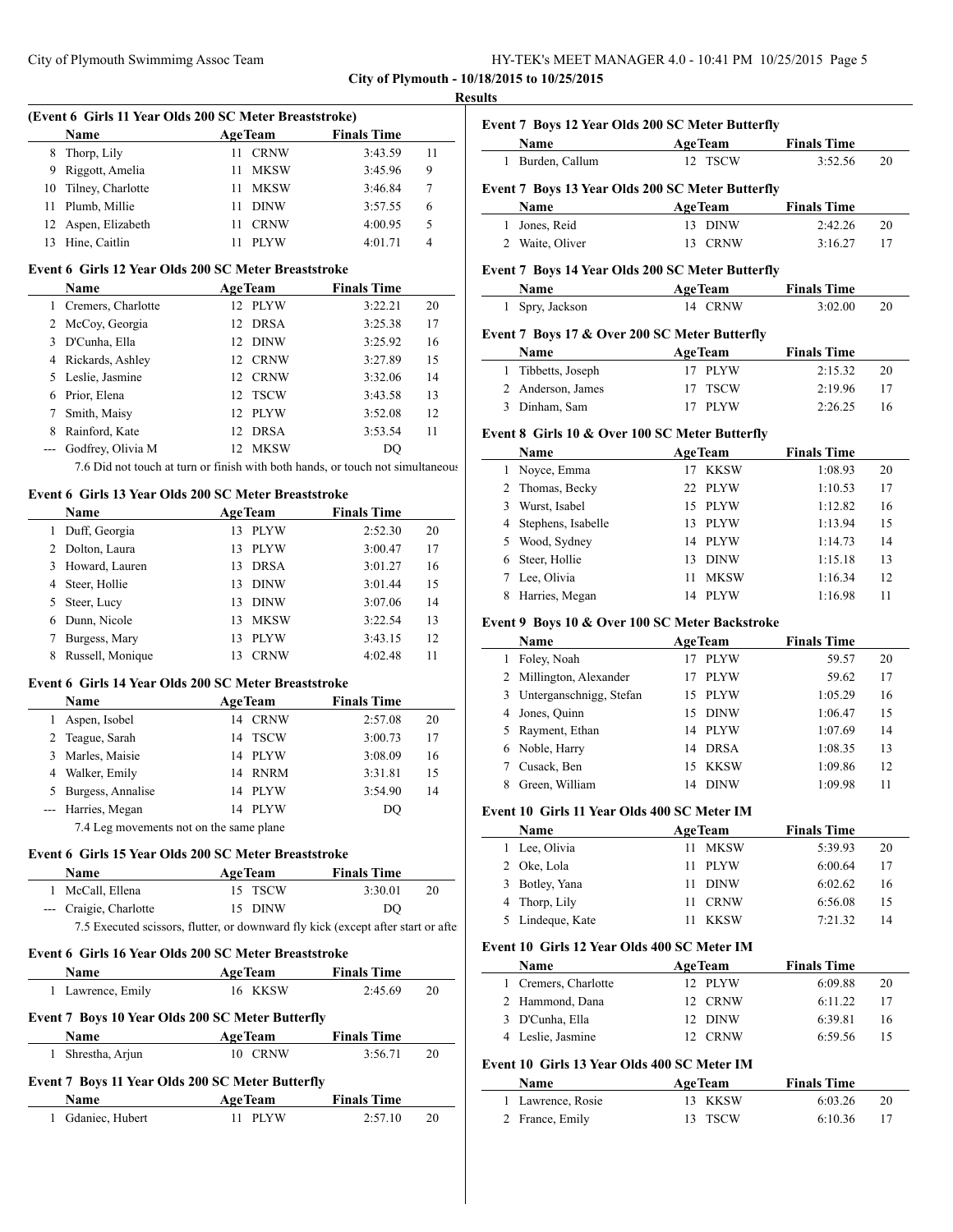**City of Plymouth - 10/18/2015 to 10/25/2015**

**Results**

### (Event 6 Girls 11 Year Olds 200 SC Meter Breaststroke)

| | Name | Age | Team | Finals Time | |
|---|---|---|---|---|---|
| 8 | Thorp, Lily | 11 | CRNW | 3:43.59 | 11 |
| 9 | Riggott, Amelia | 11 | MKSW | 3:45.96 | 9 |
| 10 | Tilney, Charlotte | 11 | MKSW | 3:46.84 | 7 |
| 11 | Plumb, Millie | 11 | DINW | 3:57.55 | 6 |
| 12 | Aspen, Elizabeth | 11 | CRNW | 4:00.95 | 5 |
| 13 | Hine, Caitlin | 11 | PLYW | 4:01.71 | 4 |

### Event 6 Girls 12 Year Olds 200 SC Meter Breaststroke

| | Name | Age | Team | Finals Time | |
|---|---|---|---|---|---|
| 1 | Cremers, Charlotte | 12 | PLYW | 3:22.21 | 20 |
| 2 | McCoy, Georgia | 12 | DRSA | 3:25.38 | 17 |
| 3 | D'Cunha, Ella | 12 | DINW | 3:25.92 | 16 |
| 4 | Rickards, Ashley | 12 | CRNW | 3:27.89 | 15 |
| 5 | Leslie, Jasmine | 12 | CRNW | 3:32.06 | 14 |
| 6 | Prior, Elena | 12 | TSCW | 3:43.58 | 13 |
| 7 | Smith, Maisy | 12 | PLYW | 3:52.08 | 12 |
| 8 | Rainford, Kate | 12 | DRSA | 3:53.54 | 11 |
| --- | Godfrey, Olivia M | 12 | MKSW | DQ | |

7.6 Did not touch at turn or finish with both hands, or touch not simultaneous

### Event 6 Girls 13 Year Olds 200 SC Meter Breaststroke

| | Name | Age | Team | Finals Time | |
|---|---|---|---|---|---|
| 1 | Duff, Georgia | 13 | PLYW | 2:52.30 | 20 |
| 2 | Dolton, Laura | 13 | PLYW | 3:00.47 | 17 |
| 3 | Howard, Lauren | 13 | DRSA | 3:01.27 | 16 |
| 4 | Steer, Hollie | 13 | DINW | 3:01.44 | 15 |
| 5 | Steer, Lucy | 13 | DINW | 3:07.06 | 14 |
| 6 | Dunn, Nicole | 13 | MKSW | 3:22.54 | 13 |
| 7 | Burgess, Mary | 13 | PLYW | 3:43.15 | 12 |
| 8 | Russell, Monique | 13 | CRNW | 4:02.48 | 11 |

### Event 6 Girls 14 Year Olds 200 SC Meter Breaststroke

| | Name | Age | Team | Finals Time | |
|---|---|---|---|---|---|
| 1 | Aspen, Isobel | 14 | CRNW | 2:57.08 | 20 |
| 2 | Teague, Sarah | 14 | TSCW | 3:00.73 | 17 |
| 3 | Marles, Maisie | 14 | PLYW | 3:08.09 | 16 |
| 4 | Walker, Emily | 14 | RNRM | 3:31.81 | 15 |
| 5 | Burgess, Annalise | 14 | PLYW | 3:54.90 | 14 |
| --- | Harries, Megan | 14 | PLYW | DQ | |

7.4 Leg movements not on the same plane

### Event 6 Girls 15 Year Olds 200 SC Meter Breaststroke

| | Name | Age | Team | Finals Time | |
|---|---|---|---|---|---|
| 1 | McCall, Ellena | 15 | TSCW | 3:30.01 | 20 |
| --- | Craigie, Charlotte | 15 | DINW | DQ | |

7.5 Executed scissors, flutter, or downward fly kick (except after start or afte

### Event 6 Girls 16 Year Olds 200 SC Meter Breaststroke

| | Name | Age | Team | Finals Time | |
|---|---|---|---|---|---|
| 1 | Lawrence, Emily | 16 | KKSW | 2:45.69 | 20 |

### Event 7 Boys 10 Year Olds 200 SC Meter Butterfly

| | Name | Age | Team | Finals Time | |
|---|---|---|---|---|---|
| 1 | Shrestha, Arjun | 10 | CRNW | 3:56.71 | 20 |

### Event 7 Boys 11 Year Olds 200 SC Meter Butterfly

| | Name | Age | Team | Finals Time | |
|---|---|---|---|---|---|
| 1 | Gdaniec, Hubert | 11 | PLYW | 2:57.10 | 20 |

### Event 7 Boys 12 Year Olds 200 SC Meter Butterfly

| | Name | Age | Team | Finals Time | |
|---|---|---|---|---|---|
| 1 | Burden, Callum | 12 | TSCW | 3:52.56 | 20 |

### Event 7 Boys 13 Year Olds 200 SC Meter Butterfly

| | Name | Age | Team | Finals Time | |
|---|---|---|---|---|---|
| 1 | Jones, Reid | 13 | DINW | 2:42.26 | 20 |
| 2 | Waite, Oliver | 13 | CRNW | 3:16.27 | 17 |

### Event 7 Boys 14 Year Olds 200 SC Meter Butterfly

| | Name | Age | Team | Finals Time | |
|---|---|---|---|---|---|
| 1 | Spry, Jackson | 14 | CRNW | 3:02.00 | 20 |

### Event 7 Boys 17 & Over 200 SC Meter Butterfly

| | Name | Age | Team | Finals Time | |
|---|---|---|---|---|---|
| 1 | Tibbetts, Joseph | 17 | PLYW | 2:15.32 | 20 |
| 2 | Anderson, James | 17 | TSCW | 2:19.96 | 17 |
| 3 | Dinham, Sam | 17 | PLYW | 2:26.25 | 16 |

### Event 8 Girls 10 & Over 100 SC Meter Butterfly

| | Name | Age | Team | Finals Time | |
|---|---|---|---|---|---|
| 1 | Noyce, Emma | 17 | KKSW | 1:08.93 | 20 |
| 2 | Thomas, Becky | 22 | PLYW | 1:10.53 | 17 |
| 3 | Wurst, Isabel | 15 | PLYW | 1:12.82 | 16 |
| 4 | Stephens, Isabelle | 13 | PLYW | 1:13.94 | 15 |
| 5 | Wood, Sydney | 14 | PLYW | 1:14.73 | 14 |
| 6 | Steer, Hollie | 13 | DINW | 1:15.18 | 13 |
| 7 | Lee, Olivia | 11 | MKSW | 1:16.34 | 12 |
| 8 | Harries, Megan | 14 | PLYW | 1:16.98 | 11 |

### Event 9 Boys 10 & Over 100 SC Meter Backstroke

| | Name | Age | Team | Finals Time | |
|---|---|---|---|---|---|
| 1 | Foley, Noah | 17 | PLYW | 59.57 | 20 |
| 2 | Millington, Alexander | 17 | PLYW | 59.62 | 17 |
| 3 | Unterganschnigg, Stefan | 15 | PLYW | 1:05.29 | 16 |
| 4 | Jones, Quinn | 15 | DINW | 1:06.47 | 15 |
| 5 | Rayment, Ethan | 14 | PLYW | 1:07.69 | 14 |
| 6 | Noble, Harry | 14 | DRSA | 1:08.35 | 13 |
| 7 | Cusack, Ben | 15 | KKSW | 1:09.86 | 12 |
| 8 | Green, William | 14 | DINW | 1:09.98 | 11 |

### Event 10 Girls 11 Year Olds 400 SC Meter IM

| | Name | Age | Team | Finals Time | |
|---|---|---|---|---|---|
| 1 | Lee, Olivia | 11 | MKSW | 5:39.93 | 20 |
| 2 | Oke, Lola | 11 | PLYW | 6:00.64 | 17 |
| 3 | Botley, Yana | 11 | DINW | 6:02.62 | 16 |
| 4 | Thorp, Lily | 11 | CRNW | 6:56.08 | 15 |
| 5 | Lindeque, Kate | 11 | KKSW | 7:21.32 | 14 |

### Event 10 Girls 12 Year Olds 400 SC Meter IM

| | Name | Age | Team | Finals Time | |
|---|---|---|---|---|---|
| 1 | Cremers, Charlotte | 12 | PLYW | 6:09.88 | 20 |
| 2 | Hammond, Dana | 12 | CRNW | 6:11.22 | 17 |
| 3 | D'Cunha, Ella | 12 | DINW | 6:39.81 | 16 |
| 4 | Leslie, Jasmine | 12 | CRNW | 6:59.56 | 15 |

### Event 10 Girls 13 Year Olds 400 SC Meter IM

| | Name | Age | Team | Finals Time | |
|---|---|---|---|---|---|
| 1 | Lawrence, Rosie | 13 | KKSW | 6:03.26 | 20 |
| 2 | France, Emily | 13 | TSCW | 6:10.36 | 17 |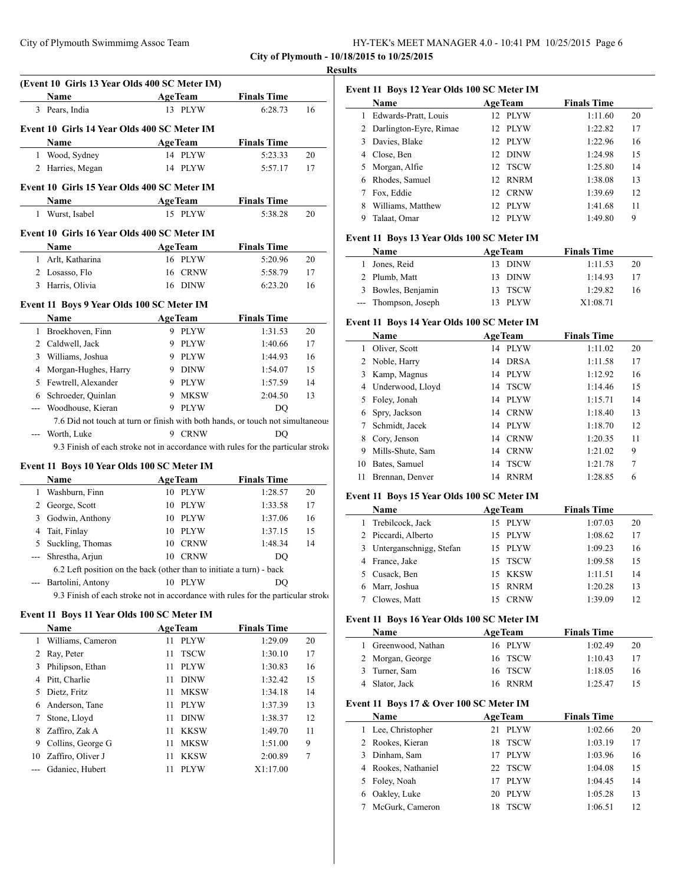**City of Plymouth - 10/18/2015 to 10/25/2015**

**Results**

### (Event 10 Girls 13 Year Olds 400 SC Meter IM)

| | Name | Age | Team | Finals Time | |
|---|---|---|---|---|---|
| 3 | Pears, India | 13 | PLYW | 6:28.73 | 16 |

### Event 10 Girls 14 Year Olds 400 SC Meter IM

| | Name | Age | Team | Finals Time | |
|---|---|---|---|---|---|
| 1 | Wood, Sydney | 14 | PLYW | 5:23.33 | 20 |
| 2 | Harries, Megan | 14 | PLYW | 5:57.17 | 17 |

### Event 10 Girls 15 Year Olds 400 SC Meter IM

| | Name | Age | Team | Finals Time | |
|---|---|---|---|---|---|
| 1 | Wurst, Isabel | 15 | PLYW | 5:38.28 | 20 |

### Event 10 Girls 16 Year Olds 400 SC Meter IM

| | Name | Age | Team | Finals Time | |
|---|---|---|---|---|---|
| 1 | Arlt, Katharina | 16 | PLYW | 5:20.96 | 20 |
| 2 | Losasso, Flo | 16 | CRNW | 5:58.79 | 17 |
| 3 | Harris, Olivia | 16 | DINW | 6:23.20 | 16 |

### Event 11 Boys 9 Year Olds 100 SC Meter IM

| | Name | Age | Team | Finals Time | |
|---|---|---|---|---|---|
| 1 | Broekhoven, Finn | 9 | PLYW | 1:31.53 | 20 |
| 2 | Caldwell, Jack | 9 | PLYW | 1:40.66 | 17 |
| 3 | Williams, Joshua | 9 | PLYW | 1:44.93 | 16 |
| 4 | Morgan-Hughes, Harry | 9 | DINW | 1:54.07 | 15 |
| 5 | Fewtrell, Alexander | 9 | PLYW | 1:57.59 | 14 |
| 6 | Schroeder, Quinlan | 9 | MKSW | 2:04.50 | 13 |
| --- | Woodhouse, Kieran | 9 | PLYW | DQ | |
| | 7.6 Did not touch at turn or finish with both hands, or touch not simultaneous | | | | |
| --- | Worth, Luke | 9 | CRNW | DQ | |
| | 9.3 Finish of each stroke not in accordance with rules for the particular stroke | | | | |

### Event 11 Boys 10 Year Olds 100 SC Meter IM

| | Name | Age | Team | Finals Time | |
|---|---|---|---|---|---|
| 1 | Washburn, Finn | 10 | PLYW | 1:28.57 | 20 |
| 2 | George, Scott | 10 | PLYW | 1:33.58 | 17 |
| 3 | Godwin, Anthony | 10 | PLYW | 1:37.06 | 16 |
| 4 | Tait, Finlay | 10 | PLYW | 1:37.15 | 15 |
| 5 | Suckling, Thomas | 10 | CRNW | 1:48.34 | 14 |
| --- | Shrestha, Arjun | 10 | CRNW | DQ | |
| | 6.2 Left position on the back (other than to initiate a turn) - back | | | | |
| --- | Bartolini, Antony | 10 | PLYW | DQ | |
| | 9.3 Finish of each stroke not in accordance with rules for the particular stroke | | | | |

### Event 11 Boys 11 Year Olds 100 SC Meter IM

| | Name | Age | Team | Finals Time | |
|---|---|---|---|---|---|
| 1 | Williams, Cameron | 11 | PLYW | 1:29.09 | 20 |
| 2 | Ray, Peter | 11 | TSCW | 1:30.10 | 17 |
| 3 | Philipson, Ethan | 11 | PLYW | 1:30.83 | 16 |
| 4 | Pitt, Charlie | 11 | DINW | 1:32.42 | 15 |
| 5 | Dietz, Fritz | 11 | MKSW | 1:34.18 | 14 |
| 6 | Anderson, Tane | 11 | PLYW | 1:37.39 | 13 |
| 7 | Stone, Lloyd | 11 | DINW | 1:38.37 | 12 |
| 8 | Zaffiro, Zak A | 11 | KKSW | 1:49.70 | 11 |
| 9 | Collins, George G | 11 | MKSW | 1:51.00 | 9 |
| 10 | Zaffiro, Oliver J | 11 | KKSW | 2:00.89 | 7 |
| --- | Gdaniec, Hubert | 11 | PLYW | X1:17.00 | |

### Event 11 Boys 12 Year Olds 100 SC Meter IM

| | Name | Age | Team | Finals Time | |
|---|---|---|---|---|---|
| 1 | Edwards-Pratt, Louis | 12 | PLYW | 1:11.60 | 20 |
| 2 | Darlington-Eyre, Rimae | 12 | PLYW | 1:22.82 | 17 |
| 3 | Davies, Blake | 12 | PLYW | 1:22.96 | 16 |
| 4 | Close, Ben | 12 | DINW | 1:24.98 | 15 |
| 5 | Morgan, Alfie | 12 | TSCW | 1:25.80 | 14 |
| 6 | Rhodes, Samuel | 12 | RNRM | 1:38.08 | 13 |
| 7 | Fox, Eddie | 12 | CRNW | 1:39.69 | 12 |
| 8 | Williams, Matthew | 12 | PLYW | 1:41.68 | 11 |
| 9 | Talaat, Omar | 12 | PLYW | 1:49.80 | 9 |

### Event 11 Boys 13 Year Olds 100 SC Meter IM

| | Name | Age | Team | Finals Time | |
|---|---|---|---|---|---|
| 1 | Jones, Reid | 13 | DINW | 1:11.53 | 20 |
| 2 | Plumb, Matt | 13 | DINW | 1:14.93 | 17 |
| 3 | Bowles, Benjamin | 13 | TSCW | 1:29.82 | 16 |
| --- | Thompson, Joseph | 13 | PLYW | X1:08.71 | |

### Event 11 Boys 14 Year Olds 100 SC Meter IM

| | Name | Age | Team | Finals Time | |
|---|---|---|---|---|---|
| 1 | Oliver, Scott | 14 | PLYW | 1:11.02 | 20 |
| 2 | Noble, Harry | 14 | DRSA | 1:11.58 | 17 |
| 3 | Kamp, Magnus | 14 | PLYW | 1:12.92 | 16 |
| 4 | Underwood, Lloyd | 14 | TSCW | 1:14.46 | 15 |
| 5 | Foley, Jonah | 14 | PLYW | 1:15.71 | 14 |
| 6 | Spry, Jackson | 14 | CRNW | 1:18.40 | 13 |
| 7 | Schmidt, Jacek | 14 | PLYW | 1:18.70 | 12 |
| 8 | Cory, Jenson | 14 | CRNW | 1:20.35 | 11 |
| 9 | Mills-Shute, Sam | 14 | CRNW | 1:21.02 | 9 |
| 10 | Bates, Samuel | 14 | TSCW | 1:21.78 | 7 |
| 11 | Brennan, Denver | 14 | RNRM | 1:28.85 | 6 |

### Event 11 Boys 15 Year Olds 100 SC Meter IM

| | Name | Age | Team | Finals Time | |
|---|---|---|---|---|---|
| 1 | Trebilcock, Jack | 15 | PLYW | 1:07.03 | 20 |
| 2 | Piccardi, Alberto | 15 | PLYW | 1:08.62 | 17 |
| 3 | Unterganschnigg, Stefan | 15 | PLYW | 1:09.23 | 16 |
| 4 | France, Jake | 15 | TSCW | 1:09.58 | 15 |
| 5 | Cusack, Ben | 15 | KKSW | 1:11.51 | 14 |
| 6 | Marr, Joshua | 15 | RNRM | 1:20.28 | 13 |
| 7 | Clowes, Matt | 15 | CRNW | 1:39.09 | 12 |

### Event 11 Boys 16 Year Olds 100 SC Meter IM

| | Name | Age | Team | Finals Time | |
|---|---|---|---|---|---|
| 1 | Greenwood, Nathan | 16 | PLYW | 1:02.49 | 20 |
| 2 | Morgan, George | 16 | TSCW | 1:10.43 | 17 |
| 3 | Turner, Sam | 16 | TSCW | 1:18.05 | 16 |
| 4 | Slator, Jack | 16 | RNRM | 1:25.47 | 15 |

### Event 11 Boys 17 & Over 100 SC Meter IM

| | Name | Age | Team | Finals Time | |
|---|---|---|---|---|---|
| 1 | Lee, Christopher | 21 | PLYW | 1:02.66 | 20 |
| 2 | Rookes, Kieran | 18 | TSCW | 1:03.19 | 17 |
| 3 | Dinham, Sam | 17 | PLYW | 1:03.96 | 16 |
| 4 | Rookes, Nathaniel | 22 | TSCW | 1:04.08 | 15 |
| 5 | Foley, Noah | 17 | PLYW | 1:04.45 | 14 |
| 6 | Oakley, Luke | 20 | PLYW | 1:05.28 | 13 |
| 7 | McGurk, Cameron | 18 | TSCW | 1:06.51 | 12 |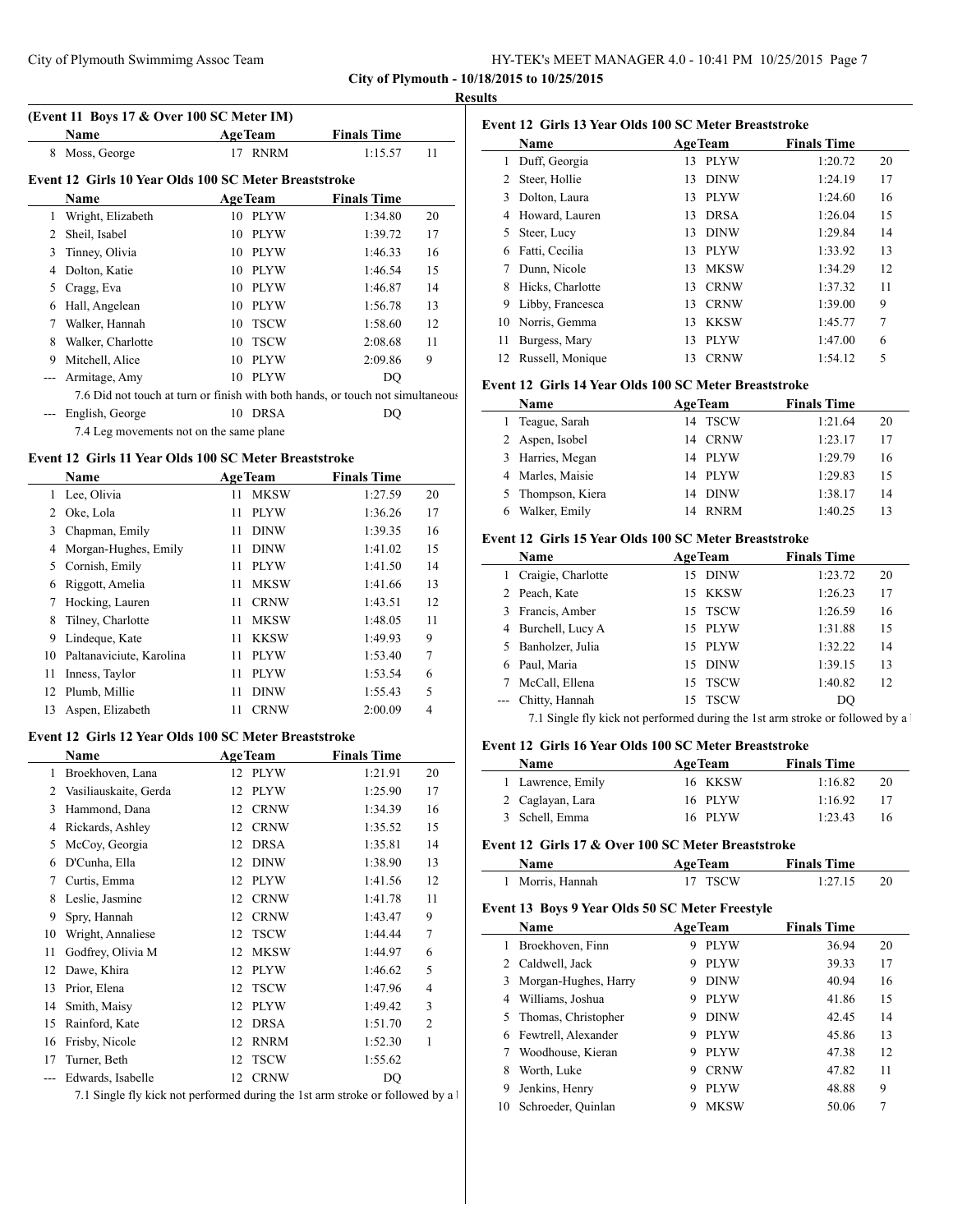**Results**

### (Event 11 Boys 17 & Over 100 SC Meter IM)

| | Name | Age | Team | Finals Time | |
|---|---|---|---|---|---|
| 8 | Moss, George | 17 | RNRM | 1:15.57 | 11 |

### Event 12 Girls 10 Year Olds 100 SC Meter Breaststroke

| | Name | Age | Team | Finals Time | |
|---|---|---|---|---|---|
| 1 | Wright, Elizabeth | 10 | PLYW | 1:34.80 | 20 |
| 2 | Sheil, Isabel | 10 | PLYW | 1:39.72 | 17 |
| 3 | Tinney, Olivia | 10 | PLYW | 1:46.33 | 16 |
| 4 | Dolton, Katie | 10 | PLYW | 1:46.54 | 15 |
| 5 | Cragg, Eva | 10 | PLYW | 1:46.87 | 14 |
| 6 | Hall, Angelean | 10 | PLYW | 1:56.78 | 13 |
| 7 | Walker, Hannah | 10 | TSCW | 1:58.60 | 12 |
| 8 | Walker, Charlotte | 10 | TSCW | 2:08.68 | 11 |
| 9 | Mitchell, Alice | 10 | PLYW | 2:09.86 | 9 |
| --- | Armitage, Amy | 10 | PLYW | DQ | |
| | 7.6 Did not touch at turn or finish with both hands, or touch not simultaneous | | | | |
| --- | English, George | 10 | DRSA | DQ | |
| | 7.4 Leg movements not on the same plane | | | | |

### Event 12 Girls 11 Year Olds 100 SC Meter Breaststroke

| | Name | Age | Team | Finals Time | |
|---|---|---|---|---|---|
| 1 | Lee, Olivia | 11 | MKSW | 1:27.59 | 20 |
| 2 | Oke, Lola | 11 | PLYW | 1:36.26 | 17 |
| 3 | Chapman, Emily | 11 | DINW | 1:39.35 | 16 |
| 4 | Morgan-Hughes, Emily | 11 | DINW | 1:41.02 | 15 |
| 5 | Cornish, Emily | 11 | PLYW | 1:41.50 | 14 |
| 6 | Riggott, Amelia | 11 | MKSW | 1:41.66 | 13 |
| 7 | Hocking, Lauren | 11 | CRNW | 1:43.51 | 12 |
| 8 | Tilney, Charlotte | 11 | MKSW | 1:48.05 | 11 |
| 9 | Lindeque, Kate | 11 | KKSW | 1:49.93 | 9 |
| 10 | Paltanaviciute, Karolina | 11 | PLYW | 1:53.40 | 7 |
| 11 | Inness, Taylor | 11 | PLYW | 1:53.54 | 6 |
| 12 | Plumb, Millie | 11 | DINW | 1:55.43 | 5 |
| 13 | Aspen, Elizabeth | 11 | CRNW | 2:00.09 | 4 |

### Event 12 Girls 12 Year Olds 100 SC Meter Breaststroke

| | Name | Age | Team | Finals Time | |
|---|---|---|---|---|---|
| 1 | Broekhoven, Lana | 12 | PLYW | 1:21.91 | 20 |
| 2 | Vasiliauskaite, Gerda | 12 | PLYW | 1:25.90 | 17 |
| 3 | Hammond, Dana | 12 | CRNW | 1:34.39 | 16 |
| 4 | Rickards, Ashley | 12 | CRNW | 1:35.52 | 15 |
| 5 | McCoy, Georgia | 12 | DRSA | 1:35.81 | 14 |
| 6 | D'Cunha, Ella | 12 | DINW | 1:38.90 | 13 |
| 7 | Curtis, Emma | 12 | PLYW | 1:41.56 | 12 |
| 8 | Leslie, Jasmine | 12 | CRNW | 1:41.78 | 11 |
| 9 | Spry, Hannah | 12 | CRNW | 1:43.47 | 9 |
| 10 | Wright, Annaliese | 12 | TSCW | 1:44.44 | 7 |
| 11 | Godfrey, Olivia M | 12 | MKSW | 1:44.97 | 6 |
| 12 | Dawe, Khira | 12 | PLYW | 1:46.62 | 5 |
| 13 | Prior, Elena | 12 | TSCW | 1:47.96 | 4 |
| 14 | Smith, Maisy | 12 | PLYW | 1:49.42 | 3 |
| 15 | Rainford, Kate | 12 | DRSA | 1:51.70 | 2 |
| 16 | Frisby, Nicole | 12 | RNRM | 1:52.30 | 1 |
| 17 | Turner, Beth | 12 | TSCW | 1:55.62 | |
| --- | Edwards, Isabelle | 12 | CRNW | DQ | |
| | 7.1 Single fly kick not performed during the 1st arm stroke or followed by a | | | | |

### Event 12 Girls 13 Year Olds 100 SC Meter Breaststroke

| | Name | Age | Team | Finals Time | |
|---|---|---|---|---|---|
| 1 | Duff, Georgia | 13 | PLYW | 1:20.72 | 20 |
| 2 | Steer, Hollie | 13 | DINW | 1:24.19 | 17 |
| 3 | Dolton, Laura | 13 | PLYW | 1:24.60 | 16 |
| 4 | Howard, Lauren | 13 | DRSA | 1:26.04 | 15 |
| 5 | Steer, Lucy | 13 | DINW | 1:29.84 | 14 |
| 6 | Fatti, Cecilia | 13 | PLYW | 1:33.92 | 13 |
| 7 | Dunn, Nicole | 13 | MKSW | 1:34.29 | 12 |
| 8 | Hicks, Charlotte | 13 | CRNW | 1:37.32 | 11 |
| 9 | Libby, Francesca | 13 | CRNW | 1:39.00 | 9 |
| 10 | Norris, Gemma | 13 | KKSW | 1:45.77 | 7 |
| 11 | Burgess, Mary | 13 | PLYW | 1:47.00 | 6 |
| 12 | Russell, Monique | 13 | CRNW | 1:54.12 | 5 |

### Event 12 Girls 14 Year Olds 100 SC Meter Breaststroke

| | Name | Age | Team | Finals Time | |
|---|---|---|---|---|---|
| 1 | Teague, Sarah | 14 | TSCW | 1:21.64 | 20 |
| 2 | Aspen, Isobel | 14 | CRNW | 1:23.17 | 17 |
| 3 | Harries, Megan | 14 | PLYW | 1:29.79 | 16 |
| 4 | Marles, Maisie | 14 | PLYW | 1:29.83 | 15 |
| 5 | Thompson, Kiera | 14 | DINW | 1:38.17 | 14 |
| 6 | Walker, Emily | 14 | RNRM | 1:40.25 | 13 |

### Event 12 Girls 15 Year Olds 100 SC Meter Breaststroke

| | Name | Age | Team | Finals Time | |
|---|---|---|---|---|---|
| 1 | Craigie, Charlotte | 15 | DINW | 1:23.72 | 20 |
| 2 | Peach, Kate | 15 | KKSW | 1:26.23 | 17 |
| 3 | Francis, Amber | 15 | TSCW | 1:26.59 | 16 |
| 4 | Burchell, Lucy A | 15 | PLYW | 1:31.88 | 15 |
| 5 | Banholzer, Julia | 15 | PLYW | 1:32.22 | 14 |
| 6 | Paul, Maria | 15 | DINW | 1:39.15 | 13 |
| 7 | McCall, Ellena | 15 | TSCW | 1:40.82 | 12 |
| --- | Chitty, Hannah | 15 | TSCW | DQ | |
| | 7.1 Single fly kick not performed during the 1st arm stroke or followed by a | | | | |

### Event 12 Girls 16 Year Olds 100 SC Meter Breaststroke

| | Name | Age | Team | Finals Time | |
|---|---|---|---|---|---|
| 1 | Lawrence, Emily | 16 | KKSW | 1:16.82 | 20 |
| 2 | Caglayan, Lara | 16 | PLYW | 1:16.92 | 17 |
| 3 | Schell, Emma | 16 | PLYW | 1:23.43 | 16 |

### Event 12 Girls 17 & Over 100 SC Meter Breaststroke

| | Name | Age | Team | Finals Time | |
|---|---|---|---|---|---|
| 1 | Morris, Hannah | 17 | TSCW | 1:27.15 | 20 |

### Event 13 Boys 9 Year Olds 50 SC Meter Freestyle

| | Name | Age | Team | Finals Time | |
|---|---|---|---|---|---|
| 1 | Broekhoven, Finn | 9 | PLYW | 36.94 | 20 |
| 2 | Caldwell, Jack | 9 | PLYW | 39.33 | 17 |
| 3 | Morgan-Hughes, Harry | 9 | DINW | 40.94 | 16 |
| 4 | Williams, Joshua | 9 | PLYW | 41.86 | 15 |
| 5 | Thomas, Christopher | 9 | DINW | 42.45 | 14 |
| 6 | Fewtrell, Alexander | 9 | PLYW | 45.86 | 13 |
| 7 | Woodhouse, Kieran | 9 | PLYW | 47.38 | 12 |
| 8 | Worth, Luke | 9 | CRNW | 47.82 | 11 |
| 9 | Jenkins, Henry | 9 | PLYW | 48.88 | 9 |
| 10 | Schroeder, Quinlan | 9 | MKSW | 50.06 | 7 |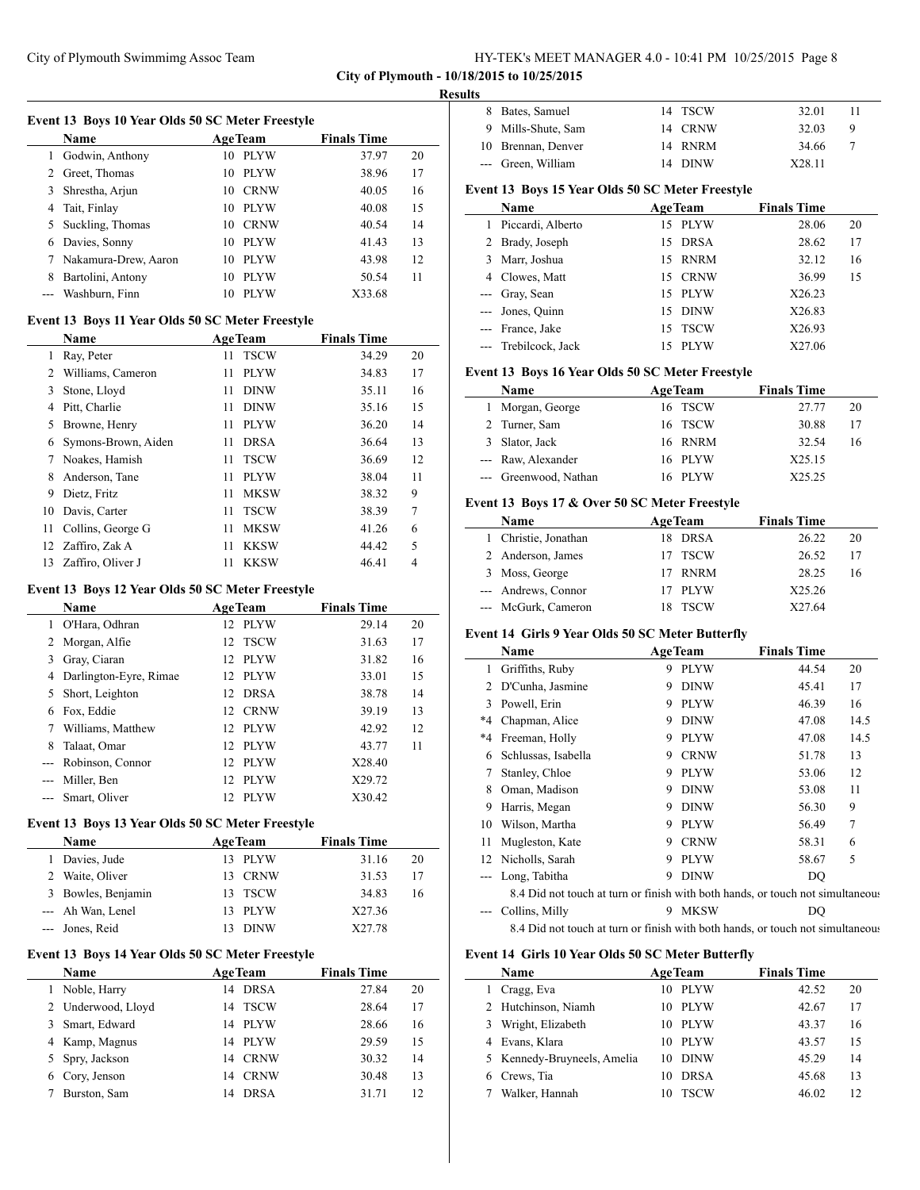City of Plymouth - 10/18/2015 to 10/25/2015

**Results**

### Event 13 Boys 10 Year Olds 50 SC Meter Freestyle

| | Name | Age | Team | Finals Time | |
|---|---|---|---|---|---|
| 1 | Godwin, Anthony | 10 | PLYW | 37.97 | 20 |
| 2 | Greet, Thomas | 10 | PLYW | 38.96 | 17 |
| 3 | Shrestha, Arjun | 10 | CRNW | 40.05 | 16 |
| 4 | Tait, Finlay | 10 | PLYW | 40.08 | 15 |
| 5 | Suckling, Thomas | 10 | CRNW | 40.54 | 14 |
| 6 | Davies, Sonny | 10 | PLYW | 41.43 | 13 |
| 7 | Nakamura-Drew, Aaron | 10 | PLYW | 43.98 | 12 |
| 8 | Bartolini, Antony | 10 | PLYW | 50.54 | 11 |
| --- | Washburn, Finn | 10 | PLYW | X33.68 | |

### Event 13 Boys 11 Year Olds 50 SC Meter Freestyle

| | Name | Age | Team | Finals Time | |
|---|---|---|---|---|---|
| 1 | Ray, Peter | 11 | TSCW | 34.29 | 20 |
| 2 | Williams, Cameron | 11 | PLYW | 34.83 | 17 |
| 3 | Stone, Lloyd | 11 | DINW | 35.11 | 16 |
| 4 | Pitt, Charlie | 11 | DINW | 35.16 | 15 |
| 5 | Browne, Henry | 11 | PLYW | 36.20 | 14 |
| 6 | Symons-Brown, Aiden | 11 | DRSA | 36.64 | 13 |
| 7 | Noakes, Hamish | 11 | TSCW | 36.69 | 12 |
| 8 | Anderson, Tane | 11 | PLYW | 38.04 | 11 |
| 9 | Dietz, Fritz | 11 | MKSW | 38.32 | 9 |
| 10 | Davis, Carter | 11 | TSCW | 38.39 | 7 |
| 11 | Collins, George G | 11 | MKSW | 41.26 | 6 |
| 12 | Zaffiro, Zak A | 11 | KKSW | 44.42 | 5 |
| 13 | Zaffiro, Oliver J | 11 | KKSW | 46.41 | 4 |

### Event 13 Boys 12 Year Olds 50 SC Meter Freestyle

| | Name | Age | Team | Finals Time | |
|---|---|---|---|---|---|
| 1 | O'Hara, Odhran | 12 | PLYW | 29.14 | 20 |
| 2 | Morgan, Alfie | 12 | TSCW | 31.63 | 17 |
| 3 | Gray, Ciaran | 12 | PLYW | 31.82 | 16 |
| 4 | Darlington-Eyre, Rimae | 12 | PLYW | 33.01 | 15 |
| 5 | Short, Leighton | 12 | DRSA | 38.78 | 14 |
| 6 | Fox, Eddie | 12 | CRNW | 39.19 | 13 |
| 7 | Williams, Matthew | 12 | PLYW | 42.92 | 12 |
| 8 | Talaat, Omar | 12 | PLYW | 43.77 | 11 |
| --- | Robinson, Connor | 12 | PLYW | X28.40 | |
| --- | Miller, Ben | 12 | PLYW | X29.72 | |
| --- | Smart, Oliver | 12 | PLYW | X30.42 | |

### Event 13 Boys 13 Year Olds 50 SC Meter Freestyle

| | Name | Age | Team | Finals Time | |
|---|---|---|---|---|---|
| 1 | Davies, Jude | 13 | PLYW | 31.16 | 20 |
| 2 | Waite, Oliver | 13 | CRNW | 31.53 | 17 |
| 3 | Bowles, Benjamin | 13 | TSCW | 34.83 | 16 |
| --- | Ah Wan, Lenel | 13 | PLYW | X27.36 | |
| --- | Jones, Reid | 13 | DINW | X27.78 | |

### Event 13 Boys 14 Year Olds 50 SC Meter Freestyle

| | Name | Age | Team | Finals Time | |
|---|---|---|---|---|---|
| 1 | Noble, Harry | 14 | DRSA | 27.84 | 20 |
| 2 | Underwood, Lloyd | 14 | TSCW | 28.64 | 17 |
| 3 | Smart, Edward | 14 | PLYW | 28.66 | 16 |
| 4 | Kamp, Magnus | 14 | PLYW | 29.59 | 15 |
| 5 | Spry, Jackson | 14 | CRNW | 30.32 | 14 |
| 6 | Cory, Jenson | 14 | CRNW | 30.48 | 13 |
| 7 | Burston, Sam | 14 | DRSA | 31.71 | 12 |
| 8 | Bates, Samuel | 14 | TSCW | 32.01 | 11 |
| 9 | Mills-Shute, Sam | 14 | CRNW | 32.03 | 9 |
| 10 | Brennan, Denver | 14 | RNRM | 34.66 | 7 |
| --- | Green, William | 14 | DINW | X28.11 | |

### Event 13 Boys 15 Year Olds 50 SC Meter Freestyle

| | Name | Age | Team | Finals Time | |
|---|---|---|---|---|---|
| 1 | Piccardi, Alberto | 15 | PLYW | 28.06 | 20 |
| 2 | Brady, Joseph | 15 | DRSA | 28.62 | 17 |
| 3 | Marr, Joshua | 15 | RNRM | 32.12 | 16 |
| 4 | Clowes, Matt | 15 | CRNW | 36.99 | 15 |
| --- | Gray, Sean | 15 | PLYW | X26.23 | |
| --- | Jones, Quinn | 15 | DINW | X26.83 | |
| --- | France, Jake | 15 | TSCW | X26.93 | |
| --- | Trebilcock, Jack | 15 | PLYW | X27.06 | |

### Event 13 Boys 16 Year Olds 50 SC Meter Freestyle

| | Name | Age | Team | Finals Time | |
|---|---|---|---|---|---|
| 1 | Morgan, George | 16 | TSCW | 27.77 | 20 |
| 2 | Turner, Sam | 16 | TSCW | 30.88 | 17 |
| 3 | Slator, Jack | 16 | RNRM | 32.54 | 16 |
| --- | Raw, Alexander | 16 | PLYW | X25.15 | |
| --- | Greenwood, Nathan | 16 | PLYW | X25.25 | |

### Event 13 Boys 17 & Over 50 SC Meter Freestyle

| | Name | Age | Team | Finals Time | |
|---|---|---|---|---|---|
| 1 | Christie, Jonathan | 18 | DRSA | 26.22 | 20 |
| 2 | Anderson, James | 17 | TSCW | 26.52 | 17 |
| 3 | Moss, George | 17 | RNRM | 28.25 | 16 |
| --- | Andrews, Connor | 17 | PLYW | X25.26 | |
| --- | McGurk, Cameron | 18 | TSCW | X27.64 | |

### Event 14 Girls 9 Year Olds 50 SC Meter Butterfly

| | Name | Age | Team | Finals Time | |
|---|---|---|---|---|---|
| 1 | Griffiths, Ruby | 9 | PLYW | 44.54 | 20 |
| 2 | D'Cunha, Jasmine | 9 | DINW | 45.41 | 17 |
| 3 | Powell, Erin | 9 | PLYW | 46.39 | 16 |
| *4 | Chapman, Alice | 9 | DINW | 47.08 | 14.5 |
| *4 | Freeman, Holly | 9 | PLYW | 47.08 | 14.5 |
| 6 | Schlussas, Isabella | 9 | CRNW | 51.78 | 13 |
| 7 | Stanley, Chloe | 9 | PLYW | 53.06 | 12 |
| 8 | Oman, Madison | 9 | DINW | 53.08 | 11 |
| 9 | Harris, Megan | 9 | DINW | 56.30 | 9 |
| 10 | Wilson, Martha | 9 | PLYW | 56.49 | 7 |
| 11 | Mugleston, Kate | 9 | CRNW | 58.31 | 6 |
| 12 | Nicholls, Sarah | 9 | PLYW | 58.67 | 5 |
| --- | Long, Tabitha | 9 | DINW | DQ | |
| | 8.4 Did not touch at turn or finish with both hands, or touch not simultaneous | | | | |
| --- | Collins, Milly | 9 | MKSW | DQ | |
| | 8.4 Did not touch at turn or finish with both hands, or touch not simultaneous | | | | |

### Event 14 Girls 10 Year Olds 50 SC Meter Butterfly

| | Name | Age | Team | Finals Time | |
|---|---|---|---|---|---|
| 1 | Cragg, Eva | 10 | PLYW | 42.52 | 20 |
| 2 | Hutchinson, Niamh | 10 | PLYW | 42.67 | 17 |
| 3 | Wright, Elizabeth | 10 | PLYW | 43.37 | 16 |
| 4 | Evans, Klara | 10 | PLYW | 43.57 | 15 |
| 5 | Kennedy-Bruyneels, Amelia | 10 | DINW | 45.29 | 14 |
| 6 | Crews, Tia | 10 | DRSA | 45.68 | 13 |
| 7 | Walker, Hannah | 10 | TSCW | 46.02 | 12 |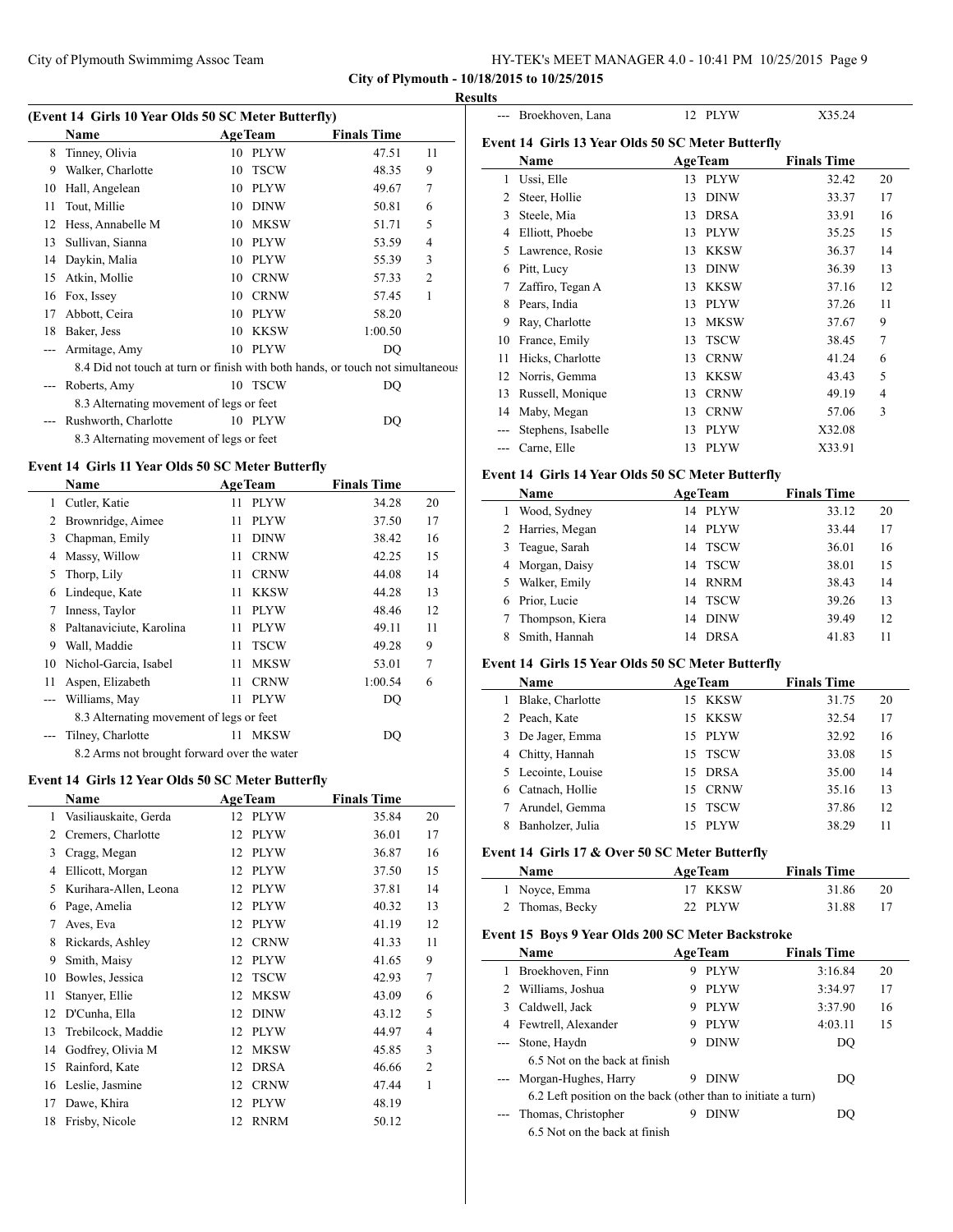**City of Plymouth - 10/18/2015 to 10/25/2015**

**Results**

### (Event 14 Girls 10 Year Olds 50 SC Meter Butterfly)

| | Name | Age | Team | Finals Time | |
|---|---|---|---|---|---|
| 8 | Tinney, Olivia | 10 | PLYW | 47.51 | 11 |
| 9 | Walker, Charlotte | 10 | TSCW | 48.35 | 9 |
| 10 | Hall, Angelean | 10 | PLYW | 49.67 | 7 |
| 11 | Tout, Millie | 10 | DINW | 50.81 | 6 |
| 12 | Hess, Annabelle M | 10 | MKSW | 51.71 | 5 |
| 13 | Sullivan, Sianna | 10 | PLYW | 53.59 | 4 |
| 14 | Daykin, Malia | 10 | PLYW | 55.39 | 3 |
| 15 | Atkin, Mollie | 10 | CRNW | 57.33 | 2 |
| 16 | Fox, Issey | 10 | CRNW | 57.45 | 1 |
| 17 | Abbott, Ceira | 10 | PLYW | 58.20 | |
| 18 | Baker, Jess | 10 | KKSW | 1:00.50 | |
| --- | Armitage, Amy | 10 | PLYW | DQ | |
| | 8.4 Did not touch at turn or finish with both hands, or touch not simultaneous | | | | |
| --- | Roberts, Amy | 10 | TSCW | DQ | |
| | 8.3 Alternating movement of legs or feet | | | | |
| --- | Rushworth, Charlotte | 10 | PLYW | DQ | |
| | 8.3 Alternating movement of legs or feet | | | | |

### Event 14 Girls 11 Year Olds 50 SC Meter Butterfly

| | Name | Age | Team | Finals Time | |
|---|---|---|---|---|---|
| 1 | Cutler, Katie | 11 | PLYW | 34.28 | 20 |
| 2 | Brownridge, Aimee | 11 | PLYW | 37.50 | 17 |
| 3 | Chapman, Emily | 11 | DINW | 38.42 | 16 |
| 4 | Massy, Willow | 11 | CRNW | 42.25 | 15 |
| 5 | Thorp, Lily | 11 | CRNW | 44.08 | 14 |
| 6 | Lindeque, Kate | 11 | KKSW | 44.28 | 13 |
| 7 | Inness, Taylor | 11 | PLYW | 48.46 | 12 |
| 8 | Paltanaviciute, Karolina | 11 | PLYW | 49.11 | 11 |
| 9 | Wall, Maddie | 11 | TSCW | 49.28 | 9 |
| 10 | Nichol-Garcia, Isabel | 11 | MKSW | 53.01 | 7 |
| 11 | Aspen, Elizabeth | 11 | CRNW | 1:00.54 | 6 |
| --- | Williams, May | 11 | PLYW | DQ | |
| | 8.3 Alternating movement of legs or feet | | | | |
| --- | Tilney, Charlotte | 11 | MKSW | DQ | |
| | 8.2 Arms not brought forward over the water | | | | |

### Event 14 Girls 12 Year Olds 50 SC Meter Butterfly

| | Name | Age | Team | Finals Time | |
|---|---|---|---|---|---|
| 1 | Vasiliauskaite, Gerda | 12 | PLYW | 35.84 | 20 |
| 2 | Cremers, Charlotte | 12 | PLYW | 36.01 | 17 |
| 3 | Cragg, Megan | 12 | PLYW | 36.87 | 16 |
| 4 | Ellicott, Morgan | 12 | PLYW | 37.50 | 15 |
| 5 | Kurihara-Allen, Leona | 12 | PLYW | 37.81 | 14 |
| 6 | Page, Amelia | 12 | PLYW | 40.32 | 13 |
| 7 | Aves, Eva | 12 | PLYW | 41.19 | 12 |
| 8 | Rickards, Ashley | 12 | CRNW | 41.33 | 11 |
| 9 | Smith, Maisy | 12 | PLYW | 41.65 | 9 |
| 10 | Bowles, Jessica | 12 | TSCW | 42.93 | 7 |
| 11 | Stanyer, Ellie | 12 | MKSW | 43.09 | 6 |
| 12 | D'Cunha, Ella | 12 | DINW | 43.12 | 5 |
| 13 | Trebilcock, Maddie | 12 | PLYW | 44.97 | 4 |
| 14 | Godfrey, Olivia M | 12 | MKSW | 45.85 | 3 |
| 15 | Rainford, Kate | 12 | DRSA | 46.66 | 2 |
| 16 | Leslie, Jasmine | 12 | CRNW | 47.44 | 1 |
| 17 | Dawe, Khira | 12 | PLYW | 48.19 | |
| 18 | Frisby, Nicole | 12 | RNRM | 50.12 | |
| --- | Broekhoven, Lana | 12 | PLYW | X35.24 | |

### Event 14 Girls 13 Year Olds 50 SC Meter Butterfly

| | Name | Age | Team | Finals Time | |
|---|---|---|---|---|---|
| 1 | Ussi, Elle | 13 | PLYW | 32.42 | 20 |
| 2 | Steer, Hollie | 13 | DINW | 33.37 | 17 |
| 3 | Steele, Mia | 13 | DRSA | 33.91 | 16 |
| 4 | Elliott, Phoebe | 13 | PLYW | 35.25 | 15 |
| 5 | Lawrence, Rosie | 13 | KKSW | 36.37 | 14 |
| 6 | Pitt, Lucy | 13 | DINW | 36.39 | 13 |
| 7 | Zaffiro, Tegan A | 13 | KKSW | 37.16 | 12 |
| 8 | Pears, India | 13 | PLYW | 37.26 | 11 |
| 9 | Ray, Charlotte | 13 | MKSW | 37.67 | 9 |
| 10 | France, Emily | 13 | TSCW | 38.45 | 7 |
| 11 | Hicks, Charlotte | 13 | CRNW | 41.24 | 6 |
| 12 | Norris, Gemma | 13 | KKSW | 43.43 | 5 |
| 13 | Russell, Monique | 13 | CRNW | 49.19 | 4 |
| 14 | Maby, Megan | 13 | CRNW | 57.06 | 3 |
| --- | Stephens, Isabelle | 13 | PLYW | X32.08 | |
| --- | Carne, Elle | 13 | PLYW | X33.91 | |

### Event 14 Girls 14 Year Olds 50 SC Meter Butterfly

| | Name | Age | Team | Finals Time | |
|---|---|---|---|---|---|
| 1 | Wood, Sydney | 14 | PLYW | 33.12 | 20 |
| 2 | Harries, Megan | 14 | PLYW | 33.44 | 17 |
| 3 | Teague, Sarah | 14 | TSCW | 36.01 | 16 |
| 4 | Morgan, Daisy | 14 | TSCW | 38.01 | 15 |
| 5 | Walker, Emily | 14 | RNRM | 38.43 | 14 |
| 6 | Prior, Lucie | 14 | TSCW | 39.26 | 13 |
| 7 | Thompson, Kiera | 14 | DINW | 39.49 | 12 |
| 8 | Smith, Hannah | 14 | DRSA | 41.83 | 11 |

### Event 14 Girls 15 Year Olds 50 SC Meter Butterfly

| | Name | Age | Team | Finals Time | |
|---|---|---|---|---|---|
| 1 | Blake, Charlotte | 15 | KKSW | 31.75 | 20 |
| 2 | Peach, Kate | 15 | KKSW | 32.54 | 17 |
| 3 | De Jager, Emma | 15 | PLYW | 32.92 | 16 |
| 4 | Chitty, Hannah | 15 | TSCW | 33.08 | 15 |
| 5 | Lecointe, Louise | 15 | DRSA | 35.00 | 14 |
| 6 | Catnach, Hollie | 15 | CRNW | 35.16 | 13 |
| 7 | Arundel, Gemma | 15 | TSCW | 37.86 | 12 |
| 8 | Banholzer, Julia | 15 | PLYW | 38.29 | 11 |

### Event 14 Girls 17 & Over 50 SC Meter Butterfly

| | Name | Age | Team | Finals Time | |
|---|---|---|---|---|---|
| 1 | Noyce, Emma | 17 | KKSW | 31.86 | 20 |
| 2 | Thomas, Becky | 22 | PLYW | 31.88 | 17 |

### Event 15 Boys 9 Year Olds 200 SC Meter Backstroke

| | Name | Age | Team | Finals Time | |
|---|---|---|---|---|---|
| 1 | Broekhoven, Finn | 9 | PLYW | 3:16.84 | 20 |
| 2 | Williams, Joshua | 9 | PLYW | 3:34.97 | 17 |
| 3 | Caldwell, Jack | 9 | PLYW | 3:37.90 | 16 |
| 4 | Fewtrell, Alexander | 9 | PLYW | 4:03.11 | 15 |
| --- | Stone, Haydn | 9 | DINW | DQ | |
| | 6.5 Not on the back at finish | | | | |
| --- | Morgan-Hughes, Harry | 9 | DINW | DQ | |
| | 6.2 Left position on the back (other than to initiate a turn) | | | | |
| --- | Thomas, Christopher | 9 | DINW | DQ | |
| | 6.5 Not on the back at finish | | | | |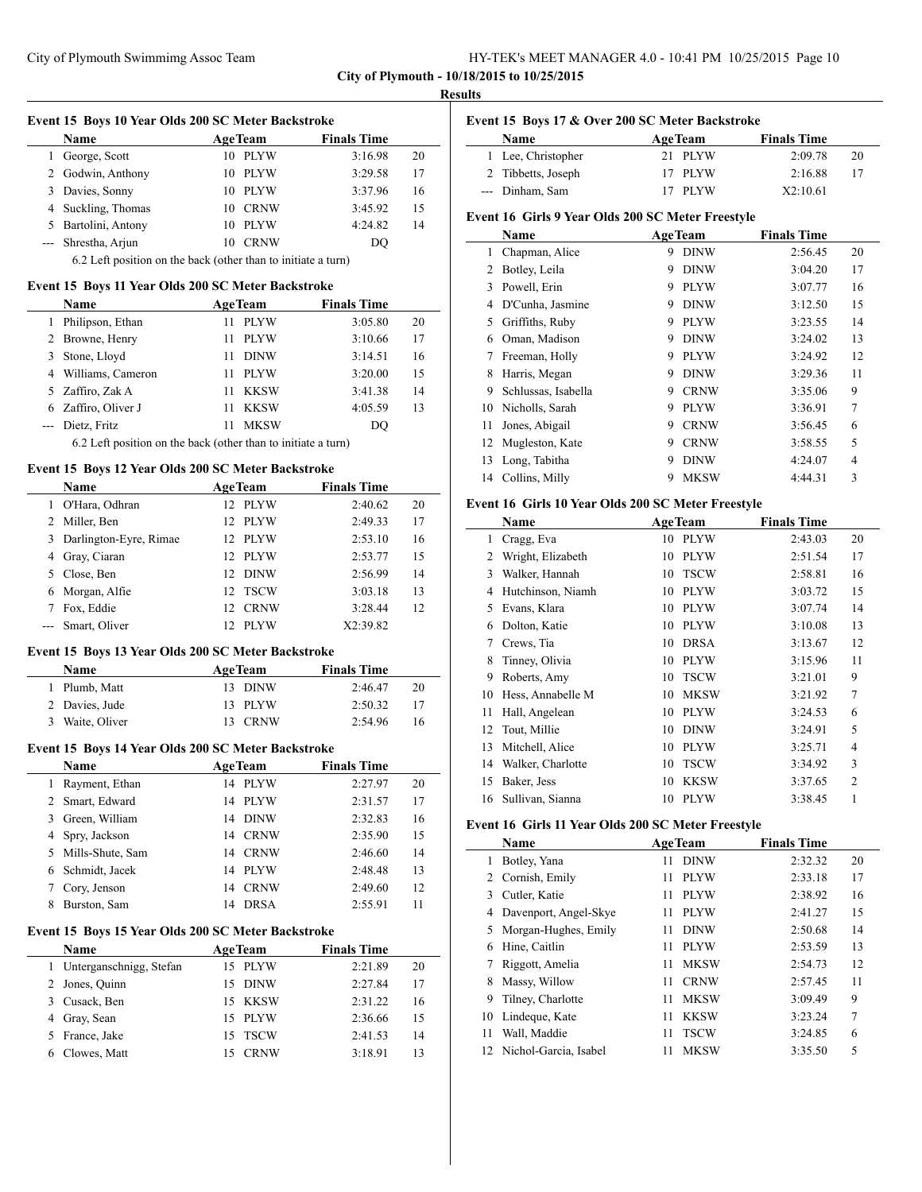City of Plymouth - 10/18/2015 to 10/25/2015

**Results**

### Event 15 Boys 10 Year Olds 200 SC Meter Backstroke

| | Name | Age | Team | Finals Time | |
|---|---|---|---|---|---|
| 1 | George, Scott | 10 | PLYW | 3:16.98 | 20 |
| 2 | Godwin, Anthony | 10 | PLYW | 3:29.58 | 17 |
| 3 | Davies, Sonny | 10 | PLYW | 3:37.96 | 16 |
| 4 | Suckling, Thomas | 10 | CRNW | 3:45.92 | 15 |
| 5 | Bartolini, Antony | 10 | PLYW | 4:24.82 | 14 |
| --- | Shrestha, Arjun | 10 | CRNW | DQ | |

6.2 Left position on the back (other than to initiate a turn)

### Event 15 Boys 11 Year Olds 200 SC Meter Backstroke

| | Name | Age | Team | Finals Time | |
|---|---|---|---|---|---|
| 1 | Philipson, Ethan | 11 | PLYW | 3:05.80 | 20 |
| 2 | Browne, Henry | 11 | PLYW | 3:10.66 | 17 |
| 3 | Stone, Lloyd | 11 | DINW | 3:14.51 | 16 |
| 4 | Williams, Cameron | 11 | PLYW | 3:20.00 | 15 |
| 5 | Zaffiro, Zak A | 11 | KKSW | 3:41.38 | 14 |
| 6 | Zaffiro, Oliver J | 11 | KKSW | 4:05.59 | 13 |
| --- | Dietz, Fritz | 11 | MKSW | DQ | |

6.2 Left position on the back (other than to initiate a turn)

### Event 15 Boys 12 Year Olds 200 SC Meter Backstroke

| | Name | Age | Team | Finals Time | |
|---|---|---|---|---|---|
| 1 | O'Hara, Odhran | 12 | PLYW | 2:40.62 | 20 |
| 2 | Miller, Ben | 12 | PLYW | 2:49.33 | 17 |
| 3 | Darlington-Eyre, Rimae | 12 | PLYW | 2:53.10 | 16 |
| 4 | Gray, Ciaran | 12 | PLYW | 2:53.77 | 15 |
| 5 | Close, Ben | 12 | DINW | 2:56.99 | 14 |
| 6 | Morgan, Alfie | 12 | TSCW | 3:03.18 | 13 |
| 7 | Fox, Eddie | 12 | CRNW | 3:28.44 | 12 |
| --- | Smart, Oliver | 12 | PLYW | X2:39.82 | |

### Event 15 Boys 13 Year Olds 200 SC Meter Backstroke

| | Name | Age | Team | Finals Time | |
|---|---|---|---|---|---|
| 1 | Plumb, Matt | 13 | DINW | 2:46.47 | 20 |
| 2 | Davies, Jude | 13 | PLYW | 2:50.32 | 17 |
| 3 | Waite, Oliver | 13 | CRNW | 2:54.96 | 16 |

### Event 15 Boys 14 Year Olds 200 SC Meter Backstroke

| | Name | Age | Team | Finals Time | |
|---|---|---|---|---|---|
| 1 | Rayment, Ethan | 14 | PLYW | 2:27.97 | 20 |
| 2 | Smart, Edward | 14 | PLYW | 2:31.57 | 17 |
| 3 | Green, William | 14 | DINW | 2:32.83 | 16 |
| 4 | Spry, Jackson | 14 | CRNW | 2:35.90 | 15 |
| 5 | Mills-Shute, Sam | 14 | CRNW | 2:46.60 | 14 |
| 6 | Schmidt, Jacek | 14 | PLYW | 2:48.48 | 13 |
| 7 | Cory, Jenson | 14 | CRNW | 2:49.60 | 12 |
| 8 | Burston, Sam | 14 | DRSA | 2:55.91 | 11 |

### Event 15 Boys 15 Year Olds 200 SC Meter Backstroke

| | Name | Age | Team | Finals Time | |
|---|---|---|---|---|---|
| 1 | Unterganschnigg, Stefan | 15 | PLYW | 2:21.89 | 20 |
| 2 | Jones, Quinn | 15 | DINW | 2:27.84 | 17 |
| 3 | Cusack, Ben | 15 | KKSW | 2:31.22 | 16 |
| 4 | Gray, Sean | 15 | PLYW | 2:36.66 | 15 |
| 5 | France, Jake | 15 | TSCW | 2:41.53 | 14 |
| 6 | Clowes, Matt | 15 | CRNW | 3:18.91 | 13 |

### Event 15 Boys 17 & Over 200 SC Meter Backstroke

| | Name | Age | Team | Finals Time | |
|---|---|---|---|---|---|
| 1 | Lee, Christopher | 21 | PLYW | 2:09.78 | 20 |
| 2 | Tibbetts, Joseph | 17 | PLYW | 2:16.88 | 17 |
| --- | Dinham, Sam | 17 | PLYW | X2:10.61 | |

### Event 16 Girls 9 Year Olds 200 SC Meter Freestyle

| | Name | Age | Team | Finals Time | |
|---|---|---|---|---|---|
| 1 | Chapman, Alice | 9 | DINW | 2:56.45 | 20 |
| 2 | Botley, Leila | 9 | DINW | 3:04.20 | 17 |
| 3 | Powell, Erin | 9 | PLYW | 3:07.77 | 16 |
| 4 | D'Cunha, Jasmine | 9 | DINW | 3:12.50 | 15 |
| 5 | Griffiths, Ruby | 9 | PLYW | 3:23.55 | 14 |
| 6 | Oman, Madison | 9 | DINW | 3:24.02 | 13 |
| 7 | Freeman, Holly | 9 | PLYW | 3:24.92 | 12 |
| 8 | Harris, Megan | 9 | DINW | 3:29.36 | 11 |
| 9 | Schlussas, Isabella | 9 | CRNW | 3:35.06 | 9 |
| 10 | Nicholls, Sarah | 9 | PLYW | 3:36.91 | 7 |
| 11 | Jones, Abigail | 9 | CRNW | 3:56.45 | 6 |
| 12 | Mugleston, Kate | 9 | CRNW | 3:58.55 | 5 |
| 13 | Long, Tabitha | 9 | DINW | 4:24.07 | 4 |
| 14 | Collins, Milly | 9 | MKSW | 4:44.31 | 3 |

### Event 16 Girls 10 Year Olds 200 SC Meter Freestyle

| | Name | Age | Team | Finals Time | |
|---|---|---|---|---|---|
| 1 | Cragg, Eva | 10 | PLYW | 2:43.03 | 20 |
| 2 | Wright, Elizabeth | 10 | PLYW | 2:51.54 | 17 |
| 3 | Walker, Hannah | 10 | TSCW | 2:58.81 | 16 |
| 4 | Hutchinson, Niamh | 10 | PLYW | 3:03.72 | 15 |
| 5 | Evans, Klara | 10 | PLYW | 3:07.74 | 14 |
| 6 | Dolton, Katie | 10 | PLYW | 3:10.08 | 13 |
| 7 | Crews, Tia | 10 | DRSA | 3:13.67 | 12 |
| 8 | Tinney, Olivia | 10 | PLYW | 3:15.96 | 11 |
| 9 | Roberts, Amy | 10 | TSCW | 3:21.01 | 9 |
| 10 | Hess, Annabelle M | 10 | MKSW | 3:21.92 | 7 |
| 11 | Hall, Angelean | 10 | PLYW | 3:24.53 | 6 |
| 12 | Tout, Millie | 10 | DINW | 3:24.91 | 5 |
| 13 | Mitchell, Alice | 10 | PLYW | 3:25.71 | 4 |
| 14 | Walker, Charlotte | 10 | TSCW | 3:34.92 | 3 |
| 15 | Baker, Jess | 10 | KKSW | 3:37.65 | 2 |
| 16 | Sullivan, Sianna | 10 | PLYW | 3:38.45 | 1 |

### Event 16 Girls 11 Year Olds 200 SC Meter Freestyle

| | Name | Age | Team | Finals Time | |
|---|---|---|---|---|---|
| 1 | Botley, Yana | 11 | DINW | 2:32.32 | 20 |
| 2 | Cornish, Emily | 11 | PLYW | 2:33.18 | 17 |
| 3 | Cutler, Katie | 11 | PLYW | 2:38.92 | 16 |
| 4 | Davenport, Angel-Skye | 11 | PLYW | 2:41.27 | 15 |
| 5 | Morgan-Hughes, Emily | 11 | DINW | 2:50.68 | 14 |
| 6 | Hine, Caitlin | 11 | PLYW | 2:53.59 | 13 |
| 7 | Riggott, Amelia | 11 | MKSW | 2:54.73 | 12 |
| 8 | Massy, Willow | 11 | CRNW | 2:57.45 | 11 |
| 9 | Tilney, Charlotte | 11 | MKSW | 3:09.49 | 9 |
| 10 | Lindeque, Kate | 11 | KKSW | 3:23.24 | 7 |
| 11 | Wall, Maddie | 11 | TSCW | 3:24.85 | 6 |
| 12 | Nichol-Garcia, Isabel | 11 | MKSW | 3:35.50 | 5 |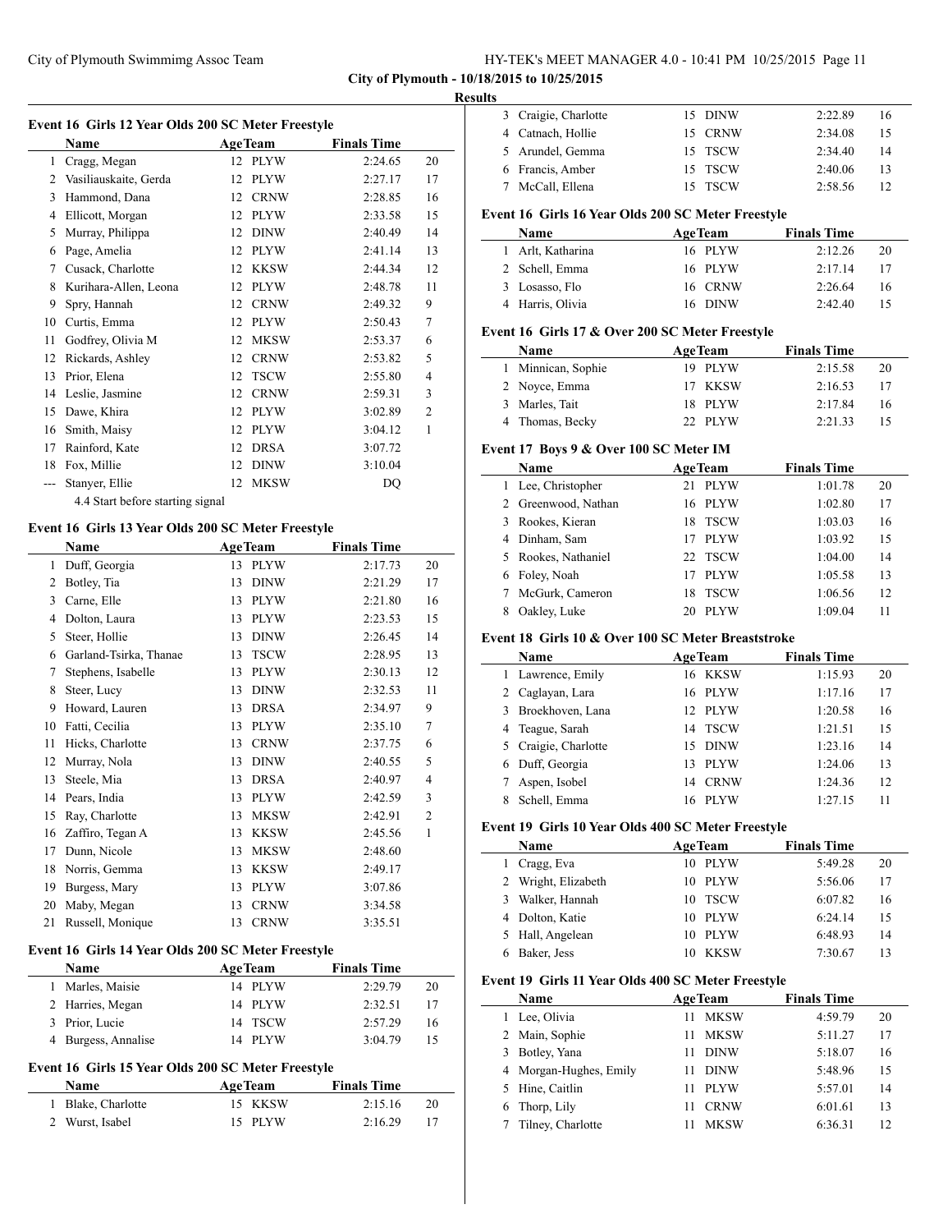**City of Plymouth - 10/18/2015 to 10/25/2015**

**Results**

### Event 16 Girls 12 Year Olds 200 SC Meter Freestyle

| | Name | Age | Team | Finals Time | |
|---|---|---|---|---|---|
| 1 | Cragg, Megan | 12 | PLYW | 2:24.65 | 20 |
| 2 | Vasiliauskaite, Gerda | 12 | PLYW | 2:27.17 | 17 |
| 3 | Hammond, Dana | 12 | CRNW | 2:28.85 | 16 |
| 4 | Ellicott, Morgan | 12 | PLYW | 2:33.58 | 15 |
| 5 | Murray, Philippa | 12 | DINW | 2:40.49 | 14 |
| 6 | Page, Amelia | 12 | PLYW | 2:41.14 | 13 |
| 7 | Cusack, Charlotte | 12 | KKSW | 2:44.34 | 12 |
| 8 | Kurihara-Allen, Leona | 12 | PLYW | 2:48.78 | 11 |
| 9 | Spry, Hannah | 12 | CRNW | 2:49.32 | 9 |
| 10 | Curtis, Emma | 12 | PLYW | 2:50.43 | 7 |
| 11 | Godfrey, Olivia M | 12 | MKSW | 2:53.37 | 6 |
| 12 | Rickards, Ashley | 12 | CRNW | 2:53.82 | 5 |
| 13 | Prior, Elena | 12 | TSCW | 2:55.80 | 4 |
| 14 | Leslie, Jasmine | 12 | CRNW | 2:59.31 | 3 |
| 15 | Dawe, Khira | 12 | PLYW | 3:02.89 | 2 |
| 16 | Smith, Maisy | 12 | PLYW | 3:04.12 | 1 |
| 17 | Rainford, Kate | 12 | DRSA | 3:07.72 | |
| 18 | Fox, Millie | 12 | DINW | 3:10.04 | |
| --- | Stanyer, Ellie | 12 | MKSW | DQ | |

4.4 Start before starting signal

### Event 16 Girls 13 Year Olds 200 SC Meter Freestyle

| | Name | Age | Team | Finals Time | |
|---|---|---|---|---|---|
| 1 | Duff, Georgia | 13 | PLYW | 2:17.73 | 20 |
| 2 | Botley, Tia | 13 | DINW | 2:21.29 | 17 |
| 3 | Carne, Elle | 13 | PLYW | 2:21.80 | 16 |
| 4 | Dolton, Laura | 13 | PLYW | 2:23.53 | 15 |
| 5 | Steer, Hollie | 13 | DINW | 2:26.45 | 14 |
| 6 | Garland-Tsirka, Thanae | 13 | TSCW | 2:28.95 | 13 |
| 7 | Stephens, Isabelle | 13 | PLYW | 2:30.13 | 12 |
| 8 | Steer, Lucy | 13 | DINW | 2:32.53 | 11 |
| 9 | Howard, Lauren | 13 | DRSA | 2:34.97 | 9 |
| 10 | Fatti, Cecilia | 13 | PLYW | 2:35.10 | 7 |
| 11 | Hicks, Charlotte | 13 | CRNW | 2:37.75 | 6 |
| 12 | Murray, Nola | 13 | DINW | 2:40.55 | 5 |
| 13 | Steele, Mia | 13 | DRSA | 2:40.97 | 4 |
| 14 | Pears, India | 13 | PLYW | 2:42.59 | 3 |
| 15 | Ray, Charlotte | 13 | MKSW | 2:42.91 | 2 |
| 16 | Zaffiro, Tegan A | 13 | KKSW | 2:45.56 | 1 |
| 17 | Dunn, Nicole | 13 | MKSW | 2:48.60 | |
| 18 | Norris, Gemma | 13 | KKSW | 2:49.17 | |
| 19 | Burgess, Mary | 13 | PLYW | 3:07.86 | |
| 20 | Maby, Megan | 13 | CRNW | 3:34.58 | |
| 21 | Russell, Monique | 13 | CRNW | 3:35.51 | |

### Event 16 Girls 14 Year Olds 200 SC Meter Freestyle

| | Name | Age | Team | Finals Time | |
|---|---|---|---|---|---|
| 1 | Marles, Maisie | 14 | PLYW | 2:29.79 | 20 |
| 2 | Harries, Megan | 14 | PLYW | 2:32.51 | 17 |
| 3 | Prior, Lucie | 14 | TSCW | 2:57.29 | 16 |
| 4 | Burgess, Annalise | 14 | PLYW | 3:04.79 | 15 |

### Event 16 Girls 15 Year Olds 200 SC Meter Freestyle

| | Name | Age | Team | Finals Time | |
|---|---|---|---|---|---|
| 1 | Blake, Charlotte | 15 | KKSW | 2:15.16 | 20 |
| 2 | Wurst, Isabel | 15 | PLYW | 2:16.29 | 17 |
| 3 | Craigie, Charlotte | 15 | DINW | 2:22.89 | 16 |
| 4 | Catnach, Hollie | 15 | CRNW | 2:34.08 | 15 |
| 5 | Arundel, Gemma | 15 | TSCW | 2:34.40 | 14 |
| 6 | Francis, Amber | 15 | TSCW | 2:40.06 | 13 |
| 7 | McCall, Ellena | 15 | TSCW | 2:58.56 | 12 |

### Event 16 Girls 16 Year Olds 200 SC Meter Freestyle

| | Name | Age | Team | Finals Time | |
|---|---|---|---|---|---|
| 1 | Arlt, Katharina | 16 | PLYW | 2:12.26 | 20 |
| 2 | Schell, Emma | 16 | PLYW | 2:17.14 | 17 |
| 3 | Losasso, Flo | 16 | CRNW | 2:26.64 | 16 |
| 4 | Harris, Olivia | 16 | DINW | 2:42.40 | 15 |

### Event 16 Girls 17 & Over 200 SC Meter Freestyle

| | Name | Age | Team | Finals Time | |
|---|---|---|---|---|---|
| 1 | Minnican, Sophie | 19 | PLYW | 2:15.58 | 20 |
| 2 | Noyce, Emma | 17 | KKSW | 2:16.53 | 17 |
| 3 | Marles, Tait | 18 | PLYW | 2:17.84 | 16 |
| 4 | Thomas, Becky | 22 | PLYW | 2:21.33 | 15 |

### Event 17 Boys 9 & Over 100 SC Meter IM

| | Name | Age | Team | Finals Time | |
|---|---|---|---|---|---|
| 1 | Lee, Christopher | 21 | PLYW | 1:01.78 | 20 |
| 2 | Greenwood, Nathan | 16 | PLYW | 1:02.80 | 17 |
| 3 | Rookes, Kieran | 18 | TSCW | 1:03.03 | 16 |
| 4 | Dinham, Sam | 17 | PLYW | 1:03.92 | 15 |
| 5 | Rookes, Nathaniel | 22 | TSCW | 1:04.00 | 14 |
| 6 | Foley, Noah | 17 | PLYW | 1:05.58 | 13 |
| 7 | McGurk, Cameron | 18 | TSCW | 1:06.56 | 12 |
| 8 | Oakley, Luke | 20 | PLYW | 1:09.04 | 11 |

### Event 18 Girls 10 & Over 100 SC Meter Breaststroke

| | Name | Age | Team | Finals Time | |
|---|---|---|---|---|---|
| 1 | Lawrence, Emily | 16 | KKSW | 1:15.93 | 20 |
| 2 | Caglayan, Lara | 16 | PLYW | 1:17.16 | 17 |
| 3 | Broekhoven, Lana | 12 | PLYW | 1:20.58 | 16 |
| 4 | Teague, Sarah | 14 | TSCW | 1:21.51 | 15 |
| 5 | Craigie, Charlotte | 15 | DINW | 1:23.16 | 14 |
| 6 | Duff, Georgia | 13 | PLYW | 1:24.06 | 13 |
| 7 | Aspen, Isobel | 14 | CRNW | 1:24.36 | 12 |
| 8 | Schell, Emma | 16 | PLYW | 1:27.15 | 11 |

### Event 19 Girls 10 Year Olds 400 SC Meter Freestyle

| | Name | Age | Team | Finals Time | |
|---|---|---|---|---|---|
| 1 | Cragg, Eva | 10 | PLYW | 5:49.28 | 20 |
| 2 | Wright, Elizabeth | 10 | PLYW | 5:56.06 | 17 |
| 3 | Walker, Hannah | 10 | TSCW | 6:07.82 | 16 |
| 4 | Dolton, Katie | 10 | PLYW | 6:24.14 | 15 |
| 5 | Hall, Angelean | 10 | PLYW | 6:48.93 | 14 |
| 6 | Baker, Jess | 10 | KKSW | 7:30.67 | 13 |

### Event 19 Girls 11 Year Olds 400 SC Meter Freestyle

| | Name | Age | Team | Finals Time | |
|---|---|---|---|---|---|
| 1 | Lee, Olivia | 11 | MKSW | 4:59.79 | 20 |
| 2 | Main, Sophie | 11 | MKSW | 5:11.27 | 17 |
| 3 | Botley, Yana | 11 | DINW | 5:18.07 | 16 |
| 4 | Morgan-Hughes, Emily | 11 | DINW | 5:48.96 | 15 |
| 5 | Hine, Caitlin | 11 | PLYW | 5:57.01 | 14 |
| 6 | Thorp, Lily | 11 | CRNW | 6:01.61 | 13 |
| 7 | Tilney, Charlotte | 11 | MKSW | 6:36.31 | 12 |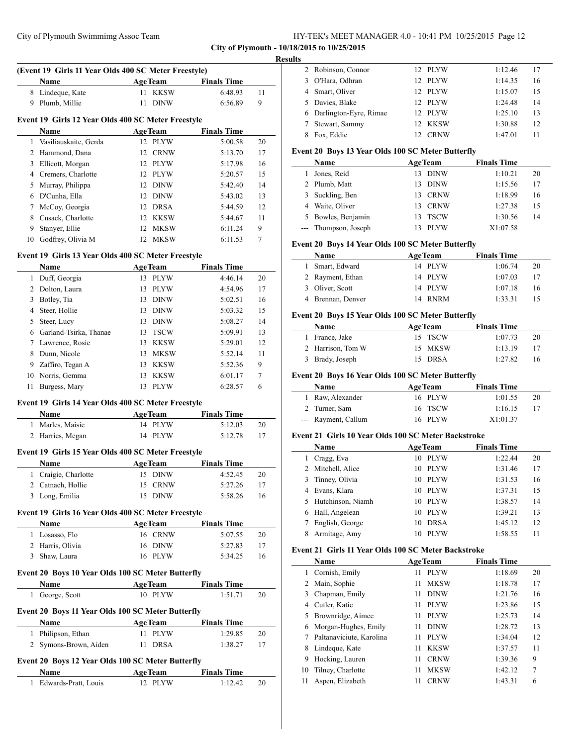**City of Plymouth - 10/18/2015 to 10/25/2015**

**Results**

### (Event 19 Girls 11 Year Olds 400 SC Meter Freestyle)

| | Name | Age | Team | Finals Time | |
|---|---|---|---|---|---|
| 8 | Lindeque, Kate | 11 | KKSW | 6:48.93 | 11 |
| 9 | Plumb, Millie | 11 | DINW | 6:56.89 | 9 |

### Event 19 Girls 12 Year Olds 400 SC Meter Freestyle

| | Name | Age | Team | Finals Time | |
|---|---|---|---|---|---|
| 1 | Vasiliauskaite, Gerda | 12 | PLYW | 5:00.58 | 20 |
| 2 | Hammond, Dana | 12 | CRNW | 5:13.70 | 17 |
| 3 | Ellicott, Morgan | 12 | PLYW | 5:17.98 | 16 |
| 4 | Cremers, Charlotte | 12 | PLYW | 5:20.57 | 15 |
| 5 | Murray, Philippa | 12 | DINW | 5:42.40 | 14 |
| 6 | D'Cunha, Ella | 12 | DINW | 5:43.02 | 13 |
| 7 | McCoy, Georgia | 12 | DRSA | 5:44.59 | 12 |
| 8 | Cusack, Charlotte | 12 | KKSW | 5:44.67 | 11 |
| 9 | Stanyer, Ellie | 12 | MKSW | 6:11.24 | 9 |
| 10 | Godfrey, Olivia M | 12 | MKSW | 6:11.53 | 7 |

### Event 19 Girls 13 Year Olds 400 SC Meter Freestyle

| | Name | Age | Team | Finals Time | |
|---|---|---|---|---|---|
| 1 | Duff, Georgia | 13 | PLYW | 4:46.14 | 20 |
| 2 | Dolton, Laura | 13 | PLYW | 4:54.96 | 17 |
| 3 | Botley, Tia | 13 | DINW | 5:02.51 | 16 |
| 4 | Steer, Hollie | 13 | DINW | 5:03.32 | 15 |
| 5 | Steer, Lucy | 13 | DINW | 5:08.27 | 14 |
| 6 | Garland-Tsirka, Thanae | 13 | TSCW | 5:09.91 | 13 |
| 7 | Lawrence, Rosie | 13 | KKSW | 5:29.01 | 12 |
| 8 | Dunn, Nicole | 13 | MKSW | 5:52.14 | 11 |
| 9 | Zaffiro, Tegan A | 13 | KKSW | 5:52.36 | 9 |
| 10 | Norris, Gemma | 13 | KKSW | 6:01.17 | 7 |
| 11 | Burgess, Mary | 13 | PLYW | 6:28.57 | 6 |

### Event 19 Girls 14 Year Olds 400 SC Meter Freestyle

| | Name | Age | Team | Finals Time | |
|---|---|---|---|---|---|
| 1 | Marles, Maisie | 14 | PLYW | 5:12.03 | 20 |
| 2 | Harries, Megan | 14 | PLYW | 5:12.78 | 17 |

### Event 19 Girls 15 Year Olds 400 SC Meter Freestyle

| | Name | Age | Team | Finals Time | |
|---|---|---|---|---|---|
| 1 | Craigie, Charlotte | 15 | DINW | 4:52.45 | 20 |
| 2 | Catnach, Hollie | 15 | CRNW | 5:27.26 | 17 |
| 3 | Long, Emilia | 15 | DINW | 5:58.26 | 16 |

### Event 19 Girls 16 Year Olds 400 SC Meter Freestyle

| | Name | Age | Team | Finals Time | |
|---|---|---|---|---|---|
| 1 | Losasso, Flo | 16 | CRNW | 5:07.55 | 20 |
| 2 | Harris, Olivia | 16 | DINW | 5:27.83 | 17 |
| 3 | Shaw, Laura | 16 | PLYW | 5:34.25 | 16 |

### Event 20 Boys 10 Year Olds 100 SC Meter Butterfly

| | Name | Age | Team | Finals Time | |
|---|---|---|---|---|---|
| 1 | George, Scott | 10 | PLYW | 1:51.71 | 20 |

### Event 20 Boys 11 Year Olds 100 SC Meter Butterfly

| | Name | Age | Team | Finals Time | |
|---|---|---|---|---|---|
| 1 | Philipson, Ethan | 11 | PLYW | 1:29.85 | 20 |
| 2 | Symons-Brown, Aiden | 11 | DRSA | 1:38.27 | 17 |

### Event 20 Boys 12 Year Olds 100 SC Meter Butterfly

| | Name | Age | Team | Finals Time | |
|---|---|---|---|---|---|
| 1 | Edwards-Pratt, Louis | 12 | PLYW | 1:12.42 | 20 |
| 2 | Robinson, Connor | 12 | PLYW | 1:12.46 | 17 |
| 3 | O'Hara, Odhran | 12 | PLYW | 1:14.35 | 16 |
| 4 | Smart, Oliver | 12 | PLYW | 1:15.07 | 15 |
| 5 | Davies, Blake | 12 | PLYW | 1:24.48 | 14 |
| 6 | Darlington-Eyre, Rimae | 12 | PLYW | 1:25.10 | 13 |
| 7 | Stewart, Sammy | 12 | KKSW | 1:30.88 | 12 |
| 8 | Fox, Eddie | 12 | CRNW | 1:47.01 | 11 |

### Event 20 Boys 13 Year Olds 100 SC Meter Butterfly

| | Name | Age | Team | Finals Time | |
|---|---|---|---|---|---|
| 1 | Jones, Reid | 13 | DINW | 1:10.21 | 20 |
| 2 | Plumb, Matt | 13 | DINW | 1:15.56 | 17 |
| 3 | Suckling, Ben | 13 | CRNW | 1:18.99 | 16 |
| 4 | Waite, Oliver | 13 | CRNW | 1:27.38 | 15 |
| 5 | Bowles, Benjamin | 13 | TSCW | 1:30.56 | 14 |
| --- | Thompson, Joseph | 13 | PLYW | X1:07.58 | |

### Event 20 Boys 14 Year Olds 100 SC Meter Butterfly

| | Name | Age | Team | Finals Time | |
|---|---|---|---|---|---|
| 1 | Smart, Edward | 14 | PLYW | 1:06.74 | 20 |
| 2 | Rayment, Ethan | 14 | PLYW | 1:07.03 | 17 |
| 3 | Oliver, Scott | 14 | PLYW | 1:07.18 | 16 |
| 4 | Brennan, Denver | 14 | RNRM | 1:33.31 | 15 |

### Event 20 Boys 15 Year Olds 100 SC Meter Butterfly

| | Name | Age | Team | Finals Time | |
|---|---|---|---|---|---|
| 1 | France, Jake | 15 | TSCW | 1:07.73 | 20 |
| 2 | Harrison, Tom W | 15 | MKSW | 1:13.19 | 17 |
| 3 | Brady, Joseph | 15 | DRSA | 1:27.82 | 16 |

### Event 20 Boys 16 Year Olds 100 SC Meter Butterfly

| | Name | Age | Team | Finals Time | |
|---|---|---|---|---|---|
| 1 | Raw, Alexander | 16 | PLYW | 1:01.55 | 20 |
| 2 | Turner, Sam | 16 | TSCW | 1:16.15 | 17 |
| --- | Rayment, Callum | 16 | PLYW | X1:01.37 | |

### Event 21 Girls 10 Year Olds 100 SC Meter Backstroke

| | Name | Age | Team | Finals Time | |
|---|---|---|---|---|---|
| 1 | Cragg, Eva | 10 | PLYW | 1:22.44 | 20 |
| 2 | Mitchell, Alice | 10 | PLYW | 1:31.46 | 17 |
| 3 | Tinney, Olivia | 10 | PLYW | 1:31.53 | 16 |
| 4 | Evans, Klara | 10 | PLYW | 1:37.31 | 15 |
| 5 | Hutchinson, Niamh | 10 | PLYW | 1:38.57 | 14 |
| 6 | Hall, Angelean | 10 | PLYW | 1:39.21 | 13 |
| 7 | English, George | 10 | DRSA | 1:45.12 | 12 |
| 8 | Armitage, Amy | 10 | PLYW | 1:58.55 | 11 |

### Event 21 Girls 11 Year Olds 100 SC Meter Backstroke

| | Name | Age | Team | Finals Time | |
|---|---|---|---|---|---|
| 1 | Cornish, Emily | 11 | PLYW | 1:18.69 | 20 |
| 2 | Main, Sophie | 11 | MKSW | 1:18.78 | 17 |
| 3 | Chapman, Emily | 11 | DINW | 1:21.76 | 16 |
| 4 | Cutler, Katie | 11 | PLYW | 1:23.86 | 15 |
| 5 | Brownridge, Aimee | 11 | PLYW | 1:25.73 | 14 |
| 6 | Morgan-Hughes, Emily | 11 | DINW | 1:28.72 | 13 |
| 7 | Paltanaviciute, Karolina | 11 | PLYW | 1:34.04 | 12 |
| 8 | Lindeque, Kate | 11 | KKSW | 1:37.57 | 11 |
| 9 | Hocking, Lauren | 11 | CRNW | 1:39.36 | 9 |
| 10 | Tilney, Charlotte | 11 | MKSW | 1:42.12 | 7 |
| 11 | Aspen, Elizabeth | 11 | CRNW | 1:43.31 | 6 |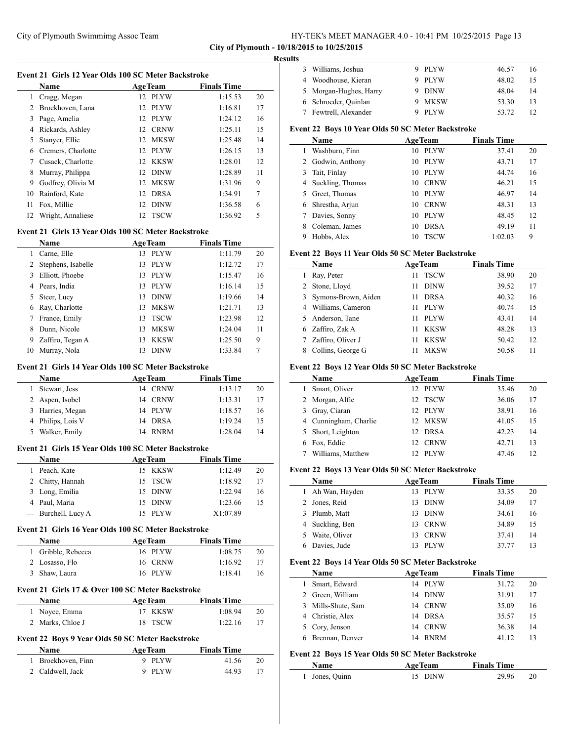## Results

### Event 21 Girls 12 Year Olds 100 SC Meter Backstroke

| | Name | Age | Team | Finals Time | |
|---|---|---|---|---|---|
| 1 | Cragg, Megan | 12 | PLYW | 1:15.53 | 20 |
| 2 | Broekhoven, Lana | 12 | PLYW | 1:16.81 | 17 |
| 3 | Page, Amelia | 12 | PLYW | 1:24.12 | 16 |
| 4 | Rickards, Ashley | 12 | CRNW | 1:25.11 | 15 |
| 5 | Stanyer, Ellie | 12 | MKSW | 1:25.48 | 14 |
| 6 | Cremers, Charlotte | 12 | PLYW | 1:26.15 | 13 |
| 7 | Cusack, Charlotte | 12 | KKSW | 1:28.01 | 12 |
| 8 | Murray, Philippa | 12 | DINW | 1:28.89 | 11 |
| 9 | Godfrey, Olivia M | 12 | MKSW | 1:31.96 | 9 |
| 10 | Rainford, Kate | 12 | DRSA | 1:34.91 | 7 |
| 11 | Fox, Millie | 12 | DINW | 1:36.58 | 6 |
| 12 | Wright, Annaliese | 12 | TSCW | 1:36.92 | 5 |

### Event 21 Girls 13 Year Olds 100 SC Meter Backstroke

| | Name | Age | Team | Finals Time | |
|---|---|---|---|---|---|
| 1 | Carne, Elle | 13 | PLYW | 1:11.79 | 20 |
| 2 | Stephens, Isabelle | 13 | PLYW | 1:12.72 | 17 |
| 3 | Elliott, Phoebe | 13 | PLYW | 1:15.47 | 16 |
| 4 | Pears, India | 13 | PLYW | 1:16.14 | 15 |
| 5 | Steer, Lucy | 13 | DINW | 1:19.66 | 14 |
| 6 | Ray, Charlotte | 13 | MKSW | 1:21.71 | 13 |
| 7 | France, Emily | 13 | TSCW | 1:23.98 | 12 |
| 8 | Dunn, Nicole | 13 | MKSW | 1:24.04 | 11 |
| 9 | Zaffiro, Tegan A | 13 | KKSW | 1:25.50 | 9 |
| 10 | Murray, Nola | 13 | DINW | 1:33.84 | 7 |

### Event 21 Girls 14 Year Olds 100 SC Meter Backstroke

| | Name | Age | Team | Finals Time | |
|---|---|---|---|---|---|
| 1 | Stewart, Jess | 14 | CRNW | 1:13.17 | 20 |
| 2 | Aspen, Isobel | 14 | CRNW | 1:13.31 | 17 |
| 3 | Harries, Megan | 14 | PLYW | 1:18.57 | 16 |
| 4 | Philips, Lois V | 14 | DRSA | 1:19.24 | 15 |
| 5 | Walker, Emily | 14 | RNRM | 1:28.04 | 14 |

### Event 21 Girls 15 Year Olds 100 SC Meter Backstroke

| | Name | Age | Team | Finals Time | |
|---|---|---|---|---|---|
| 1 | Peach, Kate | 15 | KKSW | 1:12.49 | 20 |
| 2 | Chitty, Hannah | 15 | TSCW | 1:18.92 | 17 |
| 3 | Long, Emilia | 15 | DINW | 1:22.94 | 16 |
| 4 | Paul, Maria | 15 | DINW | 1:23.66 | 15 |
| --- | Burchell, Lucy A | 15 | PLYW | X1:07.89 | |

### Event 21 Girls 16 Year Olds 100 SC Meter Backstroke

| | Name | Age | Team | Finals Time | |
|---|---|---|---|---|---|
| 1 | Gribble, Rebecca | 16 | PLYW | 1:08.75 | 20 |
| 2 | Losasso, Flo | 16 | CRNW | 1:16.92 | 17 |
| 3 | Shaw, Laura | 16 | PLYW | 1:18.41 | 16 |

### Event 21 Girls 17 & Over 100 SC Meter Backstroke

| | Name | Age | Team | Finals Time | |
|---|---|---|---|---|---|
| 1 | Noyce, Emma | 17 | KKSW | 1:08.94 | 20 |
| 2 | Marks, Chloe J | 18 | TSCW | 1:22.16 | 17 |

### Event 22 Boys 9 Year Olds 50 SC Meter Backstroke

| | Name | Age | Team | Finals Time | |
|---|---|---|---|---|---|
| 1 | Broekhoven, Finn | 9 | PLYW | 41.56 | 20 |
| 2 | Caldwell, Jack | 9 | PLYW | 44.93 | 17 |
| 3 | Williams, Joshua | 9 | PLYW | 46.57 | 16 |
| 4 | Woodhouse, Kieran | 9 | PLYW | 48.02 | 15 |
| 5 | Morgan-Hughes, Harry | 9 | DINW | 48.04 | 14 |
| 6 | Schroeder, Quinlan | 9 | MKSW | 53.30 | 13 |
| 7 | Fewtrell, Alexander | 9 | PLYW | 53.72 | 12 |

### Event 22 Boys 10 Year Olds 50 SC Meter Backstroke

| | Name | Age | Team | Finals Time | |
|---|---|---|---|---|---|
| 1 | Washburn, Finn | 10 | PLYW | 37.41 | 20 |
| 2 | Godwin, Anthony | 10 | PLYW | 43.71 | 17 |
| 3 | Tait, Finlay | 10 | PLYW | 44.74 | 16 |
| 4 | Suckling, Thomas | 10 | CRNW | 46.21 | 15 |
| 5 | Greet, Thomas | 10 | PLYW | 46.97 | 14 |
| 6 | Shrestha, Arjun | 10 | CRNW | 48.31 | 13 |
| 7 | Davies, Sonny | 10 | PLYW | 48.45 | 12 |
| 8 | Coleman, James | 10 | DRSA | 49.19 | 11 |
| 9 | Hobbs, Alex | 10 | TSCW | 1:02.03 | 9 |

### Event 22 Boys 11 Year Olds 50 SC Meter Backstroke

| | Name | Age | Team | Finals Time | |
|---|---|---|---|---|---|
| 1 | Ray, Peter | 11 | TSCW | 38.90 | 20 |
| 2 | Stone, Lloyd | 11 | DINW | 39.52 | 17 |
| 3 | Symons-Brown, Aiden | 11 | DRSA | 40.32 | 16 |
| 4 | Williams, Cameron | 11 | PLYW | 40.74 | 15 |
| 5 | Anderson, Tane | 11 | PLYW | 43.41 | 14 |
| 6 | Zaffiro, Zak A | 11 | KKSW | 48.28 | 13 |
| 7 | Zaffiro, Oliver J | 11 | KKSW | 50.42 | 12 |
| 8 | Collins, George G | 11 | MKSW | 50.58 | 11 |

### Event 22 Boys 12 Year Olds 50 SC Meter Backstroke

| | Name | Age | Team | Finals Time | |
|---|---|---|---|---|---|
| 1 | Smart, Oliver | 12 | PLYW | 35.46 | 20 |
| 2 | Morgan, Alfie | 12 | TSCW | 36.06 | 17 |
| 3 | Gray, Ciaran | 12 | PLYW | 38.91 | 16 |
| 4 | Cunningham, Charlie | 12 | MKSW | 41.05 | 15 |
| 5 | Short, Leighton | 12 | DRSA | 42.23 | 14 |
| 6 | Fox, Eddie | 12 | CRNW | 42.71 | 13 |
| 7 | Williams, Matthew | 12 | PLYW | 47.46 | 12 |

### Event 22 Boys 13 Year Olds 50 SC Meter Backstroke

| | Name | Age | Team | Finals Time | |
|---|---|---|---|---|---|
| 1 | Ah Wan, Hayden | 13 | PLYW | 33.35 | 20 |
| 2 | Jones, Reid | 13 | DINW | 34.09 | 17 |
| 3 | Plumb, Matt | 13 | DINW | 34.61 | 16 |
| 4 | Suckling, Ben | 13 | CRNW | 34.89 | 15 |
| 5 | Waite, Oliver | 13 | CRNW | 37.41 | 14 |
| 6 | Davies, Jude | 13 | PLYW | 37.77 | 13 |

### Event 22 Boys 14 Year Olds 50 SC Meter Backstroke

| | Name | Age | Team | Finals Time | |
|---|---|---|---|---|---|
| 1 | Smart, Edward | 14 | PLYW | 31.72 | 20 |
| 2 | Green, William | 14 | DINW | 31.91 | 17 |
| 3 | Mills-Shute, Sam | 14 | CRNW | 35.09 | 16 |
| 4 | Christie, Alex | 14 | DRSA | 35.57 | 15 |
| 5 | Cory, Jenson | 14 | CRNW | 36.38 | 14 |
| 6 | Brennan, Denver | 14 | RNRM | 41.12 | 13 |

### Event 22 Boys 15 Year Olds 50 SC Meter Backstroke

| | Name | Age | Team | Finals Time | |
|---|---|---|---|---|---|
| 1 | Jones, Quinn | 15 | DINW | 29.96 | 20 |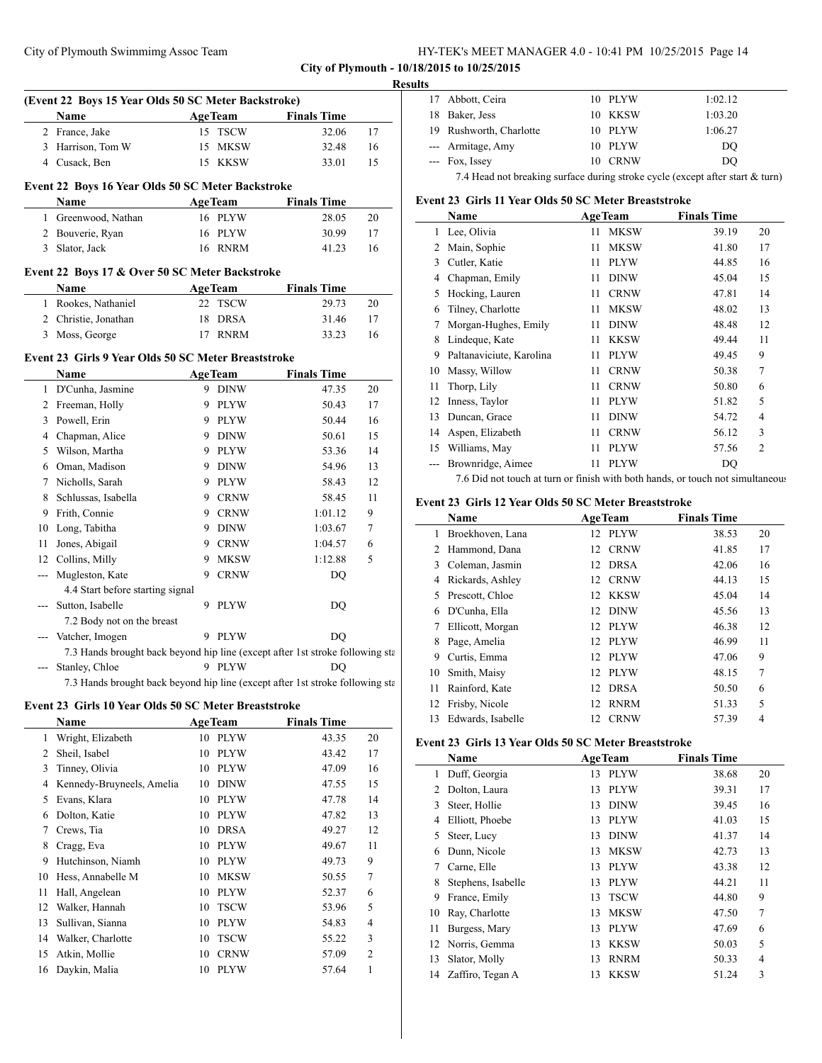**City of Plymouth - 10/18/2015 to 10/25/2015**

**Results**

### (Event 22 Boys 15 Year Olds 50 SC Meter Backstroke)

| | Name | Age | Team | Finals Time | |
|---|---|---|---|---|---|
| 2 | France, Jake | 15 | TSCW | 32.06 | 17 |
| 3 | Harrison, Tom W | 15 | MKSW | 32.48 | 16 |
| 4 | Cusack, Ben | 15 | KKSW | 33.01 | 15 |

### Event 22 Boys 16 Year Olds 50 SC Meter Backstroke

| | Name | Age | Team | Finals Time | |
|---|---|---|---|---|---|
| 1 | Greenwood, Nathan | 16 | PLYW | 28.05 | 20 |
| 2 | Bouverie, Ryan | 16 | PLYW | 30.99 | 17 |
| 3 | Slator, Jack | 16 | RNRM | 41.23 | 16 |

### Event 22 Boys 17 & Over 50 SC Meter Backstroke

| | Name | Age | Team | Finals Time | |
|---|---|---|---|---|---|
| 1 | Rookes, Nathaniel | 22 | TSCW | 29.73 | 20 |
| 2 | Christie, Jonathan | 18 | DRSA | 31.46 | 17 |
| 3 | Moss, George | 17 | RNRM | 33.23 | 16 |

### Event 23 Girls 9 Year Olds 50 SC Meter Breaststroke

| | Name | Age | Team | Finals Time | |
|---|---|---|---|---|---|
| 1 | D'Cunha, Jasmine | 9 | DINW | 47.35 | 20 |
| 2 | Freeman, Holly | 9 | PLYW | 50.43 | 17 |
| 3 | Powell, Erin | 9 | PLYW | 50.44 | 16 |
| 4 | Chapman, Alice | 9 | DINW | 50.61 | 15 |
| 5 | Wilson, Martha | 9 | PLYW | 53.36 | 14 |
| 6 | Oman, Madison | 9 | DINW | 54.96 | 13 |
| 7 | Nicholls, Sarah | 9 | PLYW | 58.43 | 12 |
| 8 | Schlussas, Isabella | 9 | CRNW | 58.45 | 11 |
| 9 | Frith, Connie | 9 | CRNW | 1:01.12 | 9 |
| 10 | Long, Tabitha | 9 | DINW | 1:03.67 | 7 |
| 11 | Jones, Abigail | 9 | CRNW | 1:04.57 | 6 |
| 12 | Collins, Milly | 9 | MKSW | 1:12.88 | 5 |
| --- | Mugleston, Kate | 9 | CRNW | DQ | |
| | 4.4 Start before starting signal | | | | |
| --- | Sutton, Isabelle | 9 | PLYW | DQ | |
| | 7.2 Body not on the breast | | | | |
| --- | Vatcher, Imogen | 9 | PLYW | DQ | |
| | 7.3 Hands brought back beyond hip line (except after 1st stroke following sta | | | | |
| --- | Stanley, Chloe | 9 | PLYW | DQ | |
| | 7.3 Hands brought back beyond hip line (except after 1st stroke following sta | | | | |

### Event 23 Girls 10 Year Olds 50 SC Meter Breaststroke

| | Name | Age | Team | Finals Time | |
|---|---|---|---|---|---|
| 1 | Wright, Elizabeth | 10 | PLYW | 43.35 | 20 |
| 2 | Sheil, Isabel | 10 | PLYW | 43.42 | 17 |
| 3 | Tinney, Olivia | 10 | PLYW | 47.09 | 16 |
| 4 | Kennedy-Bruyneels, Amelia | 10 | DINW | 47.55 | 15 |
| 5 | Evans, Klara | 10 | PLYW | 47.78 | 14 |
| 6 | Dolton, Katie | 10 | PLYW | 47.82 | 13 |
| 7 | Crews, Tia | 10 | DRSA | 49.27 | 12 |
| 8 | Cragg, Eva | 10 | PLYW | 49.67 | 11 |
| 9 | Hutchinson, Niamh | 10 | PLYW | 49.73 | 9 |
| 10 | Hess, Annabelle M | 10 | MKSW | 50.55 | 7 |
| 11 | Hall, Angelean | 10 | PLYW | 52.37 | 6 |
| 12 | Walker, Hannah | 10 | TSCW | 53.96 | 5 |
| 13 | Sullivan, Sianna | 10 | PLYW | 54.83 | 4 |
| 14 | Walker, Charlotte | 10 | TSCW | 55.22 | 3 |
| 15 | Atkin, Mollie | 10 | CRNW | 57.09 | 2 |
| 16 | Daykin, Malia | 10 | PLYW | 57.64 | 1 |
| 17 | Abbott, Ceira | 10 | PLYW | 1:02.12 | |
| 18 | Baker, Jess | 10 | KKSW | 1:03.20 | |
| 19 | Rushworth, Charlotte | 10 | PLYW | 1:06.27 | |
| --- | Armitage, Amy | 10 | PLYW | DQ | |
| --- | Fox, Issey | 10 | CRNW | DQ | |
| | 7.4 Head not breaking surface during stroke cycle (except after start & turn) | | | | |

### Event 23 Girls 11 Year Olds 50 SC Meter Breaststroke

| | Name | Age | Team | Finals Time | |
|---|---|---|---|---|---|
| 1 | Lee, Olivia | 11 | MKSW | 39.19 | 20 |
| 2 | Main, Sophie | 11 | MKSW | 41.80 | 17 |
| 3 | Cutler, Katie | 11 | PLYW | 44.85 | 16 |
| 4 | Chapman, Emily | 11 | DINW | 45.04 | 15 |
| 5 | Hocking, Lauren | 11 | CRNW | 47.81 | 14 |
| 6 | Tilney, Charlotte | 11 | MKSW | 48.02 | 13 |
| 7 | Morgan-Hughes, Emily | 11 | DINW | 48.48 | 12 |
| 8 | Lindeque, Kate | 11 | KKSW | 49.44 | 11 |
| 9 | Paltanaviciute, Karolina | 11 | PLYW | 49.45 | 9 |
| 10 | Massy, Willow | 11 | CRNW | 50.38 | 7 |
| 11 | Thorp, Lily | 11 | CRNW | 50.80 | 6 |
| 12 | Inness, Taylor | 11 | PLYW | 51.82 | 5 |
| 13 | Duncan, Grace | 11 | DINW | 54.72 | 4 |
| 14 | Aspen, Elizabeth | 11 | CRNW | 56.12 | 3 |
| 15 | Williams, May | 11 | PLYW | 57.56 | 2 |
| --- | Brownridge, Aimee | 11 | PLYW | DQ | |
| | 7.6 Did not touch at turn or finish with both hands, or touch not simultaneous | | | | |

### Event 23 Girls 12 Year Olds 50 SC Meter Breaststroke

| | Name | Age | Team | Finals Time | |
|---|---|---|---|---|---|
| 1 | Broekhoven, Lana | 12 | PLYW | 38.53 | 20 |
| 2 | Hammond, Dana | 12 | CRNW | 41.85 | 17 |
| 3 | Coleman, Jasmin | 12 | DRSA | 42.06 | 16 |
| 4 | Rickards, Ashley | 12 | CRNW | 44.13 | 15 |
| 5 | Prescott, Chloe | 12 | KKSW | 45.04 | 14 |
| 6 | D'Cunha, Ella | 12 | DINW | 45.56 | 13 |
| 7 | Ellicott, Morgan | 12 | PLYW | 46.38 | 12 |
| 8 | Page, Amelia | 12 | PLYW | 46.99 | 11 |
| 9 | Curtis, Emma | 12 | PLYW | 47.06 | 9 |
| 10 | Smith, Maisy | 12 | PLYW | 48.15 | 7 |
| 11 | Rainford, Kate | 12 | DRSA | 50.50 | 6 |
| 12 | Frisby, Nicole | 12 | RNRM | 51.33 | 5 |
| 13 | Edwards, Isabelle | 12 | CRNW | 57.39 | 4 |

### Event 23 Girls 13 Year Olds 50 SC Meter Breaststroke

| | Name | Age | Team | Finals Time | |
|---|---|---|---|---|---|
| 1 | Duff, Georgia | 13 | PLYW | 38.68 | 20 |
| 2 | Dolton, Laura | 13 | PLYW | 39.31 | 17 |
| 3 | Steer, Hollie | 13 | DINW | 39.45 | 16 |
| 4 | Elliott, Phoebe | 13 | PLYW | 41.03 | 15 |
| 5 | Steer, Lucy | 13 | DINW | 41.37 | 14 |
| 6 | Dunn, Nicole | 13 | MKSW | 42.73 | 13 |
| 7 | Carne, Elle | 13 | PLYW | 43.38 | 12 |
| 8 | Stephens, Isabelle | 13 | PLYW | 44.21 | 11 |
| 9 | France, Emily | 13 | TSCW | 44.80 | 9 |
| 10 | Ray, Charlotte | 13 | MKSW | 47.50 | 7 |
| 11 | Burgess, Mary | 13 | PLYW | 47.69 | 6 |
| 12 | Norris, Gemma | 13 | KKSW | 50.03 | 5 |
| 13 | Slator, Molly | 13 | RNRM | 50.33 | 4 |
| 14 | Zaffiro, Tegan A | 13 | KKSW | 51.24 | 3 |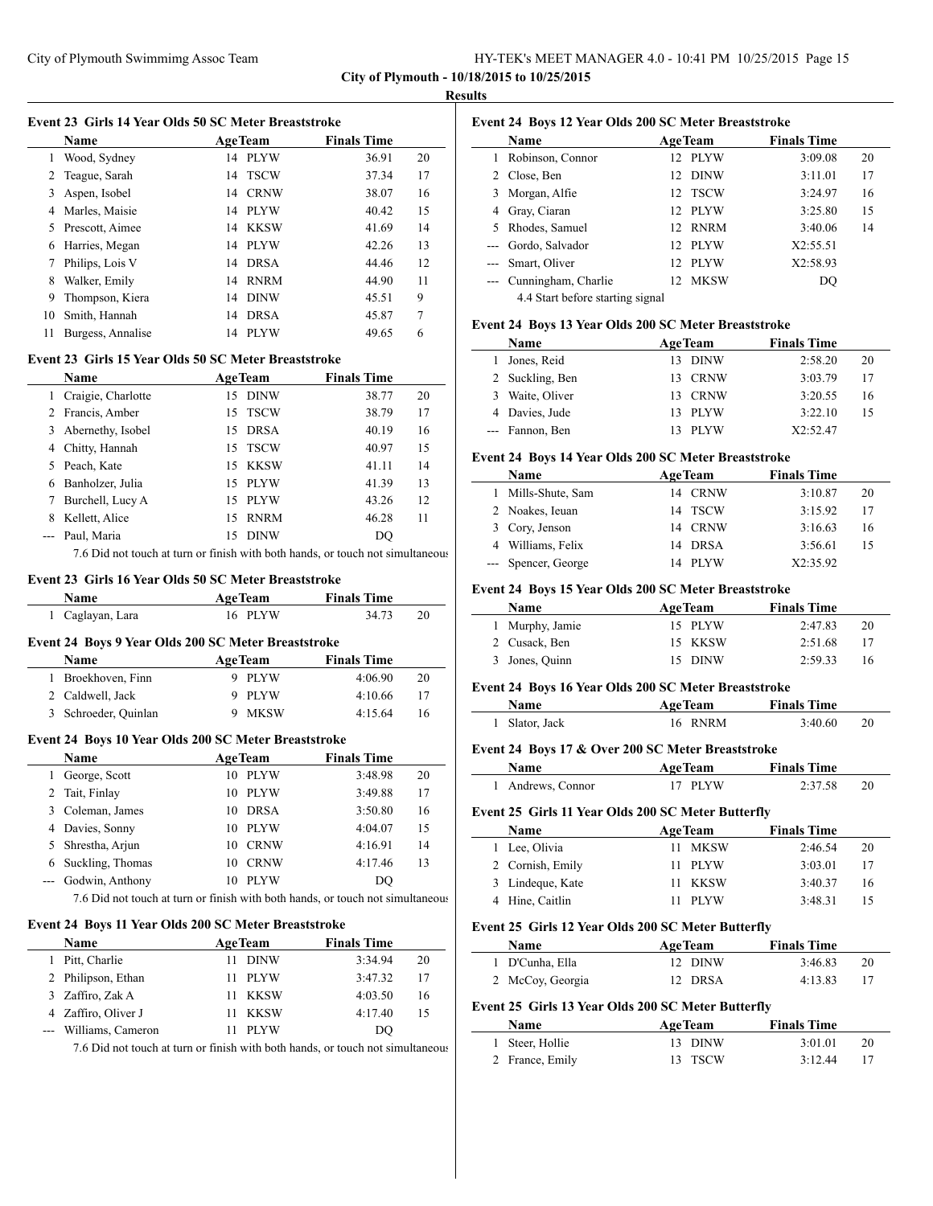**City of Plymouth - 10/18/2015 to 10/25/2015**

**Results**

### Event 23 Girls 14 Year Olds 50 SC Meter Breaststroke

| | Name | Age | Team | Finals Time | |
|---|---|---|---|---|---|
| 1 | Wood, Sydney | 14 | PLYW | 36.91 | 20 |
| 2 | Teague, Sarah | 14 | TSCW | 37.34 | 17 |
| 3 | Aspen, Isobel | 14 | CRNW | 38.07 | 16 |
| 4 | Marles, Maisie | 14 | PLYW | 40.42 | 15 |
| 5 | Prescott, Aimee | 14 | KKSW | 41.69 | 14 |
| 6 | Harries, Megan | 14 | PLYW | 42.26 | 13 |
| 7 | Philips, Lois V | 14 | DRSA | 44.46 | 12 |
| 8 | Walker, Emily | 14 | RNRM | 44.90 | 11 |
| 9 | Thompson, Kiera | 14 | DINW | 45.51 | 9 |
| 10 | Smith, Hannah | 14 | DRSA | 45.87 | 7 |
| 11 | Burgess, Annalise | 14 | PLYW | 49.65 | 6 |

### Event 23 Girls 15 Year Olds 50 SC Meter Breaststroke

| | Name | Age | Team | Finals Time | |
|---|---|---|---|---|---|
| 1 | Craigie, Charlotte | 15 | DINW | 38.77 | 20 |
| 2 | Francis, Amber | 15 | TSCW | 38.79 | 17 |
| 3 | Abernethy, Isobel | 15 | DRSA | 40.19 | 16 |
| 4 | Chitty, Hannah | 15 | TSCW | 40.97 | 15 |
| 5 | Peach, Kate | 15 | KKSW | 41.11 | 14 |
| 6 | Banholzer, Julia | 15 | PLYW | 41.39 | 13 |
| 7 | Burchell, Lucy A | 15 | PLYW | 43.26 | 12 |
| 8 | Kellett, Alice | 15 | RNRM | 46.28 | 11 |
| --- | Paul, Maria | 15 | DINW | DQ | |

7.6 Did not touch at turn or finish with both hands, or touch not simultaneous

### Event 23 Girls 16 Year Olds 50 SC Meter Breaststroke

| | Name | Age | Team | Finals Time | |
|---|---|---|---|---|---|
| 1 | Caglayan, Lara | 16 | PLYW | 34.73 | 20 |

### Event 24 Boys 9 Year Olds 200 SC Meter Breaststroke

| | Name | Age | Team | Finals Time | |
|---|---|---|---|---|---|
| 1 | Broekhoven, Finn | 9 | PLYW | 4:06.90 | 20 |
| 2 | Caldwell, Jack | 9 | PLYW | 4:10.66 | 17 |
| 3 | Schroeder, Quinlan | 9 | MKSW | 4:15.64 | 16 |

### Event 24 Boys 10 Year Olds 200 SC Meter Breaststroke

| | Name | Age | Team | Finals Time | |
|---|---|---|---|---|---|
| 1 | George, Scott | 10 | PLYW | 3:48.98 | 20 |
| 2 | Tait, Finlay | 10 | PLYW | 3:49.88 | 17 |
| 3 | Coleman, James | 10 | DRSA | 3:50.80 | 16 |
| 4 | Davies, Sonny | 10 | PLYW | 4:04.07 | 15 |
| 5 | Shrestha, Arjun | 10 | CRNW | 4:16.91 | 14 |
| 6 | Suckling, Thomas | 10 | CRNW | 4:17.46 | 13 |
| --- | Godwin, Anthony | 10 | PLYW | DQ | |

7.6 Did not touch at turn or finish with both hands, or touch not simultaneous

### Event 24 Boys 11 Year Olds 200 SC Meter Breaststroke

| | Name | Age | Team | Finals Time | |
|---|---|---|---|---|---|
| 1 | Pitt, Charlie | 11 | DINW | 3:34.94 | 20 |
| 2 | Philipson, Ethan | 11 | PLYW | 3:47.32 | 17 |
| 3 | Zaffiro, Zak A | 11 | KKSW | 4:03.50 | 16 |
| 4 | Zaffiro, Oliver J | 11 | KKSW | 4:17.40 | 15 |
| --- | Williams, Cameron | 11 | PLYW | DQ | |

7.6 Did not touch at turn or finish with both hands, or touch not simultaneous

### Event 24 Boys 12 Year Olds 200 SC Meter Breaststroke

| | Name | Age | Team | Finals Time | |
|---|---|---|---|---|---|
| 1 | Robinson, Connor | 12 | PLYW | 3:09.08 | 20 |
| 2 | Close, Ben | 12 | DINW | 3:11.01 | 17 |
| 3 | Morgan, Alfie | 12 | TSCW | 3:24.97 | 16 |
| 4 | Gray, Ciaran | 12 | PLYW | 3:25.80 | 15 |
| 5 | Rhodes, Samuel | 12 | RNRM | 3:40.06 | 14 |
| --- | Gordo, Salvador | 12 | PLYW | X2:55.51 | |
| --- | Smart, Oliver | 12 | PLYW | X2:58.93 | |
| --- | Cunningham, Charlie | 12 | MKSW | DQ | |

4.4 Start before starting signal

### Event 24 Boys 13 Year Olds 200 SC Meter Breaststroke

| | Name | Age | Team | Finals Time | |
|---|---|---|---|---|---|
| 1 | Jones, Reid | 13 | DINW | 2:58.20 | 20 |
| 2 | Suckling, Ben | 13 | CRNW | 3:03.79 | 17 |
| 3 | Waite, Oliver | 13 | CRNW | 3:20.55 | 16 |
| 4 | Davies, Jude | 13 | PLYW | 3:22.10 | 15 |
| --- | Fannon, Ben | 13 | PLYW | X2:52.47 | |

### Event 24 Boys 14 Year Olds 200 SC Meter Breaststroke

| | Name | Age | Team | Finals Time | |
|---|---|---|---|---|---|
| 1 | Mills-Shute, Sam | 14 | CRNW | 3:10.87 | 20 |
| 2 | Noakes, Ieuan | 14 | TSCW | 3:15.92 | 17 |
| 3 | Cory, Jenson | 14 | CRNW | 3:16.63 | 16 |
| 4 | Williams, Felix | 14 | DRSA | 3:56.61 | 15 |
| --- | Spencer, George | 14 | PLYW | X2:35.92 | |

### Event 24 Boys 15 Year Olds 200 SC Meter Breaststroke

| | Name | Age | Team | Finals Time | |
|---|---|---|---|---|---|
| 1 | Murphy, Jamie | 15 | PLYW | 2:47.83 | 20 |
| 2 | Cusack, Ben | 15 | KKSW | 2:51.68 | 17 |
| 3 | Jones, Quinn | 15 | DINW | 2:59.33 | 16 |

### Event 24 Boys 16 Year Olds 200 SC Meter Breaststroke

| | Name | Age | Team | Finals Time | |
|---|---|---|---|---|---|
| 1 | Slator, Jack | 16 | RNRM | 3:40.60 | 20 |

### Event 24 Boys 17 & Over 200 SC Meter Breaststroke

| | Name | Age | Team | Finals Time | |
|---|---|---|---|---|---|
| 1 | Andrews, Connor | 17 | PLYW | 2:37.58 | 20 |

### Event 25 Girls 11 Year Olds 200 SC Meter Butterfly

| | Name | Age | Team | Finals Time | |
|---|---|---|---|---|---|
| 1 | Lee, Olivia | 11 | MKSW | 2:46.54 | 20 |
| 2 | Cornish, Emily | 11 | PLYW | 3:03.01 | 17 |
| 3 | Lindeque, Kate | 11 | KKSW | 3:40.37 | 16 |
| 4 | Hine, Caitlin | 11 | PLYW | 3:48.31 | 15 |

### Event 25 Girls 12 Year Olds 200 SC Meter Butterfly

| | Name | Age | Team | Finals Time | |
|---|---|---|---|---|---|
| 1 | D'Cunha, Ella | 12 | DINW | 3:46.83 | 20 |
| 2 | McCoy, Georgia | 12 | DRSA | 4:13.83 | 17 |

### Event 25 Girls 13 Year Olds 200 SC Meter Butterfly

| | Name | Age | Team | Finals Time | |
|---|---|---|---|---|---|
| 1 | Steer, Hollie | 13 | DINW | 3:01.01 | 20 |
| 2 | France, Emily | 13 | TSCW | 3:12.44 | 17 |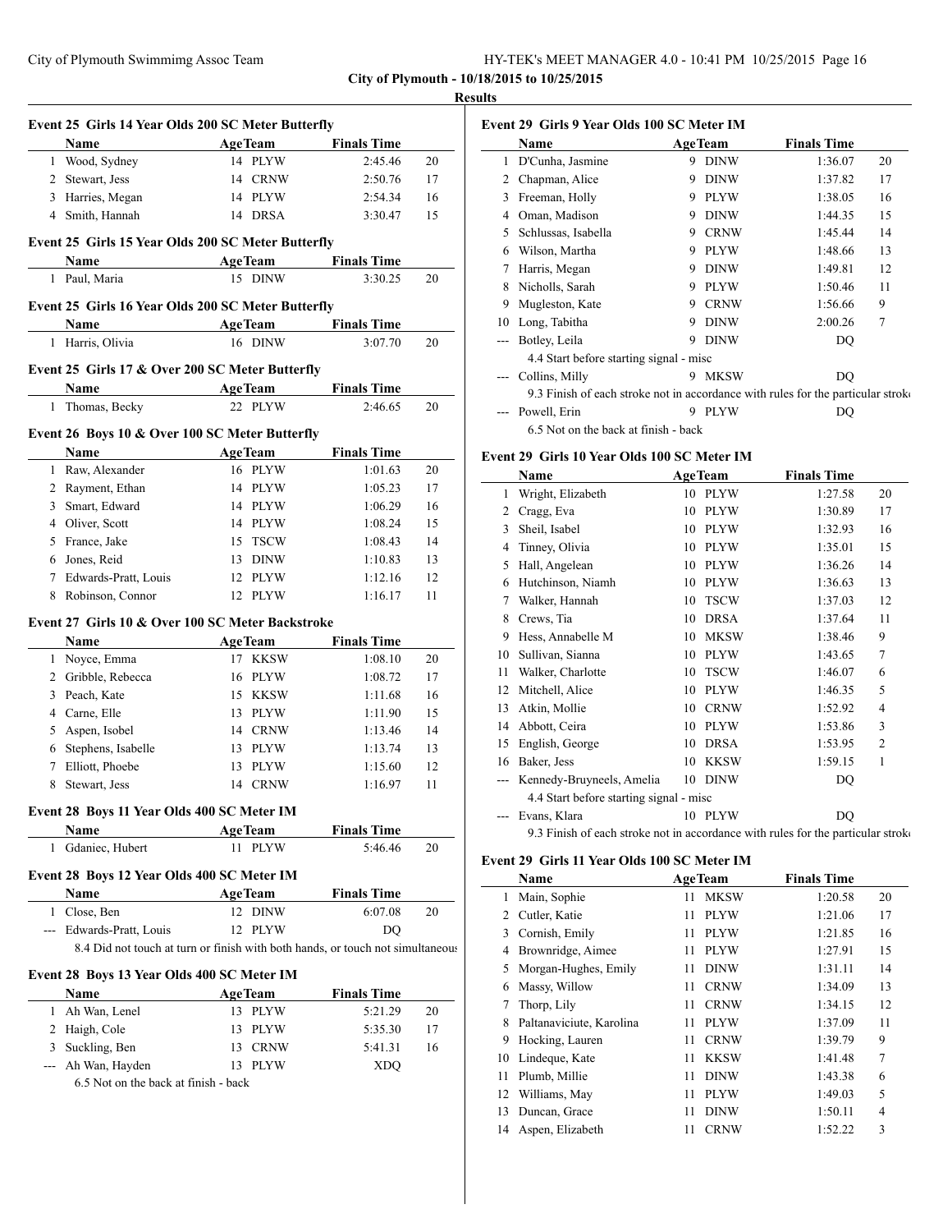City of Plymouth - 10/18/2015 to 10/25/2015

**Results**

### Event 25 Girls 14 Year Olds 200 SC Meter Butterfly

| | Name | Age | Team | Finals Time | |
|---|---|---|---|---|---|
| 1 | Wood, Sydney | 14 | PLYW | 2:45.46 | 20 |
| 2 | Stewart, Jess | 14 | CRNW | 2:50.76 | 17 |
| 3 | Harries, Megan | 14 | PLYW | 2:54.34 | 16 |
| 4 | Smith, Hannah | 14 | DRSA | 3:30.47 | 15 |

### Event 25 Girls 15 Year Olds 200 SC Meter Butterfly

| | Name | Age | Team | Finals Time | |
|---|---|---|---|---|---|
| 1 | Paul, Maria | 15 | DINW | 3:30.25 | 20 |

### Event 25 Girls 16 Year Olds 200 SC Meter Butterfly

| | Name | Age | Team | Finals Time | |
|---|---|---|---|---|---|
| 1 | Harris, Olivia | 16 | DINW | 3:07.70 | 20 |

### Event 25 Girls 17 & Over 200 SC Meter Butterfly

| | Name | Age | Team | Finals Time | |
|---|---|---|---|---|---|
| 1 | Thomas, Becky | 22 | PLYW | 2:46.65 | 20 |

### Event 26 Boys 10 & Over 100 SC Meter Butterfly

| | Name | Age | Team | Finals Time | |
|---|---|---|---|---|---|
| 1 | Raw, Alexander | 16 | PLYW | 1:01.63 | 20 |
| 2 | Rayment, Ethan | 14 | PLYW | 1:05.23 | 17 |
| 3 | Smart, Edward | 14 | PLYW | 1:06.29 | 16 |
| 4 | Oliver, Scott | 14 | PLYW | 1:08.24 | 15 |
| 5 | France, Jake | 15 | TSCW | 1:08.43 | 14 |
| 6 | Jones, Reid | 13 | DINW | 1:10.83 | 13 |
| 7 | Edwards-Pratt, Louis | 12 | PLYW | 1:12.16 | 12 |
| 8 | Robinson, Connor | 12 | PLYW | 1:16.17 | 11 |

### Event 27 Girls 10 & Over 100 SC Meter Backstroke

| | Name | Age | Team | Finals Time | |
|---|---|---|---|---|---|
| 1 | Noyce, Emma | 17 | KKSW | 1:08.10 | 20 |
| 2 | Gribble, Rebecca | 16 | PLYW | 1:08.72 | 17 |
| 3 | Peach, Kate | 15 | KKSW | 1:11.68 | 16 |
| 4 | Carne, Elle | 13 | PLYW | 1:11.90 | 15 |
| 5 | Aspen, Isobel | 14 | CRNW | 1:13.46 | 14 |
| 6 | Stephens, Isabelle | 13 | PLYW | 1:13.74 | 13 |
| 7 | Elliott, Phoebe | 13 | PLYW | 1:15.60 | 12 |
| 8 | Stewart, Jess | 14 | CRNW | 1:16.97 | 11 |

### Event 28 Boys 11 Year Olds 400 SC Meter IM

| | Name | Age | Team | Finals Time | |
|---|---|---|---|---|---|
| 1 | Gdaniec, Hubert | 11 | PLYW | 5:46.46 | 20 |

### Event 28 Boys 12 Year Olds 400 SC Meter IM

| | Name | Age | Team | Finals Time | |
|---|---|---|---|---|---|
| 1 | Close, Ben | 12 | DINW | 6:07.08 | 20 |
| --- | Edwards-Pratt, Louis | 12 | PLYW | DQ | |
| | 8.4 Did not touch at turn or finish with both hands, or touch not simultaneous | | | | |

### Event 28 Boys 13 Year Olds 400 SC Meter IM

| | Name | Age | Team | Finals Time | |
|---|---|---|---|---|---|
| 1 | Ah Wan, Lenel | 13 | PLYW | 5:21.29 | 20 |
| 2 | Haigh, Cole | 13 | PLYW | 5:35.30 | 17 |
| 3 | Suckling, Ben | 13 | CRNW | 5:41.31 | 16 |
| --- | Ah Wan, Hayden | 13 | PLYW | XDQ | |
| | 6.5 Not on the back at finish - back | | | | |

### Event 29 Girls 9 Year Olds 100 SC Meter IM

| | Name | Age | Team | Finals Time | |
|---|---|---|---|---|---|
| 1 | D'Cunha, Jasmine | 9 | DINW | 1:36.07 | 20 |
| 2 | Chapman, Alice | 9 | DINW | 1:37.82 | 17 |
| 3 | Freeman, Holly | 9 | PLYW | 1:38.05 | 16 |
| 4 | Oman, Madison | 9 | DINW | 1:44.35 | 15 |
| 5 | Schlussas, Isabella | 9 | CRNW | 1:45.44 | 14 |
| 6 | Wilson, Martha | 9 | PLYW | 1:48.66 | 13 |
| 7 | Harris, Megan | 9 | DINW | 1:49.81 | 12 |
| 8 | Nicholls, Sarah | 9 | PLYW | 1:50.46 | 11 |
| 9 | Mugleston, Kate | 9 | CRNW | 1:56.66 | 9 |
| 10 | Long, Tabitha | 9 | DINW | 2:00.26 | 7 |
| --- | Botley, Leila | 9 | DINW | DQ | |
| | 4.4 Start before starting signal - misc | | | | |
| --- | Collins, Milly | 9 | MKSW | DQ | |
| | 9.3 Finish of each stroke not in accordance with rules for the particular stroke | | | | |
| --- | Powell, Erin | 9 | PLYW | DQ | |
| | 6.5 Not on the back at finish - back | | | | |

### Event 29 Girls 10 Year Olds 100 SC Meter IM

| | Name | Age | Team | Finals Time | |
|---|---|---|---|---|---|
| 1 | Wright, Elizabeth | 10 | PLYW | 1:27.58 | 20 |
| 2 | Cragg, Eva | 10 | PLYW | 1:30.89 | 17 |
| 3 | Sheil, Isabel | 10 | PLYW | 1:32.93 | 16 |
| 4 | Tinney, Olivia | 10 | PLYW | 1:35.01 | 15 |
| 5 | Hall, Angelean | 10 | PLYW | 1:36.26 | 14 |
| 6 | Hutchinson, Niamh | 10 | PLYW | 1:36.63 | 13 |
| 7 | Walker, Hannah | 10 | TSCW | 1:37.03 | 12 |
| 8 | Crews, Tia | 10 | DRSA | 1:37.64 | 11 |
| 9 | Hess, Annabelle M | 10 | MKSW | 1:38.46 | 9 |
| 10 | Sullivan, Sianna | 10 | PLYW | 1:43.65 | 7 |
| 11 | Walker, Charlotte | 10 | TSCW | 1:46.07 | 6 |
| 12 | Mitchell, Alice | 10 | PLYW | 1:46.35 | 5 |
| 13 | Atkin, Mollie | 10 | CRNW | 1:52.92 | 4 |
| 14 | Abbott, Ceira | 10 | PLYW | 1:53.86 | 3 |
| 15 | English, George | 10 | DRSA | 1:53.95 | 2 |
| 16 | Baker, Jess | 10 | KKSW | 1:59.15 | 1 |
| --- | Kennedy-Bruyneels, Amelia | 10 | DINW | DQ | |
| | 4.4 Start before starting signal - misc | | | | |
| --- | Evans, Klara | 10 | PLYW | DQ | |
| | 9.3 Finish of each stroke not in accordance with rules for the particular stroke | | | | |

### Event 29 Girls 11 Year Olds 100 SC Meter IM

| | Name | Age | Team | Finals Time | |
|---|---|---|---|---|---|
| 1 | Main, Sophie | 11 | MKSW | 1:20.58 | 20 |
| 2 | Cutler, Katie | 11 | PLYW | 1:21.06 | 17 |
| 3 | Cornish, Emily | 11 | PLYW | 1:21.85 | 16 |
| 4 | Brownridge, Aimee | 11 | PLYW | 1:27.91 | 15 |
| 5 | Morgan-Hughes, Emily | 11 | DINW | 1:31.11 | 14 |
| 6 | Massy, Willow | 11 | CRNW | 1:34.09 | 13 |
| 7 | Thorp, Lily | 11 | CRNW | 1:34.15 | 12 |
| 8 | Paltanaviciute, Karolina | 11 | PLYW | 1:37.09 | 11 |
| 9 | Hocking, Lauren | 11 | CRNW | 1:39.79 | 9 |
| 10 | Lindeque, Kate | 11 | KKSW | 1:41.48 | 7 |
| 11 | Plumb, Millie | 11 | DINW | 1:43.38 | 6 |
| 12 | Williams, May | 11 | PLYW | 1:49.03 | 5 |
| 13 | Duncan, Grace | 11 | DINW | 1:50.11 | 4 |
| 14 | Aspen, Elizabeth | 11 | CRNW | 1:52.22 | 3 |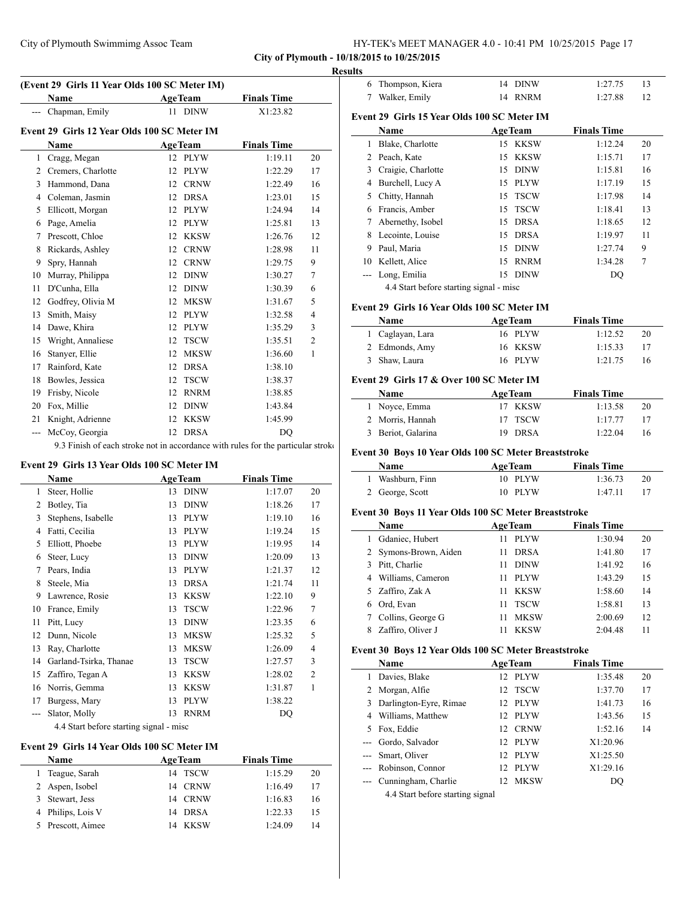City of Plymouth - 10/18/2015 to 10/25/2015

**Results**

### (Event 29 Girls 11 Year Olds 100 SC Meter IM)

| | Name | Age | Team | Finals Time | |
|---|---|---|---|---|---|
| --- | Chapman, Emily | 11 | DINW | X1:23.82 | |

### Event 29 Girls 12 Year Olds 100 SC Meter IM

| | Name | Age | Team | Finals Time | |
|---|---|---|---|---|---|
| 1 | Cragg, Megan | 12 | PLYW | 1:19.11 | 20 |
| 2 | Cremers, Charlotte | 12 | PLYW | 1:22.29 | 17 |
| 3 | Hammond, Dana | 12 | CRNW | 1:22.49 | 16 |
| 4 | Coleman, Jasmin | 12 | DRSA | 1:23.01 | 15 |
| 5 | Ellicott, Morgan | 12 | PLYW | 1:24.94 | 14 |
| 6 | Page, Amelia | 12 | PLYW | 1:25.81 | 13 |
| 7 | Prescott, Chloe | 12 | KKSW | 1:26.76 | 12 |
| 8 | Rickards, Ashley | 12 | CRNW | 1:28.98 | 11 |
| 9 | Spry, Hannah | 12 | CRNW | 1:29.75 | 9 |
| 10 | Murray, Philippa | 12 | DINW | 1:30.27 | 7 |
| 11 | D'Cunha, Ella | 12 | DINW | 1:30.39 | 6 |
| 12 | Godfrey, Olivia M | 12 | MKSW | 1:31.67 | 5 |
| 13 | Smith, Maisy | 12 | PLYW | 1:32.58 | 4 |
| 14 | Dawe, Khira | 12 | PLYW | 1:35.29 | 3 |
| 15 | Wright, Annaliese | 12 | TSCW | 1:35.51 | 2 |
| 16 | Stanyer, Ellie | 12 | MKSW | 1:36.60 | 1 |
| 17 | Rainford, Kate | 12 | DRSA | 1:38.10 | |
| 18 | Bowles, Jessica | 12 | TSCW | 1:38.37 | |
| 19 | Frisby, Nicole | 12 | RNRM | 1:38.85 | |
| 20 | Fox, Millie | 12 | DINW | 1:43.84 | |
| 21 | Knight, Adrienne | 12 | KKSW | 1:45.99 | |
| --- | McCoy, Georgia | 12 | DRSA | DQ | |

9.3 Finish of each stroke not in accordance with rules for the particular stroke

### Event 29 Girls 13 Year Olds 100 SC Meter IM

| | Name | Age | Team | Finals Time | |
|---|---|---|---|---|---|
| 1 | Steer, Hollie | 13 | DINW | 1:17.07 | 20 |
| 2 | Botley, Tia | 13 | DINW | 1:18.26 | 17 |
| 3 | Stephens, Isabelle | 13 | PLYW | 1:19.10 | 16 |
| 4 | Fatti, Cecilia | 13 | PLYW | 1:19.24 | 15 |
| 5 | Elliott, Phoebe | 13 | PLYW | 1:19.95 | 14 |
| 6 | Steer, Lucy | 13 | DINW | 1:20.09 | 13 |
| 7 | Pears, India | 13 | PLYW | 1:21.37 | 12 |
| 8 | Steele, Mia | 13 | DRSA | 1:21.74 | 11 |
| 9 | Lawrence, Rosie | 13 | KKSW | 1:22.10 | 9 |
| 10 | France, Emily | 13 | TSCW | 1:22.96 | 7 |
| 11 | Pitt, Lucy | 13 | DINW | 1:23.35 | 6 |
| 12 | Dunn, Nicole | 13 | MKSW | 1:25.32 | 5 |
| 13 | Ray, Charlotte | 13 | MKSW | 1:26.09 | 4 |
| 14 | Garland-Tsirka, Thanae | 13 | TSCW | 1:27.57 | 3 |
| 15 | Zaffiro, Tegan A | 13 | KKSW | 1:28.02 | 2 |
| 16 | Norris, Gemma | 13 | KKSW | 1:31.87 | 1 |
| 17 | Burgess, Mary | 13 | PLYW | 1:38.22 | |
| --- | Slator, Molly | 13 | RNRM | DQ | |

4.4 Start before starting signal - misc

### Event 29 Girls 14 Year Olds 100 SC Meter IM

| | Name | Age | Team | Finals Time | |
|---|---|---|---|---|---|
| 1 | Teague, Sarah | 14 | TSCW | 1:15.29 | 20 |
| 2 | Aspen, Isobel | 14 | CRNW | 1:16.49 | 17 |
| 3 | Stewart, Jess | 14 | CRNW | 1:16.83 | 16 |
| 4 | Philips, Lois V | 14 | DRSA | 1:22.33 | 15 |
| 5 | Prescott, Aimee | 14 | KKSW | 1:24.09 | 14 |
| 6 | Thompson, Kiera | 14 | DINW | 1:27.75 | 13 |
| 7 | Walker, Emily | 14 | RNRM | 1:27.88 | 12 |

### Event 29 Girls 15 Year Olds 100 SC Meter IM

| | Name | Age | Team | Finals Time | |
|---|---|---|---|---|---|
| 1 | Blake, Charlotte | 15 | KKSW | 1:12.24 | 20 |
| 2 | Peach, Kate | 15 | KKSW | 1:15.71 | 17 |
| 3 | Craigie, Charlotte | 15 | DINW | 1:15.81 | 16 |
| 4 | Burchell, Lucy A | 15 | PLYW | 1:17.19 | 15 |
| 5 | Chitty, Hannah | 15 | TSCW | 1:17.98 | 14 |
| 6 | Francis, Amber | 15 | TSCW | 1:18.41 | 13 |
| 7 | Abernethy, Isobel | 15 | DRSA | 1:18.65 | 12 |
| 8 | Lecointe, Louise | 15 | DRSA | 1:19.97 | 11 |
| 9 | Paul, Maria | 15 | DINW | 1:27.74 | 9 |
| 10 | Kellett, Alice | 15 | RNRM | 1:34.28 | 7 |
| --- | Long, Emilia | 15 | DINW | DQ | |

4.4 Start before starting signal - misc

### Event 29 Girls 16 Year Olds 100 SC Meter IM

| | Name | Age | Team | Finals Time | |
|---|---|---|---|---|---|
| 1 | Caglayan, Lara | 16 | PLYW | 1:12.52 | 20 |
| 2 | Edmonds, Amy | 16 | KKSW | 1:15.33 | 17 |
| 3 | Shaw, Laura | 16 | PLYW | 1:21.75 | 16 |

### Event 29 Girls 17 & Over 100 SC Meter IM

| | Name | Age | Team | Finals Time | |
|---|---|---|---|---|---|
| 1 | Noyce, Emma | 17 | KKSW | 1:13.58 | 20 |
| 2 | Morris, Hannah | 17 | TSCW | 1:17.77 | 17 |
| 3 | Beriot, Galarina | 19 | DRSA | 1:22.04 | 16 |

### Event 30 Boys 10 Year Olds 100 SC Meter Breaststroke

| | Name | Age | Team | Finals Time | |
|---|---|---|---|---|---|
| 1 | Washburn, Finn | 10 | PLYW | 1:36.73 | 20 |
| 2 | George, Scott | 10 | PLYW | 1:47.11 | 17 |

### Event 30 Boys 11 Year Olds 100 SC Meter Breaststroke

| | Name | Age | Team | Finals Time | |
|---|---|---|---|---|---|
| 1 | Gdaniec, Hubert | 11 | PLYW | 1:30.94 | 20 |
| 2 | Symons-Brown, Aiden | 11 | DRSA | 1:41.80 | 17 |
| 3 | Pitt, Charlie | 11 | DINW | 1:41.92 | 16 |
| 4 | Williams, Cameron | 11 | PLYW | 1:43.29 | 15 |
| 5 | Zaffiro, Zak A | 11 | KKSW | 1:58.60 | 14 |
| 6 | Ord, Evan | 11 | TSCW | 1:58.81 | 13 |
| 7 | Collins, George G | 11 | MKSW | 2:00.69 | 12 |
| 8 | Zaffiro, Oliver J | 11 | KKSW | 2:04.48 | 11 |

### Event 30 Boys 12 Year Olds 100 SC Meter Breaststroke

| | Name | Age | Team | Finals Time | |
|---|---|---|---|---|---|
| 1 | Davies, Blake | 12 | PLYW | 1:35.48 | 20 |
| 2 | Morgan, Alfie | 12 | TSCW | 1:37.70 | 17 |
| 3 | Darlington-Eyre, Rimae | 12 | PLYW | 1:41.73 | 16 |
| 4 | Williams, Matthew | 12 | PLYW | 1:43.56 | 15 |
| 5 | Fox, Eddie | 12 | CRNW | 1:52.16 | 14 |
| --- | Gordo, Salvador | 12 | PLYW | X1:20.96 | |
| --- | Smart, Oliver | 12 | PLYW | X1:25.50 | |
| --- | Robinson, Connor | 12 | PLYW | X1:29.16 | |
| --- | Cunningham, Charlie | 12 | MKSW | DQ | |

4.4 Start before starting signal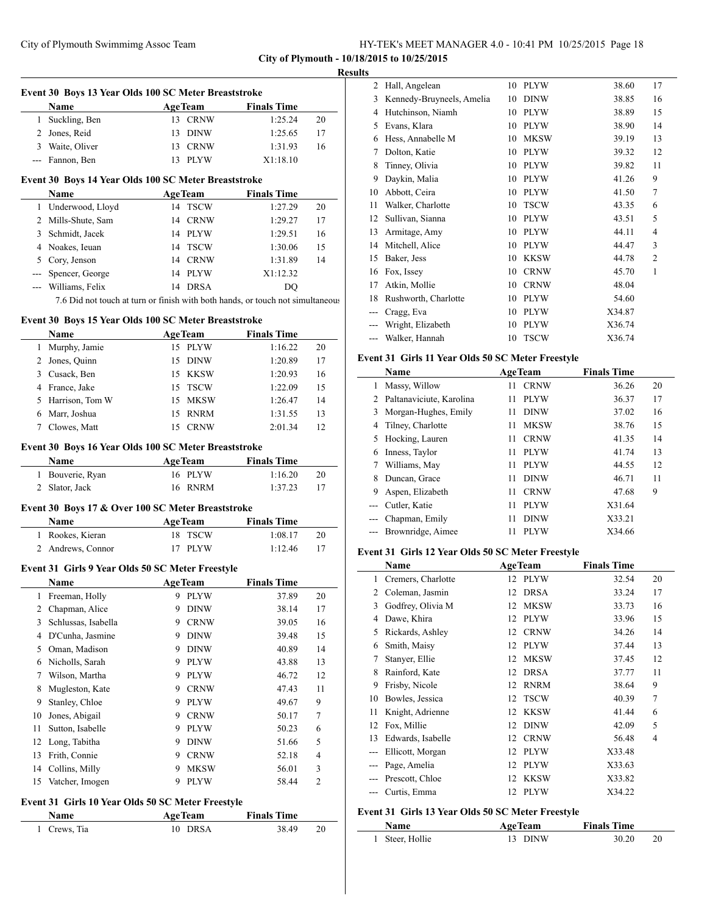**Results**

### Event 30 Boys 13 Year Olds 100 SC Meter Breaststroke

| | Name | Age | Team | Finals Time | |
|---|---|---|---|---|---|
| 1 | Suckling, Ben | 13 | CRNW | 1:25.24 | 20 |
| 2 | Jones, Reid | 13 | DINW | 1:25.65 | 17 |
| 3 | Waite, Oliver | 13 | CRNW | 1:31.93 | 16 |
| --- | Fannon, Ben | 13 | PLYW | X1:18.10 | |

### Event 30 Boys 14 Year Olds 100 SC Meter Breaststroke

| | Name | Age | Team | Finals Time | |
|---|---|---|---|---|---|
| 1 | Underwood, Lloyd | 14 | TSCW | 1:27.29 | 20 |
| 2 | Mills-Shute, Sam | 14 | CRNW | 1:29.27 | 17 |
| 3 | Schmidt, Jacek | 14 | PLYW | 1:29.51 | 16 |
| 4 | Noakes, Ieuan | 14 | TSCW | 1:30.06 | 15 |
| 5 | Cory, Jenson | 14 | CRNW | 1:31.89 | 14 |
| --- | Spencer, George | 14 | PLYW | X1:12.32 | |
| --- | Williams, Felix | 14 | DRSA | DQ | |

7.6 Did not touch at turn or finish with both hands, or touch not simultaneous

### Event 30 Boys 15 Year Olds 100 SC Meter Breaststroke

| | Name | Age | Team | Finals Time | |
|---|---|---|---|---|---|
| 1 | Murphy, Jamie | 15 | PLYW | 1:16.22 | 20 |
| 2 | Jones, Quinn | 15 | DINW | 1:20.89 | 17 |
| 3 | Cusack, Ben | 15 | KKSW | 1:20.93 | 16 |
| 4 | France, Jake | 15 | TSCW | 1:22.09 | 15 |
| 5 | Harrison, Tom W | 15 | MKSW | 1:26.47 | 14 |
| 6 | Marr, Joshua | 15 | RNRM | 1:31.55 | 13 |
| 7 | Clowes, Matt | 15 | CRNW | 2:01.34 | 12 |

### Event 30 Boys 16 Year Olds 100 SC Meter Breaststroke

| | Name | Age | Team | Finals Time | |
|---|---|---|---|---|---|
| 1 | Bouverie, Ryan | 16 | PLYW | 1:16.20 | 20 |
| 2 | Slator, Jack | 16 | RNRM | 1:37.23 | 17 |

### Event 30 Boys 17 & Over 100 SC Meter Breaststroke

| | Name | Age | Team | Finals Time | |
|---|---|---|---|---|---|
| 1 | Rookes, Kieran | 18 | TSCW | 1:08.17 | 20 |
| 2 | Andrews, Connor | 17 | PLYW | 1:12.46 | 17 |

### Event 31 Girls 9 Year Olds 50 SC Meter Freestyle

| | Name | Age | Team | Finals Time | |
|---|---|---|---|---|---|
| 1 | Freeman, Holly | 9 | PLYW | 37.89 | 20 |
| 2 | Chapman, Alice | 9 | DINW | 38.14 | 17 |
| 3 | Schlussas, Isabella | 9 | CRNW | 39.05 | 16 |
| 4 | D'Cunha, Jasmine | 9 | DINW | 39.48 | 15 |
| 5 | Oman, Madison | 9 | DINW | 40.89 | 14 |
| 6 | Nicholls, Sarah | 9 | PLYW | 43.88 | 13 |
| 7 | Wilson, Martha | 9 | PLYW | 46.72 | 12 |
| 8 | Mugleston, Kate | 9 | CRNW | 47.43 | 11 |
| 9 | Stanley, Chloe | 9 | PLYW | 49.67 | 9 |
| 10 | Jones, Abigail | 9 | CRNW | 50.17 | 7 |
| 11 | Sutton, Isabelle | 9 | PLYW | 50.23 | 6 |
| 12 | Long, Tabitha | 9 | DINW | 51.66 | 5 |
| 13 | Frith, Connie | 9 | CRNW | 52.18 | 4 |
| 14 | Collins, Milly | 9 | MKSW | 56.01 | 3 |
| 15 | Vatcher, Imogen | 9 | PLYW | 58.44 | 2 |

### Event 31 Girls 10 Year Olds 50 SC Meter Freestyle

| | Name | Age | Team | Finals Time | |
|---|---|---|---|---|---|
| 1 | Crews, Tia | 10 | DRSA | 38.49 | 20 |
| 2 | Hall, Angelean | 10 | PLYW | 38.60 | 17 |
| 3 | Kennedy-Bruyneels, Amelia | 10 | DINW | 38.85 | 16 |
| 4 | Hutchinson, Niamh | 10 | PLYW | 38.89 | 15 |
| 5 | Evans, Klara | 10 | PLYW | 38.90 | 14 |
| 6 | Hess, Annabelle M | 10 | MKSW | 39.19 | 13 |
| 7 | Dolton, Katie | 10 | PLYW | 39.32 | 12 |
| 8 | Tinney, Olivia | 10 | PLYW | 39.82 | 11 |
| 9 | Daykin, Malia | 10 | PLYW | 41.26 | 9 |
| 10 | Abbott, Ceira | 10 | PLYW | 41.50 | 7 |
| 11 | Walker, Charlotte | 10 | TSCW | 43.35 | 6 |
| 12 | Sullivan, Sianna | 10 | PLYW | 43.51 | 5 |
| 13 | Armitage, Amy | 10 | PLYW | 44.11 | 4 |
| 14 | Mitchell, Alice | 10 | PLYW | 44.47 | 3 |
| 15 | Baker, Jess | 10 | KKSW | 44.78 | 2 |
| 16 | Fox, Issey | 10 | CRNW | 45.70 | 1 |
| 17 | Atkin, Mollie | 10 | CRNW | 48.04 | |
| 18 | Rushworth, Charlotte | 10 | PLYW | 54.60 | |
| --- | Cragg, Eva | 10 | PLYW | X34.87 | |
| --- | Wright, Elizabeth | 10 | PLYW | X36.74 | |
| --- | Walker, Hannah | 10 | TSCW | X36.74 | |

### Event 31 Girls 11 Year Olds 50 SC Meter Freestyle

| | Name | Age | Team | Finals Time | |
|---|---|---|---|---|---|
| 1 | Massy, Willow | 11 | CRNW | 36.26 | 20 |
| 2 | Paltanaviciute, Karolina | 11 | PLYW | 36.37 | 17 |
| 3 | Morgan-Hughes, Emily | 11 | DINW | 37.02 | 16 |
| 4 | Tilney, Charlotte | 11 | MKSW | 38.76 | 15 |
| 5 | Hocking, Lauren | 11 | CRNW | 41.35 | 14 |
| 6 | Inness, Taylor | 11 | PLYW | 41.74 | 13 |
| 7 | Williams, May | 11 | PLYW | 44.55 | 12 |
| 8 | Duncan, Grace | 11 | DINW | 46.71 | 11 |
| 9 | Aspen, Elizabeth | 11 | CRNW | 47.68 | 9 |
| --- | Cutler, Katie | 11 | PLYW | X31.64 | |
| --- | Chapman, Emily | 11 | DINW | X33.21 | |
| --- | Brownridge, Aimee | 11 | PLYW | X34.66 | |

### Event 31 Girls 12 Year Olds 50 SC Meter Freestyle

| | Name | Age | Team | Finals Time | |
|---|---|---|---|---|---|
| 1 | Cremers, Charlotte | 12 | PLYW | 32.54 | 20 |
| 2 | Coleman, Jasmin | 12 | DRSA | 33.24 | 17 |
| 3 | Godfrey, Olivia M | 12 | MKSW | 33.73 | 16 |
| 4 | Dawe, Khira | 12 | PLYW | 33.96 | 15 |
| 5 | Rickards, Ashley | 12 | CRNW | 34.26 | 14 |
| 6 | Smith, Maisy | 12 | PLYW | 37.44 | 13 |
| 7 | Stanyer, Ellie | 12 | MKSW | 37.45 | 12 |
| 8 | Rainford, Kate | 12 | DRSA | 37.77 | 11 |
| 9 | Frisby, Nicole | 12 | RNRM | 38.64 | 9 |
| 10 | Bowles, Jessica | 12 | TSCW | 40.39 | 7 |
| 11 | Knight, Adrienne | 12 | KKSW | 41.44 | 6 |
| 12 | Fox, Millie | 12 | DINW | 42.09 | 5 |
| 13 | Edwards, Isabelle | 12 | CRNW | 56.48 | 4 |
| --- | Ellicott, Morgan | 12 | PLYW | X33.48 | |
| --- | Page, Amelia | 12 | PLYW | X33.63 | |
| --- | Prescott, Chloe | 12 | KKSW | X33.82 | |
| --- | Curtis, Emma | 12 | PLYW | X34.22 | |

### Event 31 Girls 13 Year Olds 50 SC Meter Freestyle

| | Name | Age | Team | Finals Time | |
|---|---|---|---|---|---|
| 1 | Steer, Hollie | 13 | DINW | 30.20 | 20 |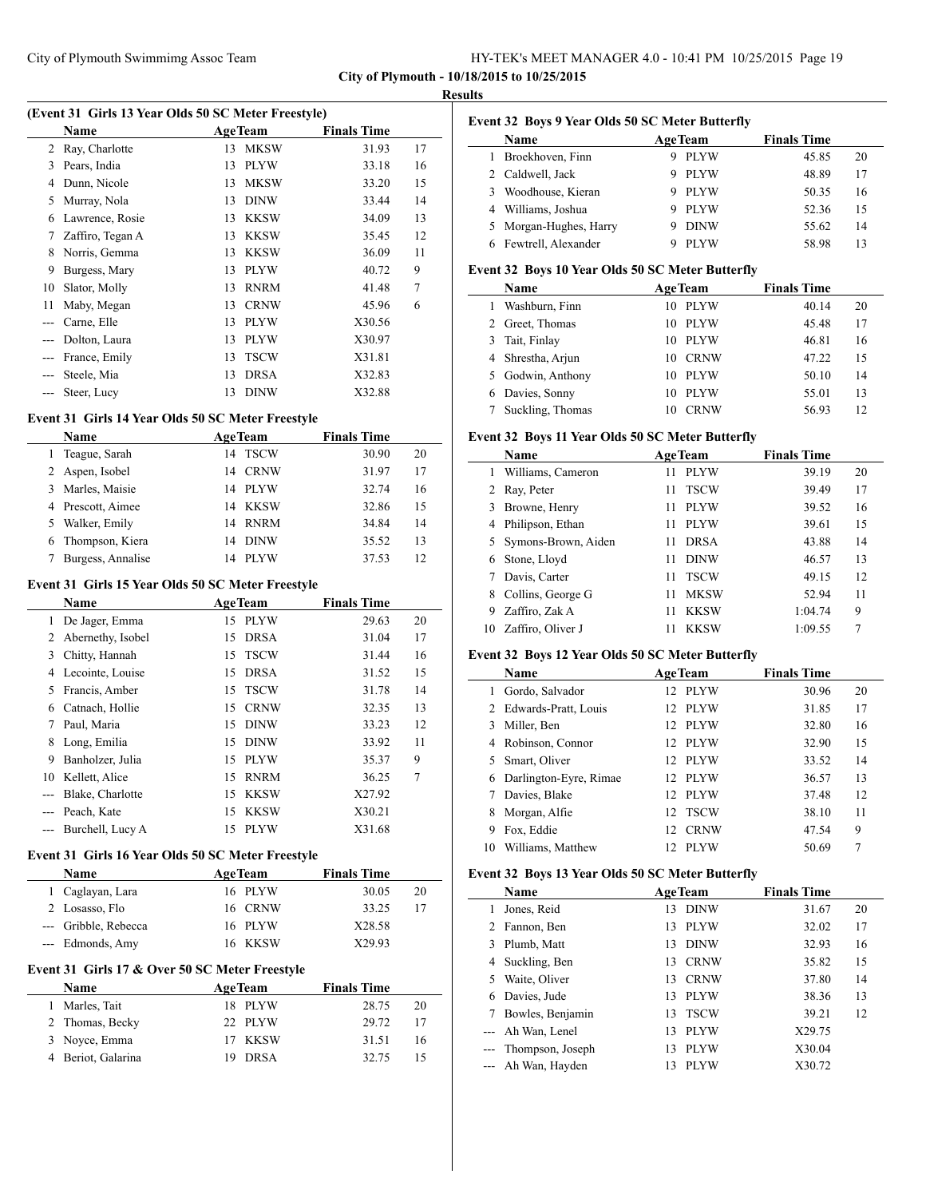**City of Plymouth - 10/18/2015 to 10/25/2015**

**Results**

### (Event 31 Girls 13 Year Olds 50 SC Meter Freestyle)

| | Name | Age | Team | Finals Time | |
|---|---|---|---|---|---|
| 2 | Ray, Charlotte | 13 | MKSW | 31.93 | 17 |
| 3 | Pears, India | 13 | PLYW | 33.18 | 16 |
| 4 | Dunn, Nicole | 13 | MKSW | 33.20 | 15 |
| 5 | Murray, Nola | 13 | DINW | 33.44 | 14 |
| 6 | Lawrence, Rosie | 13 | KKSW | 34.09 | 13 |
| 7 | Zaffiro, Tegan A | 13 | KKSW | 35.45 | 12 |
| 8 | Norris, Gemma | 13 | KKSW | 36.09 | 11 |
| 9 | Burgess, Mary | 13 | PLYW | 40.72 | 9 |
| 10 | Slator, Molly | 13 | RNRM | 41.48 | 7 |
| 11 | Maby, Megan | 13 | CRNW | 45.96 | 6 |
| --- | Carne, Elle | 13 | PLYW | X30.56 | |
| --- | Dolton, Laura | 13 | PLYW | X30.97 | |
| --- | France, Emily | 13 | TSCW | X31.81 | |
| --- | Steele, Mia | 13 | DRSA | X32.83 | |
| --- | Steer, Lucy | 13 | DINW | X32.88 | |

### Event 31 Girls 14 Year Olds 50 SC Meter Freestyle

| | Name | Age | Team | Finals Time | |
|---|---|---|---|---|---|
| 1 | Teague, Sarah | 14 | TSCW | 30.90 | 20 |
| 2 | Aspen, Isobel | 14 | CRNW | 31.97 | 17 |
| 3 | Marles, Maisie | 14 | PLYW | 32.74 | 16 |
| 4 | Prescott, Aimee | 14 | KKSW | 32.86 | 15 |
| 5 | Walker, Emily | 14 | RNRM | 34.84 | 14 |
| 6 | Thompson, Kiera | 14 | DINW | 35.52 | 13 |
| 7 | Burgess, Annalise | 14 | PLYW | 37.53 | 12 |

### Event 31 Girls 15 Year Olds 50 SC Meter Freestyle

| | Name | Age | Team | Finals Time | |
|---|---|---|---|---|---|
| 1 | De Jager, Emma | 15 | PLYW | 29.63 | 20 |
| 2 | Abernethy, Isobel | 15 | DRSA | 31.04 | 17 |
| 3 | Chitty, Hannah | 15 | TSCW | 31.44 | 16 |
| 4 | Lecointe, Louise | 15 | DRSA | 31.52 | 15 |
| 5 | Francis, Amber | 15 | TSCW | 31.78 | 14 |
| 6 | Catnach, Hollie | 15 | CRNW | 32.35 | 13 |
| 7 | Paul, Maria | 15 | DINW | 33.23 | 12 |
| 8 | Long, Emilia | 15 | DINW | 33.92 | 11 |
| 9 | Banholzer, Julia | 15 | PLYW | 35.37 | 9 |
| 10 | Kellett, Alice | 15 | RNRM | 36.25 | 7 |
| --- | Blake, Charlotte | 15 | KKSW | X27.92 | |
| --- | Peach, Kate | 15 | KKSW | X30.21 | |
| --- | Burchell, Lucy A | 15 | PLYW | X31.68 | |

### Event 31 Girls 16 Year Olds 50 SC Meter Freestyle

| | Name | Age | Team | Finals Time | |
|---|---|---|---|---|---|
| 1 | Caglayan, Lara | 16 | PLYW | 30.05 | 20 |
| 2 | Losasso, Flo | 16 | CRNW | 33.25 | 17 |
| --- | Gribble, Rebecca | 16 | PLYW | X28.58 | |
| --- | Edmonds, Amy | 16 | KKSW | X29.93 | |

### Event 31 Girls 17 & Over 50 SC Meter Freestyle

| | Name | Age | Team | Finals Time | |
|---|---|---|---|---|---|
| 1 | Marles, Tait | 18 | PLYW | 28.75 | 20 |
| 2 | Thomas, Becky | 22 | PLYW | 29.72 | 17 |
| 3 | Noyce, Emma | 17 | KKSW | 31.51 | 16 |
| 4 | Beriot, Galarina | 19 | DRSA | 32.75 | 15 |

### Event 32 Boys 9 Year Olds 50 SC Meter Butterfly

| | Name | Age | Team | Finals Time | |
|---|---|---|---|---|---|
| 1 | Broekhoven, Finn | 9 | PLYW | 45.85 | 20 |
| 2 | Caldwell, Jack | 9 | PLYW | 48.89 | 17 |
| 3 | Woodhouse, Kieran | 9 | PLYW | 50.35 | 16 |
| 4 | Williams, Joshua | 9 | PLYW | 52.36 | 15 |
| 5 | Morgan-Hughes, Harry | 9 | DINW | 55.62 | 14 |
| 6 | Fewtrell, Alexander | 9 | PLYW | 58.98 | 13 |

### Event 32 Boys 10 Year Olds 50 SC Meter Butterfly

| | Name | Age | Team | Finals Time | |
|---|---|---|---|---|---|
| 1 | Washburn, Finn | 10 | PLYW | 40.14 | 20 |
| 2 | Greet, Thomas | 10 | PLYW | 45.48 | 17 |
| 3 | Tait, Finlay | 10 | PLYW | 46.81 | 16 |
| 4 | Shrestha, Arjun | 10 | CRNW | 47.22 | 15 |
| 5 | Godwin, Anthony | 10 | PLYW | 50.10 | 14 |
| 6 | Davies, Sonny | 10 | PLYW | 55.01 | 13 |
| 7 | Suckling, Thomas | 10 | CRNW | 56.93 | 12 |

### Event 32 Boys 11 Year Olds 50 SC Meter Butterfly

| | Name | Age | Team | Finals Time | |
|---|---|---|---|---|---|
| 1 | Williams, Cameron | 11 | PLYW | 39.19 | 20 |
| 2 | Ray, Peter | 11 | TSCW | 39.49 | 17 |
| 3 | Browne, Henry | 11 | PLYW | 39.52 | 16 |
| 4 | Philipson, Ethan | 11 | PLYW | 39.61 | 15 |
| 5 | Symons-Brown, Aiden | 11 | DRSA | 43.88 | 14 |
| 6 | Stone, Lloyd | 11 | DINW | 46.57 | 13 |
| 7 | Davis, Carter | 11 | TSCW | 49.15 | 12 |
| 8 | Collins, George G | 11 | MKSW | 52.94 | 11 |
| 9 | Zaffiro, Zak A | 11 | KKSW | 1:04.74 | 9 |
| 10 | Zaffiro, Oliver J | 11 | KKSW | 1:09.55 | 7 |

### Event 32 Boys 12 Year Olds 50 SC Meter Butterfly

| | Name | Age | Team | Finals Time | |
|---|---|---|---|---|---|
| 1 | Gordo, Salvador | 12 | PLYW | 30.96 | 20 |
| 2 | Edwards-Pratt, Louis | 12 | PLYW | 31.85 | 17 |
| 3 | Miller, Ben | 12 | PLYW | 32.80 | 16 |
| 4 | Robinson, Connor | 12 | PLYW | 32.90 | 15 |
| 5 | Smart, Oliver | 12 | PLYW | 33.52 | 14 |
| 6 | Darlington-Eyre, Rimae | 12 | PLYW | 36.57 | 13 |
| 7 | Davies, Blake | 12 | PLYW | 37.48 | 12 |
| 8 | Morgan, Alfie | 12 | TSCW | 38.10 | 11 |
| 9 | Fox, Eddie | 12 | CRNW | 47.54 | 9 |
| 10 | Williams, Matthew | 12 | PLYW | 50.69 | 7 |

### Event 32 Boys 13 Year Olds 50 SC Meter Butterfly

| | Name | Age | Team | Finals Time | |
|---|---|---|---|---|---|
| 1 | Jones, Reid | 13 | DINW | 31.67 | 20 |
| 2 | Fannon, Ben | 13 | PLYW | 32.02 | 17 |
| 3 | Plumb, Matt | 13 | DINW | 32.93 | 16 |
| 4 | Suckling, Ben | 13 | CRNW | 35.82 | 15 |
| 5 | Waite, Oliver | 13 | CRNW | 37.80 | 14 |
| 6 | Davies, Jude | 13 | PLYW | 38.36 | 13 |
| 7 | Bowles, Benjamin | 13 | TSCW | 39.21 | 12 |
| --- | Ah Wan, Lenel | 13 | PLYW | X29.75 | |
| --- | Thompson, Joseph | 13 | PLYW | X30.04 | |
| --- | Ah Wan, Hayden | 13 | PLYW | X30.72 | |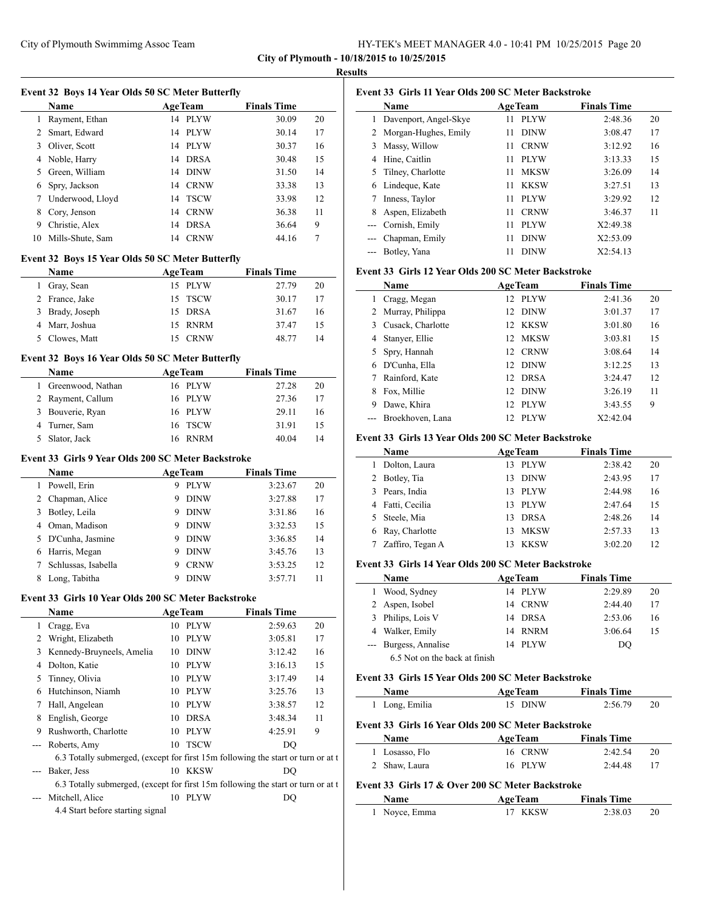**City of Plymouth - 10/18/2015 to 10/25/2015**

**Results**

### Event 32 Boys 14 Year Olds 50 SC Meter Butterfly

| | Name | Age | Team | Finals Time | |
|---|---|---|---|---|---|
| 1 | Rayment, Ethan | 14 | PLYW | 30.09 | 20 |
| 2 | Smart, Edward | 14 | PLYW | 30.14 | 17 |
| 3 | Oliver, Scott | 14 | PLYW | 30.37 | 16 |
| 4 | Noble, Harry | 14 | DRSA | 30.48 | 15 |
| 5 | Green, William | 14 | DINW | 31.50 | 14 |
| 6 | Spry, Jackson | 14 | CRNW | 33.38 | 13 |
| 7 | Underwood, Lloyd | 14 | TSCW | 33.98 | 12 |
| 8 | Cory, Jenson | 14 | CRNW | 36.38 | 11 |
| 9 | Christie, Alex | 14 | DRSA | 36.64 | 9 |
| 10 | Mills-Shute, Sam | 14 | CRNW | 44.16 | 7 |

### Event 32 Boys 15 Year Olds 50 SC Meter Butterfly

| | Name | Age | Team | Finals Time | |
|---|---|---|---|---|---|
| 1 | Gray, Sean | 15 | PLYW | 27.79 | 20 |
| 2 | France, Jake | 15 | TSCW | 30.17 | 17 |
| 3 | Brady, Joseph | 15 | DRSA | 31.67 | 16 |
| 4 | Marr, Joshua | 15 | RNRM | 37.47 | 15 |
| 5 | Clowes, Matt | 15 | CRNW | 48.77 | 14 |

### Event 32 Boys 16 Year Olds 50 SC Meter Butterfly

| | Name | Age | Team | Finals Time | |
|---|---|---|---|---|---|
| 1 | Greenwood, Nathan | 16 | PLYW | 27.28 | 20 |
| 2 | Rayment, Callum | 16 | PLYW | 27.36 | 17 |
| 3 | Bouverie, Ryan | 16 | PLYW | 29.11 | 16 |
| 4 | Turner, Sam | 16 | TSCW | 31.91 | 15 |
| 5 | Slator, Jack | 16 | RNRM | 40.04 | 14 |

### Event 33 Girls 9 Year Olds 200 SC Meter Backstroke

| | Name | Age | Team | Finals Time | |
|---|---|---|---|---|---|
| 1 | Powell, Erin | 9 | PLYW | 3:23.67 | 20 |
| 2 | Chapman, Alice | 9 | DINW | 3:27.88 | 17 |
| 3 | Botley, Leila | 9 | DINW | 3:31.86 | 16 |
| 4 | Oman, Madison | 9 | DINW | 3:32.53 | 15 |
| 5 | D'Cunha, Jasmine | 9 | DINW | 3:36.85 | 14 |
| 6 | Harris, Megan | 9 | DINW | 3:45.76 | 13 |
| 7 | Schlussas, Isabella | 9 | CRNW | 3:53.25 | 12 |
| 8 | Long, Tabitha | 9 | DINW | 3:57.71 | 11 |

### Event 33 Girls 10 Year Olds 200 SC Meter Backstroke

| | Name | Age | Team | Finals Time | |
|---|---|---|---|---|---|
| 1 | Cragg, Eva | 10 | PLYW | 2:59.63 | 20 |
| 2 | Wright, Elizabeth | 10 | PLYW | 3:05.81 | 17 |
| 3 | Kennedy-Bruyneels, Amelia | 10 | DINW | 3:12.42 | 16 |
| 4 | Dolton, Katie | 10 | PLYW | 3:16.13 | 15 |
| 5 | Tinney, Olivia | 10 | PLYW | 3:17.49 | 14 |
| 6 | Hutchinson, Niamh | 10 | PLYW | 3:25.76 | 13 |
| 7 | Hall, Angelean | 10 | PLYW | 3:38.57 | 12 |
| 8 | English, George | 10 | DRSA | 3:48.34 | 11 |
| 9 | Rushworth, Charlotte | 10 | PLYW | 4:25.91 | 9 |
| --- | Roberts, Amy | 10 | TSCW | DQ | |
| | 6.3 Totally submerged, (except for first 15m following the start or turn or at t | | | | |
| --- | Baker, Jess | 10 | KKSW | DQ | |
| | 6.3 Totally submerged, (except for first 15m following the start or turn or at t | | | | |
| --- | Mitchell, Alice | 10 | PLYW | DQ | |
| | 4.4 Start before starting signal | | | | |

### Event 33 Girls 11 Year Olds 200 SC Meter Backstroke

| | Name | Age | Team | Finals Time | |
|---|---|---|---|---|---|
| 1 | Davenport, Angel-Skye | 11 | PLYW | 2:48.36 | 20 |
| 2 | Morgan-Hughes, Emily | 11 | DINW | 3:08.47 | 17 |
| 3 | Massy, Willow | 11 | CRNW | 3:12.92 | 16 |
| 4 | Hine, Caitlin | 11 | PLYW | 3:13.33 | 15 |
| 5 | Tilney, Charlotte | 11 | MKSW | 3:26.09 | 14 |
| 6 | Lindeque, Kate | 11 | KKSW | 3:27.51 | 13 |
| 7 | Inness, Taylor | 11 | PLYW | 3:29.92 | 12 |
| 8 | Aspen, Elizabeth | 11 | CRNW | 3:46.37 | 11 |
| --- | Cornish, Emily | 11 | PLYW | X2:49.38 | |
| --- | Chapman, Emily | 11 | DINW | X2:53.09 | |
| --- | Botley, Yana | 11 | DINW | X2:54.13 | |

### Event 33 Girls 12 Year Olds 200 SC Meter Backstroke

| | Name | Age | Team | Finals Time | |
|---|---|---|---|---|---|
| 1 | Cragg, Megan | 12 | PLYW | 2:41.36 | 20 |
| 2 | Murray, Philippa | 12 | DINW | 3:01.37 | 17 |
| 3 | Cusack, Charlotte | 12 | KKSW | 3:01.80 | 16 |
| 4 | Stanyer, Ellie | 12 | MKSW | 3:03.81 | 15 |
| 5 | Spry, Hannah | 12 | CRNW | 3:08.64 | 14 |
| 6 | D'Cunha, Ella | 12 | DINW | 3:12.25 | 13 |
| 7 | Rainford, Kate | 12 | DRSA | 3:24.47 | 12 |
| 8 | Fox, Millie | 12 | DINW | 3:26.19 | 11 |
| 9 | Dawe, Khira | 12 | PLYW | 3:43.55 | 9 |
| --- | Broekhoven, Lana | 12 | PLYW | X2:42.04 | |

### Event 33 Girls 13 Year Olds 200 SC Meter Backstroke

| | Name | Age | Team | Finals Time | |
|---|---|---|---|---|---|
| 1 | Dolton, Laura | 13 | PLYW | 2:38.42 | 20 |
| 2 | Botley, Tia | 13 | DINW | 2:43.95 | 17 |
| 3 | Pears, India | 13 | PLYW | 2:44.98 | 16 |
| 4 | Fatti, Cecilia | 13 | PLYW | 2:47.64 | 15 |
| 5 | Steele, Mia | 13 | DRSA | 2:48.26 | 14 |
| 6 | Ray, Charlotte | 13 | MKSW | 2:57.33 | 13 |
| 7 | Zaffiro, Tegan A | 13 | KKSW | 3:02.20 | 12 |

### Event 33 Girls 14 Year Olds 200 SC Meter Backstroke

| | Name | Age | Team | Finals Time | |
|---|---|---|---|---|---|
| 1 | Wood, Sydney | 14 | PLYW | 2:29.89 | 20 |
| 2 | Aspen, Isobel | 14 | CRNW | 2:44.40 | 17 |
| 3 | Philips, Lois V | 14 | DRSA | 2:53.06 | 16 |
| 4 | Walker, Emily | 14 | RNRM | 3:06.64 | 15 |
| --- | Burgess, Annalise | 14 | PLYW | DQ | |
| | 6.5 Not on the back at finish | | | | |

### Event 33 Girls 15 Year Olds 200 SC Meter Backstroke

| | Name | Age | Team | Finals Time | |
|---|---|---|---|---|---|
| 1 | Long, Emilia | 15 | DINW | 2:56.79 | 20 |

### Event 33 Girls 16 Year Olds 200 SC Meter Backstroke

| | Name | Age | Team | Finals Time | |
|---|---|---|---|---|---|
| 1 | Losasso, Flo | 16 | CRNW | 2:42.54 | 20 |
| 2 | Shaw, Laura | 16 | PLYW | 2:44.48 | 17 |

### Event 33 Girls 17 & Over 200 SC Meter Backstroke

| | Name | Age | Team | Finals Time | |
|---|---|---|---|---|---|
| 1 | Noyce, Emma | 17 | KKSW | 2:38.03 | 20 |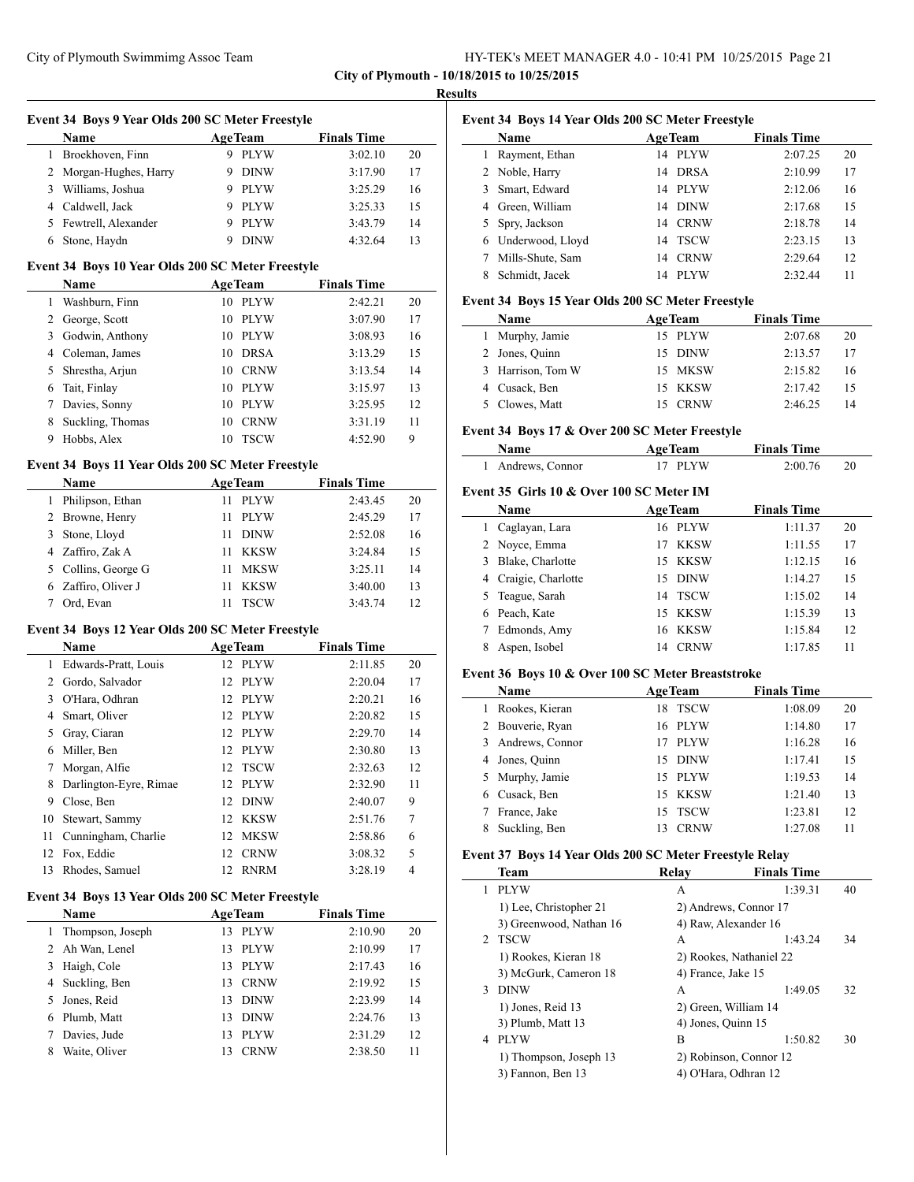**City of Plymouth - 10/18/2015 to 10/25/2015**

**Results**

### Event 34 Boys 9 Year Olds 200 SC Meter Freestyle

| | Name | Age | Team | Finals Time | |
|---|---|---|---|---|---|
| 1 | Broekhoven, Finn | 9 | PLYW | 3:02.10 | 20 |
| 2 | Morgan-Hughes, Harry | 9 | DINW | 3:17.90 | 17 |
| 3 | Williams, Joshua | 9 | PLYW | 3:25.29 | 16 |
| 4 | Caldwell, Jack | 9 | PLYW | 3:25.33 | 15 |
| 5 | Fewtrell, Alexander | 9 | PLYW | 3:43.79 | 14 |
| 6 | Stone, Haydn | 9 | DINW | 4:32.64 | 13 |

### Event 34 Boys 10 Year Olds 200 SC Meter Freestyle

| | Name | Age | Team | Finals Time | |
|---|---|---|---|---|---|
| 1 | Washburn, Finn | 10 | PLYW | 2:42.21 | 20 |
| 2 | George, Scott | 10 | PLYW | 3:07.90 | 17 |
| 3 | Godwin, Anthony | 10 | PLYW | 3:08.93 | 16 |
| 4 | Coleman, James | 10 | DRSA | 3:13.29 | 15 |
| 5 | Shrestha, Arjun | 10 | CRNW | 3:13.54 | 14 |
| 6 | Tait, Finlay | 10 | PLYW | 3:15.97 | 13 |
| 7 | Davies, Sonny | 10 | PLYW | 3:25.95 | 12 |
| 8 | Suckling, Thomas | 10 | CRNW | 3:31.19 | 11 |
| 9 | Hobbs, Alex | 10 | TSCW | 4:52.90 | 9 |

### Event 34 Boys 11 Year Olds 200 SC Meter Freestyle

| | Name | Age | Team | Finals Time | |
|---|---|---|---|---|---|
| 1 | Philipson, Ethan | 11 | PLYW | 2:43.45 | 20 |
| 2 | Browne, Henry | 11 | PLYW | 2:45.29 | 17 |
| 3 | Stone, Lloyd | 11 | DINW | 2:52.08 | 16 |
| 4 | Zaffiro, Zak A | 11 | KKSW | 3:24.84 | 15 |
| 5 | Collins, George G | 11 | MKSW | 3:25.11 | 14 |
| 6 | Zaffiro, Oliver J | 11 | KKSW | 3:40.00 | 13 |
| 7 | Ord, Evan | 11 | TSCW | 3:43.74 | 12 |

### Event 34 Boys 12 Year Olds 200 SC Meter Freestyle

| | Name | Age | Team | Finals Time | |
|---|---|---|---|---|---|
| 1 | Edwards-Pratt, Louis | 12 | PLYW | 2:11.85 | 20 |
| 2 | Gordo, Salvador | 12 | PLYW | 2:20.04 | 17 |
| 3 | O'Hara, Odhran | 12 | PLYW | 2:20.21 | 16 |
| 4 | Smart, Oliver | 12 | PLYW | 2:20.82 | 15 |
| 5 | Gray, Ciaran | 12 | PLYW | 2:29.70 | 14 |
| 6 | Miller, Ben | 12 | PLYW | 2:30.80 | 13 |
| 7 | Morgan, Alfie | 12 | TSCW | 2:32.63 | 12 |
| 8 | Darlington-Eyre, Rimae | 12 | PLYW | 2:32.90 | 11 |
| 9 | Close, Ben | 12 | DINW | 2:40.07 | 9 |
| 10 | Stewart, Sammy | 12 | KKSW | 2:51.76 | 7 |
| 11 | Cunningham, Charlie | 12 | MKSW | 2:58.86 | 6 |
| 12 | Fox, Eddie | 12 | CRNW | 3:08.32 | 5 |
| 13 | Rhodes, Samuel | 12 | RNRM | 3:28.19 | 4 |

### Event 34 Boys 13 Year Olds 200 SC Meter Freestyle

| | Name | Age | Team | Finals Time | |
|---|---|---|---|---|---|
| 1 | Thompson, Joseph | 13 | PLYW | 2:10.90 | 20 |
| 2 | Ah Wan, Lenel | 13 | PLYW | 2:10.99 | 17 |
| 3 | Haigh, Cole | 13 | PLYW | 2:17.43 | 16 |
| 4 | Suckling, Ben | 13 | CRNW | 2:19.92 | 15 |
| 5 | Jones, Reid | 13 | DINW | 2:23.99 | 14 |
| 6 | Plumb, Matt | 13 | DINW | 2:24.76 | 13 |
| 7 | Davies, Jude | 13 | PLYW | 2:31.29 | 12 |
| 8 | Waite, Oliver | 13 | CRNW | 2:38.50 | 11 |

### Event 34 Boys 14 Year Olds 200 SC Meter Freestyle

| | Name | Age | Team | Finals Time | |
|---|---|---|---|---|---|
| 1 | Rayment, Ethan | 14 | PLYW | 2:07.25 | 20 |
| 2 | Noble, Harry | 14 | DRSA | 2:10.99 | 17 |
| 3 | Smart, Edward | 14 | PLYW | 2:12.06 | 16 |
| 4 | Green, William | 14 | DINW | 2:17.68 | 15 |
| 5 | Spry, Jackson | 14 | CRNW | 2:18.78 | 14 |
| 6 | Underwood, Lloyd | 14 | TSCW | 2:23.15 | 13 |
| 7 | Mills-Shute, Sam | 14 | CRNW | 2:29.64 | 12 |
| 8 | Schmidt, Jacek | 14 | PLYW | 2:32.44 | 11 |

### Event 34 Boys 15 Year Olds 200 SC Meter Freestyle

| | Name | Age | Team | Finals Time | |
|---|---|---|---|---|---|
| 1 | Murphy, Jamie | 15 | PLYW | 2:07.68 | 20 |
| 2 | Jones, Quinn | 15 | DINW | 2:13.57 | 17 |
| 3 | Harrison, Tom W | 15 | MKSW | 2:15.82 | 16 |
| 4 | Cusack, Ben | 15 | KKSW | 2:17.42 | 15 |
| 5 | Clowes, Matt | 15 | CRNW | 2:46.25 | 14 |

### Event 34 Boys 17 & Over 200 SC Meter Freestyle

| | Name | Age | Team | Finals Time | |
|---|---|---|---|---|---|
| 1 | Andrews, Connor | 17 | PLYW | 2:00.76 | 20 |

### Event 35 Girls 10 & Over 100 SC Meter IM

| | Name | Age | Team | Finals Time | |
|---|---|---|---|---|---|
| 1 | Caglayan, Lara | 16 | PLYW | 1:11.37 | 20 |
| 2 | Noyce, Emma | 17 | KKSW | 1:11.55 | 17 |
| 3 | Blake, Charlotte | 15 | KKSW | 1:12.15 | 16 |
| 4 | Craigie, Charlotte | 15 | DINW | 1:14.27 | 15 |
| 5 | Teague, Sarah | 14 | TSCW | 1:15.02 | 14 |
| 6 | Peach, Kate | 15 | KKSW | 1:15.39 | 13 |
| 7 | Edmonds, Amy | 16 | KKSW | 1:15.84 | 12 |
| 8 | Aspen, Isobel | 14 | CRNW | 1:17.85 | 11 |

### Event 36 Boys 10 & Over 100 SC Meter Breaststroke

| | Name | Age | Team | Finals Time | |
|---|---|---|---|---|---|
| 1 | Rookes, Kieran | 18 | TSCW | 1:08.09 | 20 |
| 2 | Bouverie, Ryan | 16 | PLYW | 1:14.80 | 17 |
| 3 | Andrews, Connor | 17 | PLYW | 1:16.28 | 16 |
| 4 | Jones, Quinn | 15 | DINW | 1:17.41 | 15 |
| 5 | Murphy, Jamie | 15 | PLYW | 1:19.53 | 14 |
| 6 | Cusack, Ben | 15 | KKSW | 1:21.40 | 13 |
| 7 | France, Jake | 15 | TSCW | 1:23.81 | 12 |
| 8 | Suckling, Ben | 13 | CRNW | 1:27.08 | 11 |

### Event 37 Boys 14 Year Olds 200 SC Meter Freestyle Relay

| | Team | Relay | Finals Time | |
|---|---|---|---|---|
| 1 | PLYW | A | 1:39.31 | 40 |
| | 1) Lee, Christopher 21 | 2) Andrews, Connor 17 | | |
| | 3) Greenwood, Nathan 16 | 4) Raw, Alexander 16 | | |
| 2 | TSCW | A | 1:43.24 | 34 |
| | 1) Rookes, Kieran 18 | 2) Rookes, Nathaniel 22 | | |
| | 3) McGurk, Cameron 18 | 4) France, Jake 15 | | |
| 3 | DINW | A | 1:49.05 | 32 |
| | 1) Jones, Reid 13 | 2) Green, William 14 | | |
| | 3) Plumb, Matt 13 | 4) Jones, Quinn 15 | | |
| 4 | PLYW | B | 1:50.82 | 30 |
| | 1) Thompson, Joseph 13 | 2) Robinson, Connor 12 | | |
| | 3) Fannon, Ben 13 | 4) O'Hara, Odhran 12 | | |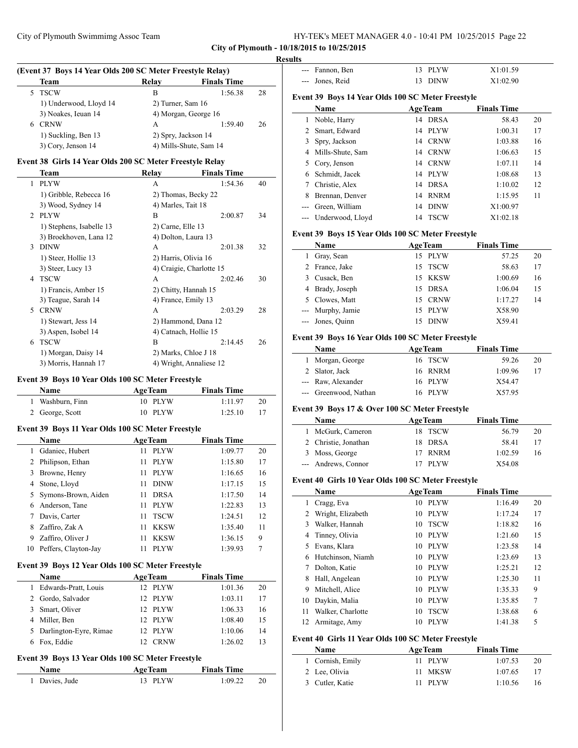City of Plymouth - 10/18/2015 to 10/25/2015

Results

### (Event 37 Boys 14 Year Olds 200 SC Meter Freestyle Relay)

| | Team | Relay | Finals Time | |
|---|---|---|---|---|
| 5 | TSCW | B | 1:56.38 | 28 |
| | 1) Underwood, Lloyd 14 | 2) Turner, Sam 16 | | |
| | 3) Noakes, Ieuan 14 | 4) Morgan, George 16 | | |
| 6 | CRNW | A | 1:59.40 | 26 |
| | 1) Suckling, Ben 13 | 2) Spry, Jackson 14 | | |
| | 3) Cory, Jenson 14 | 4) Mills-Shute, Sam 14 | | |

### Event 38 Girls 14 Year Olds 200 SC Meter Freestyle Relay

| | Team | Relay | Finals Time | |
|---|---|---|---|---|
| 1 | PLYW | A | 1:54.36 | 40 |
| | 1) Gribble, Rebecca 16 | 2) Thomas, Becky 22 | | |
| | 3) Wood, Sydney 14 | 4) Marles, Tait 18 | | |
| 2 | PLYW | B | 2:00.87 | 34 |
| | 1) Stephens, Isabelle 13 | 2) Carne, Elle 13 | | |
| | 3) Broekhoven, Lana 12 | 4) Dolton, Laura 13 | | |
| 3 | DINW | A | 2:01.38 | 32 |
| | 1) Steer, Hollie 13 | 2) Harris, Olivia 16 | | |
| | 3) Steer, Lucy 13 | 4) Craigie, Charlotte 15 | | |
| 4 | TSCW | A | 2:02.46 | 30 |
| | 1) Francis, Amber 15 | 2) Chitty, Hannah 15 | | |
| | 3) Teague, Sarah 14 | 4) France, Emily 13 | | |
| 5 | CRNW | A | 2:03.29 | 28 |
| | 1) Stewart, Jess 14 | 2) Hammond, Dana 12 | | |
| | 3) Aspen, Isobel 14 | 4) Catnach, Hollie 15 | | |
| 6 | TSCW | B | 2:14.45 | 26 |
| | 1) Morgan, Daisy 14 | 2) Marks, Chloe J 18 | | |
| | 3) Morris, Hannah 17 | 4) Wright, Annaliese 12 | | |

### Event 39 Boys 10 Year Olds 100 SC Meter Freestyle

| | Name | Age | Team | Finals Time | |
|---|---|---|---|---|---|
| 1 | Washburn, Finn | 10 | PLYW | 1:11.97 | 20 |
| 2 | George, Scott | 10 | PLYW | 1:25.10 | 17 |

### Event 39 Boys 11 Year Olds 100 SC Meter Freestyle

| | Name | Age | Team | Finals Time | |
|---|---|---|---|---|---|
| 1 | Gdaniec, Hubert | 11 | PLYW | 1:09.77 | 20 |
| 2 | Philipson, Ethan | 11 | PLYW | 1:15.80 | 17 |
| 3 | Browne, Henry | 11 | PLYW | 1:16.65 | 16 |
| 4 | Stone, Lloyd | 11 | DINW | 1:17.15 | 15 |
| 5 | Symons-Brown, Aiden | 11 | DRSA | 1:17.50 | 14 |
| 6 | Anderson, Tane | 11 | PLYW | 1:22.83 | 13 |
| 7 | Davis, Carter | 11 | TSCW | 1:24.51 | 12 |
| 8 | Zaffiro, Zak A | 11 | KKSW | 1:35.40 | 11 |
| 9 | Zaffiro, Oliver J | 11 | KKSW | 1:36.15 | 9 |
| 10 | Peffers, Clayton-Jay | 11 | PLYW | 1:39.93 | 7 |

### Event 39 Boys 12 Year Olds 100 SC Meter Freestyle

| | Name | Age | Team | Finals Time | |
|---|---|---|---|---|---|
| 1 | Edwards-Pratt, Louis | 12 | PLYW | 1:01.36 | 20 |
| 2 | Gordo, Salvador | 12 | PLYW | 1:03.11 | 17 |
| 3 | Smart, Oliver | 12 | PLYW | 1:06.33 | 16 |
| 4 | Miller, Ben | 12 | PLYW | 1:08.40 | 15 |
| 5 | Darlington-Eyre, Rimae | 12 | PLYW | 1:10.06 | 14 |
| 6 | Fox, Eddie | 12 | CRNW | 1:26.02 | 13 |

### Event 39 Boys 13 Year Olds 100 SC Meter Freestyle

| | Name | Age | Team | Finals Time | |
|---|---|---|---|---|---|
| 1 | Davies, Jude | 13 | PLYW | 1:09.22 | 20 |
| --- | Fannon, Ben | 13 | PLYW | X1:01.59 | |
| --- | Jones, Reid | 13 | DINW | X1:02.90 | |

### Event 39 Boys 14 Year Olds 100 SC Meter Freestyle

| | Name | Age | Team | Finals Time | |
|---|---|---|---|---|---|
| 1 | Noble, Harry | 14 | DRSA | 58.43 | 20 |
| 2 | Smart, Edward | 14 | PLYW | 1:00.31 | 17 |
| 3 | Spry, Jackson | 14 | CRNW | 1:03.88 | 16 |
| 4 | Mills-Shute, Sam | 14 | CRNW | 1:06.63 | 15 |
| 5 | Cory, Jenson | 14 | CRNW | 1:07.11 | 14 |
| 6 | Schmidt, Jacek | 14 | PLYW | 1:08.68 | 13 |
| 7 | Christie, Alex | 14 | DRSA | 1:10.02 | 12 |
| 8 | Brennan, Denver | 14 | RNRM | 1:15.95 | 11 |
| --- | Green, William | 14 | DINW | X1:00.97 | |
| --- | Underwood, Lloyd | 14 | TSCW | X1:02.18 | |

### Event 39 Boys 15 Year Olds 100 SC Meter Freestyle

| | Name | Age | Team | Finals Time | |
|---|---|---|---|---|---|
| 1 | Gray, Sean | 15 | PLYW | 57.25 | 20 |
| 2 | France, Jake | 15 | TSCW | 58.63 | 17 |
| 3 | Cusack, Ben | 15 | KKSW | 1:00.69 | 16 |
| 4 | Brady, Joseph | 15 | DRSA | 1:06.04 | 15 |
| 5 | Clowes, Matt | 15 | CRNW | 1:17.27 | 14 |
| --- | Murphy, Jamie | 15 | PLYW | X58.90 | |
| --- | Jones, Quinn | 15 | DINW | X59.41 | |

### Event 39 Boys 16 Year Olds 100 SC Meter Freestyle

| | Name | Age | Team | Finals Time | |
|---|---|---|---|---|---|
| 1 | Morgan, George | 16 | TSCW | 59.26 | 20 |
| 2 | Slator, Jack | 16 | RNRM | 1:09.96 | 17 |
| --- | Raw, Alexander | 16 | PLYW | X54.47 | |
| --- | Greenwood, Nathan | 16 | PLYW | X57.95 | |

### Event 39 Boys 17 & Over 100 SC Meter Freestyle

| | Name | Age | Team | Finals Time | |
|---|---|---|---|---|---|
| 1 | McGurk, Cameron | 18 | TSCW | 56.79 | 20 |
| 2 | Christie, Jonathan | 18 | DRSA | 58.41 | 17 |
| 3 | Moss, George | 17 | RNRM | 1:02.59 | 16 |
| --- | Andrews, Connor | 17 | PLYW | X54.08 | |

### Event 40 Girls 10 Year Olds 100 SC Meter Freestyle

| | Name | Age | Team | Finals Time | |
|---|---|---|---|---|---|
| 1 | Cragg, Eva | 10 | PLYW | 1:16.49 | 20 |
| 2 | Wright, Elizabeth | 10 | PLYW | 1:17.24 | 17 |
| 3 | Walker, Hannah | 10 | TSCW | 1:18.82 | 16 |
| 4 | Tinney, Olivia | 10 | PLYW | 1:21.60 | 15 |
| 5 | Evans, Klara | 10 | PLYW | 1:23.58 | 14 |
| 6 | Hutchinson, Niamh | 10 | PLYW | 1:23.69 | 13 |
| 7 | Dolton, Katie | 10 | PLYW | 1:25.21 | 12 |
| 8 | Hall, Angelean | 10 | PLYW | 1:25.30 | 11 |
| 9 | Mitchell, Alice | 10 | PLYW | 1:35.33 | 9 |
| 10 | Daykin, Malia | 10 | PLYW | 1:35.85 | 7 |
| 11 | Walker, Charlotte | 10 | TSCW | 1:38.68 | 6 |
| 12 | Armitage, Amy | 10 | PLYW | 1:41.38 | 5 |

### Event 40 Girls 11 Year Olds 100 SC Meter Freestyle

| | Name | Age | Team | Finals Time | |
|---|---|---|---|---|---|
| 1 | Cornish, Emily | 11 | PLYW | 1:07.53 | 20 |
| 2 | Lee, Olivia | 11 | MKSW | 1:07.65 | 17 |
| 3 | Cutler, Katie | 11 | PLYW | 1:10.56 | 16 |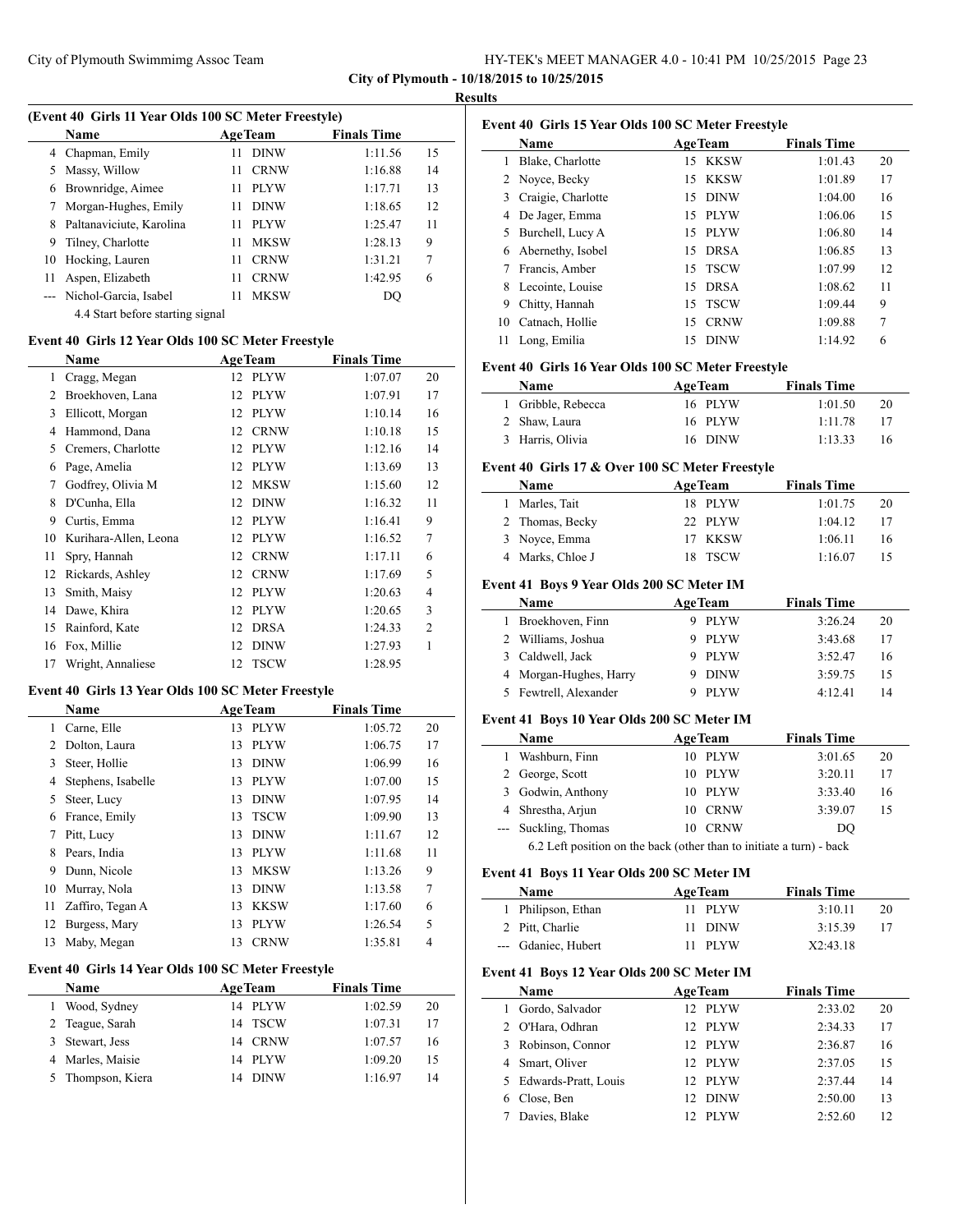**City of Plymouth - 10/18/2015 to 10/25/2015**

**Results**

### (Event 40 Girls 11 Year Olds 100 SC Meter Freestyle)

| | Name | Age | Team | Finals Time | |
|---|---|---|---|---|---|
| 4 | Chapman, Emily | 11 | DINW | 1:11.56 | 15 |
| 5 | Massy, Willow | 11 | CRNW | 1:16.88 | 14 |
| 6 | Brownridge, Aimee | 11 | PLYW | 1:17.71 | 13 |
| 7 | Morgan-Hughes, Emily | 11 | DINW | 1:18.65 | 12 |
| 8 | Paltanaviciute, Karolina | 11 | PLYW | 1:25.47 | 11 |
| 9 | Tilney, Charlotte | 11 | MKSW | 1:28.13 | 9 |
| 10 | Hocking, Lauren | 11 | CRNW | 1:31.21 | 7 |
| 11 | Aspen, Elizabeth | 11 | CRNW | 1:42.95 | 6 |
| --- | Nichol-Garcia, Isabel | 11 | MKSW | DQ | |

4.4 Start before starting signal

### Event 40 Girls 12 Year Olds 100 SC Meter Freestyle

| | Name | Age | Team | Finals Time | |
|---|---|---|---|---|---|
| 1 | Cragg, Megan | 12 | PLYW | 1:07.07 | 20 |
| 2 | Broekhoven, Lana | 12 | PLYW | 1:07.91 | 17 |
| 3 | Ellicott, Morgan | 12 | PLYW | 1:10.14 | 16 |
| 4 | Hammond, Dana | 12 | CRNW | 1:10.18 | 15 |
| 5 | Cremers, Charlotte | 12 | PLYW | 1:12.16 | 14 |
| 6 | Page, Amelia | 12 | PLYW | 1:13.69 | 13 |
| 7 | Godfrey, Olivia M | 12 | MKSW | 1:15.60 | 12 |
| 8 | D'Cunha, Ella | 12 | DINW | 1:16.32 | 11 |
| 9 | Curtis, Emma | 12 | PLYW | 1:16.41 | 9 |
| 10 | Kurihara-Allen, Leona | 12 | PLYW | 1:16.52 | 7 |
| 11 | Spry, Hannah | 12 | CRNW | 1:17.11 | 6 |
| 12 | Rickards, Ashley | 12 | CRNW | 1:17.69 | 5 |
| 13 | Smith, Maisy | 12 | PLYW | 1:20.63 | 4 |
| 14 | Dawe, Khira | 12 | PLYW | 1:20.65 | 3 |
| 15 | Rainford, Kate | 12 | DRSA | 1:24.33 | 2 |
| 16 | Fox, Millie | 12 | DINW | 1:27.93 | 1 |
| 17 | Wright, Annaliese | 12 | TSCW | 1:28.95 | |

### Event 40 Girls 13 Year Olds 100 SC Meter Freestyle

| | Name | Age | Team | Finals Time | |
|---|---|---|---|---|---|
| 1 | Carne, Elle | 13 | PLYW | 1:05.72 | 20 |
| 2 | Dolton, Laura | 13 | PLYW | 1:06.75 | 17 |
| 3 | Steer, Hollie | 13 | DINW | 1:06.99 | 16 |
| 4 | Stephens, Isabelle | 13 | PLYW | 1:07.00 | 15 |
| 5 | Steer, Lucy | 13 | DINW | 1:07.95 | 14 |
| 6 | France, Emily | 13 | TSCW | 1:09.90 | 13 |
| 7 | Pitt, Lucy | 13 | DINW | 1:11.67 | 12 |
| 8 | Pears, India | 13 | PLYW | 1:11.68 | 11 |
| 9 | Dunn, Nicole | 13 | MKSW | 1:13.26 | 9 |
| 10 | Murray, Nola | 13 | DINW | 1:13.58 | 7 |
| 11 | Zaffiro, Tegan A | 13 | KKSW | 1:17.60 | 6 |
| 12 | Burgess, Mary | 13 | PLYW | 1:26.54 | 5 |
| 13 | Maby, Megan | 13 | CRNW | 1:35.81 | 4 |

### Event 40 Girls 14 Year Olds 100 SC Meter Freestyle

| | Name | Age | Team | Finals Time | |
|---|---|---|---|---|---|
| 1 | Wood, Sydney | 14 | PLYW | 1:02.59 | 20 |
| 2 | Teague, Sarah | 14 | TSCW | 1:07.31 | 17 |
| 3 | Stewart, Jess | 14 | CRNW | 1:07.57 | 16 |
| 4 | Marles, Maisie | 14 | PLYW | 1:09.20 | 15 |
| 5 | Thompson, Kiera | 14 | DINW | 1:16.97 | 14 |

### Event 40 Girls 15 Year Olds 100 SC Meter Freestyle

| | Name | Age | Team | Finals Time | |
|---|---|---|---|---|---|
| 1 | Blake, Charlotte | 15 | KKSW | 1:01.43 | 20 |
| 2 | Noyce, Becky | 15 | KKSW | 1:01.89 | 17 |
| 3 | Craigie, Charlotte | 15 | DINW | 1:04.00 | 16 |
| 4 | De Jager, Emma | 15 | PLYW | 1:06.06 | 15 |
| 5 | Burchell, Lucy A | 15 | PLYW | 1:06.80 | 14 |
| 6 | Abernethy, Isobel | 15 | DRSA | 1:06.85 | 13 |
| 7 | Francis, Amber | 15 | TSCW | 1:07.99 | 12 |
| 8 | Lecointe, Louise | 15 | DRSA | 1:08.62 | 11 |
| 9 | Chitty, Hannah | 15 | TSCW | 1:09.44 | 9 |
| 10 | Catnach, Hollie | 15 | CRNW | 1:09.88 | 7 |
| 11 | Long, Emilia | 15 | DINW | 1:14.92 | 6 |

### Event 40 Girls 16 Year Olds 100 SC Meter Freestyle

| | Name | Age | Team | Finals Time | |
|---|---|---|---|---|---|
| 1 | Gribble, Rebecca | 16 | PLYW | 1:01.50 | 20 |
| 2 | Shaw, Laura | 16 | PLYW | 1:11.78 | 17 |
| 3 | Harris, Olivia | 16 | DINW | 1:13.33 | 16 |

### Event 40 Girls 17 & Over 100 SC Meter Freestyle

| | Name | Age | Team | Finals Time | |
|---|---|---|---|---|---|
| 1 | Marles, Tait | 18 | PLYW | 1:01.75 | 20 |
| 2 | Thomas, Becky | 22 | PLYW | 1:04.12 | 17 |
| 3 | Noyce, Emma | 17 | KKSW | 1:06.11 | 16 |
| 4 | Marks, Chloe J | 18 | TSCW | 1:16.07 | 15 |

### Event 41 Boys 9 Year Olds 200 SC Meter IM

| | Name | Age | Team | Finals Time | |
|---|---|---|---|---|---|
| 1 | Broekhoven, Finn | 9 | PLYW | 3:26.24 | 20 |
| 2 | Williams, Joshua | 9 | PLYW | 3:43.68 | 17 |
| 3 | Caldwell, Jack | 9 | PLYW | 3:52.47 | 16 |
| 4 | Morgan-Hughes, Harry | 9 | DINW | 3:59.75 | 15 |
| 5 | Fewtrell, Alexander | 9 | PLYW | 4:12.41 | 14 |

### Event 41 Boys 10 Year Olds 200 SC Meter IM

| | Name | Age | Team | Finals Time | |
|---|---|---|---|---|---|
| 1 | Washburn, Finn | 10 | PLYW | 3:01.65 | 20 |
| 2 | George, Scott | 10 | PLYW | 3:20.11 | 17 |
| 3 | Godwin, Anthony | 10 | PLYW | 3:33.40 | 16 |
| 4 | Shrestha, Arjun | 10 | CRNW | 3:39.07 | 15 |
| --- | Suckling, Thomas | 10 | CRNW | DQ | |

6.2 Left position on the back (other than to initiate a turn) - back

### Event 41 Boys 11 Year Olds 200 SC Meter IM

| | Name | Age | Team | Finals Time | |
|---|---|---|---|---|---|
| 1 | Philipson, Ethan | 11 | PLYW | 3:10.11 | 20 |
| 2 | Pitt, Charlie | 11 | DINW | 3:15.39 | 17 |
| --- | Gdaniec, Hubert | 11 | PLYW | X2:43.18 | |

### Event 41 Boys 12 Year Olds 200 SC Meter IM

| | Name | Age | Team | Finals Time | |
|---|---|---|---|---|---|
| 1 | Gordo, Salvador | 12 | PLYW | 2:33.02 | 20 |
| 2 | O'Hara, Odhran | 12 | PLYW | 2:34.33 | 17 |
| 3 | Robinson, Connor | 12 | PLYW | 2:36.87 | 16 |
| 4 | Smart, Oliver | 12 | PLYW | 2:37.05 | 15 |
| 5 | Edwards-Pratt, Louis | 12 | PLYW | 2:37.44 | 14 |
| 6 | Close, Ben | 12 | DINW | 2:50.00 | 13 |
| 7 | Davies, Blake | 12 | PLYW | 2:52.60 | 12 |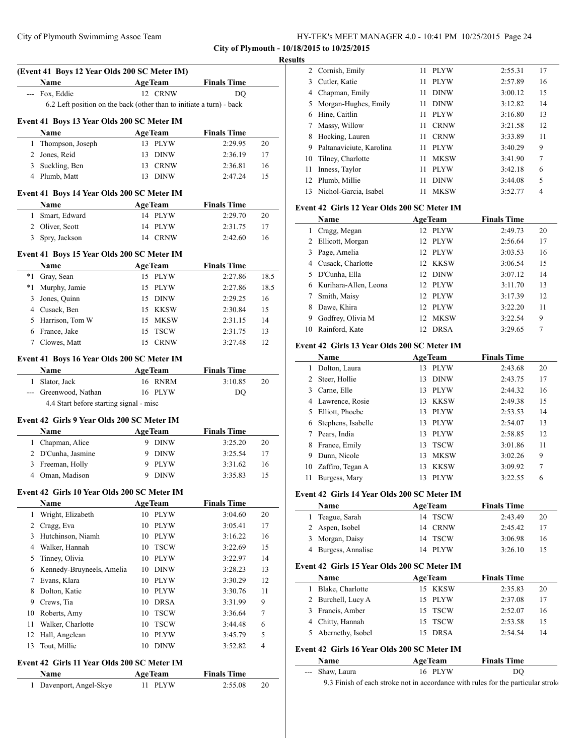City of Plymouth - 10/18/2015 to 10/25/2015

**Results**

**(Event 41 Boys 12 Year Olds 200 SC Meter IM)**

| | Name | Age | Team | Finals Time | |
|---|---|---|---|---|---|
| --- | Fox, Eddie | 12 | CRNW | DQ | |

6.2 Left position on the back (other than to initiate a turn) - back

**Event 41 Boys 13 Year Olds 200 SC Meter IM**

| | Name | Age | Team | Finals Time | |
|---|---|---|---|---|---|
| 1 | Thompson, Joseph | 13 | PLYW | 2:29.95 | 20 |
| 2 | Jones, Reid | 13 | DINW | 2:36.19 | 17 |
| 3 | Suckling, Ben | 13 | CRNW | 2:36.81 | 16 |
| 4 | Plumb, Matt | 13 | DINW | 2:47.24 | 15 |

**Event 41 Boys 14 Year Olds 200 SC Meter IM**

| | Name | Age | Team | Finals Time | |
|---|---|---|---|---|---|
| 1 | Smart, Edward | 14 | PLYW | 2:29.70 | 20 |
| 2 | Oliver, Scott | 14 | PLYW | 2:31.75 | 17 |
| 3 | Spry, Jackson | 14 | CRNW | 2:42.60 | 16 |

**Event 41 Boys 15 Year Olds 200 SC Meter IM**

| | Name | Age | Team | Finals Time | |
|---|---|---|---|---|---|
| *1 | Gray, Sean | 15 | PLYW | 2:27.86 | 18.5 |
| *1 | Murphy, Jamie | 15 | PLYW | 2:27.86 | 18.5 |
| 3 | Jones, Quinn | 15 | DINW | 2:29.25 | 16 |
| 4 | Cusack, Ben | 15 | KKSW | 2:30.84 | 15 |
| 5 | Harrison, Tom W | 15 | MKSW | 2:31.15 | 14 |
| 6 | France, Jake | 15 | TSCW | 2:31.75 | 13 |
| 7 | Clowes, Matt | 15 | CRNW | 3:27.48 | 12 |

**Event 41 Boys 16 Year Olds 200 SC Meter IM**

| | Name | Age | Team | Finals Time | |
|---|---|---|---|---|---|
| 1 | Slator, Jack | 16 | RNRM | 3:10.85 | 20 |
| --- | Greenwood, Nathan | 16 | PLYW | DQ | |

4.4 Start before starting signal - misc

**Event 42 Girls 9 Year Olds 200 SC Meter IM**

| | Name | Age | Team | Finals Time | |
|---|---|---|---|---|---|
| 1 | Chapman, Alice | 9 | DINW | 3:25.20 | 20 |
| 2 | D'Cunha, Jasmine | 9 | DINW | 3:25.54 | 17 |
| 3 | Freeman, Holly | 9 | PLYW | 3:31.62 | 16 |
| 4 | Oman, Madison | 9 | DINW | 3:35.83 | 15 |

**Event 42 Girls 10 Year Olds 200 SC Meter IM**

| | Name | Age | Team | Finals Time | |
|---|---|---|---|---|---|
| 1 | Wright, Elizabeth | 10 | PLYW | 3:04.60 | 20 |
| 2 | Cragg, Eva | 10 | PLYW | 3:05.41 | 17 |
| 3 | Hutchinson, Niamh | 10 | PLYW | 3:16.22 | 16 |
| 4 | Walker, Hannah | 10 | TSCW | 3:22.69 | 15 |
| 5 | Tinney, Olivia | 10 | PLYW | 3:22.97 | 14 |
| 6 | Kennedy-Bruyneels, Amelia | 10 | DINW | 3:28.23 | 13 |
| 7 | Evans, Klara | 10 | PLYW | 3:30.29 | 12 |
| 8 | Dolton, Katie | 10 | PLYW | 3:30.76 | 11 |
| 9 | Crews, Tia | 10 | DRSA | 3:31.99 | 9 |
| 10 | Roberts, Amy | 10 | TSCW | 3:36.64 | 7 |
| 11 | Walker, Charlotte | 10 | TSCW | 3:44.48 | 6 |
| 12 | Hall, Angelean | 10 | PLYW | 3:45.79 | 5 |
| 13 | Tout, Millie | 10 | DINW | 3:52.82 | 4 |

**Event 42 Girls 11 Year Olds 200 SC Meter IM**

| | Name | Age | Team | Finals Time | |
|---|---|---|---|---|---|
| 1 | Davenport, Angel-Skye | 11 | PLYW | 2:55.08 | 20 |
| 2 | Cornish, Emily | 11 | PLYW | 2:55.31 | 17 |
| 3 | Cutler, Katie | 11 | PLYW | 2:57.89 | 16 |
| 4 | Chapman, Emily | 11 | DINW | 3:00.12 | 15 |
| 5 | Morgan-Hughes, Emily | 11 | DINW | 3:12.82 | 14 |
| 6 | Hine, Caitlin | 11 | PLYW | 3:16.80 | 13 |
| 7 | Massy, Willow | 11 | CRNW | 3:21.58 | 12 |
| 8 | Hocking, Lauren | 11 | CRNW | 3:33.89 | 11 |
| 9 | Paltanaviciute, Karolina | 11 | PLYW | 3:40.29 | 9 |
| 10 | Tilney, Charlotte | 11 | MKSW | 3:41.90 | 7 |
| 11 | Inness, Taylor | 11 | PLYW | 3:42.18 | 6 |
| 12 | Plumb, Millie | 11 | DINW | 3:44.08 | 5 |
| 13 | Nichol-Garcia, Isabel | 11 | MKSW | 3:52.77 | 4 |

**Event 42 Girls 12 Year Olds 200 SC Meter IM**

| | Name | Age | Team | Finals Time | |
|---|---|---|---|---|---|
| 1 | Cragg, Megan | 12 | PLYW | 2:49.73 | 20 |
| 2 | Ellicott, Morgan | 12 | PLYW | 2:56.64 | 17 |
| 3 | Page, Amelia | 12 | PLYW | 3:03.53 | 16 |
| 4 | Cusack, Charlotte | 12 | KKSW | 3:06.54 | 15 |
| 5 | D'Cunha, Ella | 12 | DINW | 3:07.12 | 14 |
| 6 | Kurihara-Allen, Leona | 12 | PLYW | 3:11.70 | 13 |
| 7 | Smith, Maisy | 12 | PLYW | 3:17.39 | 12 |
| 8 | Dawe, Khira | 12 | PLYW | 3:22.20 | 11 |
| 9 | Godfrey, Olivia M | 12 | MKSW | 3:22.54 | 9 |
| 10 | Rainford, Kate | 12 | DRSA | 3:29.65 | 7 |

**Event 42 Girls 13 Year Olds 200 SC Meter IM**

| | Name | Age | Team | Finals Time | |
|---|---|---|---|---|---|
| 1 | Dolton, Laura | 13 | PLYW | 2:43.68 | 20 |
| 2 | Steer, Hollie | 13 | DINW | 2:43.75 | 17 |
| 3 | Carne, Elle | 13 | PLYW | 2:44.32 | 16 |
| 4 | Lawrence, Rosie | 13 | KKSW | 2:49.38 | 15 |
| 5 | Elliott, Phoebe | 13 | PLYW | 2:53.53 | 14 |
| 6 | Stephens, Isabelle | 13 | PLYW | 2:54.07 | 13 |
| 7 | Pears, India | 13 | PLYW | 2:58.85 | 12 |
| 8 | France, Emily | 13 | TSCW | 3:01.86 | 11 |
| 9 | Dunn, Nicole | 13 | MKSW | 3:02.26 | 9 |
| 10 | Zaffiro, Tegan A | 13 | KKSW | 3:09.92 | 7 |
| 11 | Burgess, Mary | 13 | PLYW | 3:22.55 | 6 |

**Event 42 Girls 14 Year Olds 200 SC Meter IM**

| | Name | Age | Team | Finals Time | |
|---|---|---|---|---|---|
| 1 | Teague, Sarah | 14 | TSCW | 2:43.49 | 20 |
| 2 | Aspen, Isobel | 14 | CRNW | 2:45.42 | 17 |
| 3 | Morgan, Daisy | 14 | TSCW | 3:06.98 | 16 |
| 4 | Burgess, Annalise | 14 | PLYW | 3:26.10 | 15 |

**Event 42 Girls 15 Year Olds 200 SC Meter IM**

| | Name | Age | Team | Finals Time | |
|---|---|---|---|---|---|
| 1 | Blake, Charlotte | 15 | KKSW | 2:35.83 | 20 |
| 2 | Burchell, Lucy A | 15 | PLYW | 2:37.08 | 17 |
| 3 | Francis, Amber | 15 | TSCW | 2:52.07 | 16 |
| 4 | Chitty, Hannah | 15 | TSCW | 2:53.58 | 15 |
| 5 | Abernethy, Isobel | 15 | DRSA | 2:54.54 | 14 |

**Event 42 Girls 16 Year Olds 200 SC Meter IM**

| | Name | Age | Team | Finals Time | |
|---|---|---|---|---|---|
| --- | Shaw, Laura | 16 | PLYW | DQ | |

9.3 Finish of each stroke not in accordance with rules for the particular strok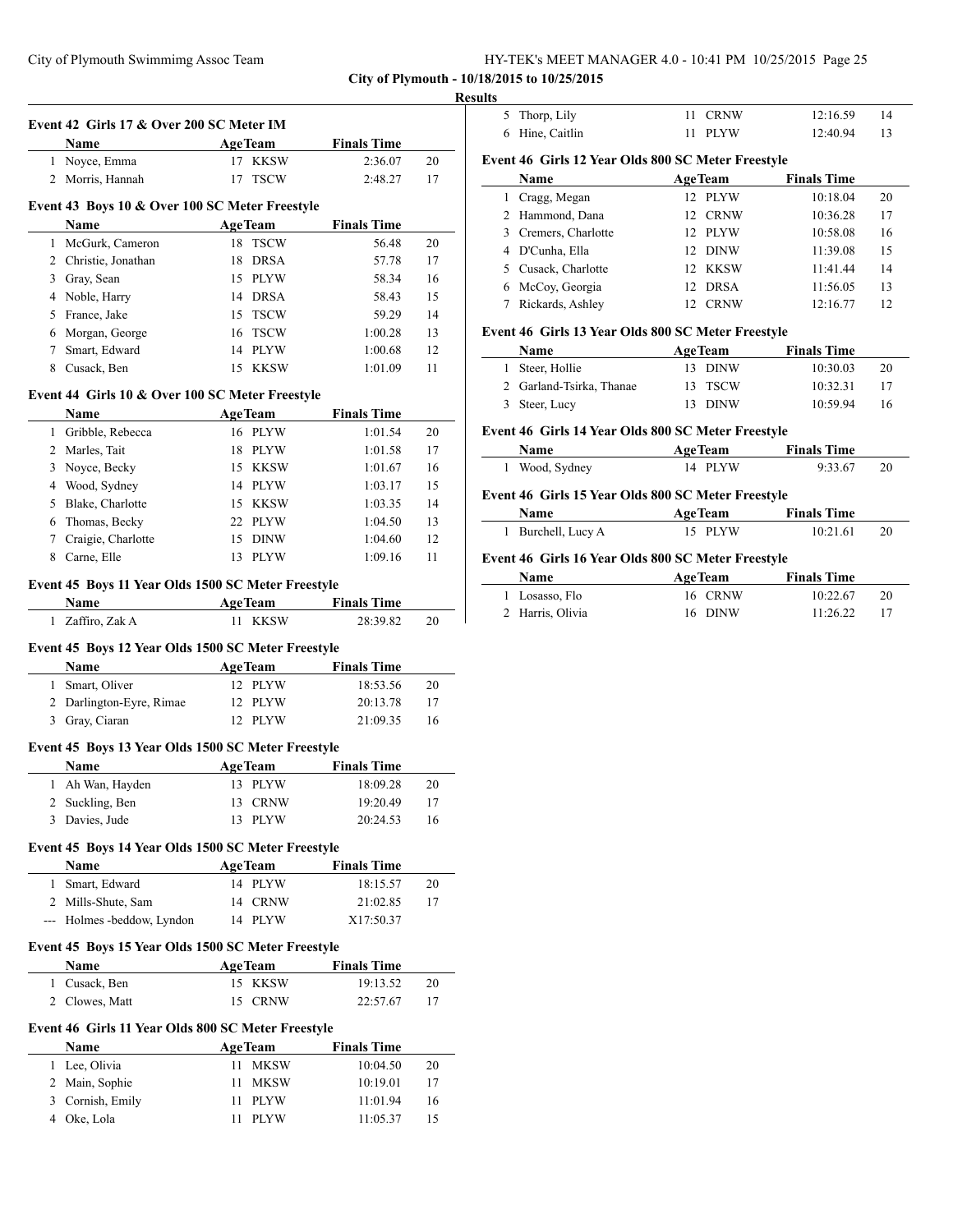## Results

### Event 42 Girls 17 & Over 200 SC Meter IM

| | Name | Age | Team | Finals Time | |
|---|---|---|---|---|---|
| 1 | Noyce, Emma | 17 | KKSW | 2:36.07 | 20 |
| 2 | Morris, Hannah | 17 | TSCW | 2:48.27 | 17 |

### Event 43 Boys 10 & Over 100 SC Meter Freestyle

| | Name | Age | Team | Finals Time | |
|---|---|---|---|---|---|
| 1 | McGurk, Cameron | 18 | TSCW | 56.48 | 20 |
| 2 | Christie, Jonathan | 18 | DRSA | 57.78 | 17 |
| 3 | Gray, Sean | 15 | PLYW | 58.34 | 16 |
| 4 | Noble, Harry | 14 | DRSA | 58.43 | 15 |
| 5 | France, Jake | 15 | TSCW | 59.29 | 14 |
| 6 | Morgan, George | 16 | TSCW | 1:00.28 | 13 |
| 7 | Smart, Edward | 14 | PLYW | 1:00.68 | 12 |
| 8 | Cusack, Ben | 15 | KKSW | 1:01.09 | 11 |

### Event 44 Girls 10 & Over 100 SC Meter Freestyle

| | Name | Age | Team | Finals Time | |
|---|---|---|---|---|---|
| 1 | Gribble, Rebecca | 16 | PLYW | 1:01.54 | 20 |
| 2 | Marles, Tait | 18 | PLYW | 1:01.58 | 17 |
| 3 | Noyce, Becky | 15 | KKSW | 1:01.67 | 16 |
| 4 | Wood, Sydney | 14 | PLYW | 1:03.17 | 15 |
| 5 | Blake, Charlotte | 15 | KKSW | 1:03.35 | 14 |
| 6 | Thomas, Becky | 22 | PLYW | 1:04.50 | 13 |
| 7 | Craigie, Charlotte | 15 | DINW | 1:04.60 | 12 |
| 8 | Carne, Elle | 13 | PLYW | 1:09.16 | 11 |

### Event 45 Boys 11 Year Olds 1500 SC Meter Freestyle

| | Name | Age | Team | Finals Time | |
|---|---|---|---|---|---|
| 1 | Zaffiro, Zak A | 11 | KKSW | 28:39.82 | 20 |

### Event 45 Boys 12 Year Olds 1500 SC Meter Freestyle

| | Name | Age | Team | Finals Time | |
|---|---|---|---|---|---|
| 1 | Smart, Oliver | 12 | PLYW | 18:53.56 | 20 |
| 2 | Darlington-Eyre, Rimae | 12 | PLYW | 20:13.78 | 17 |
| 3 | Gray, Ciaran | 12 | PLYW | 21:09.35 | 16 |

### Event 45 Boys 13 Year Olds 1500 SC Meter Freestyle

| | Name | Age | Team | Finals Time | |
|---|---|---|---|---|---|
| 1 | Ah Wan, Hayden | 13 | PLYW | 18:09.28 | 20 |
| 2 | Suckling, Ben | 13 | CRNW | 19:20.49 | 17 |
| 3 | Davies, Jude | 13 | PLYW | 20:24.53 | 16 |

### Event 45 Boys 14 Year Olds 1500 SC Meter Freestyle

| | Name | Age | Team | Finals Time | |
|---|---|---|---|---|---|
| 1 | Smart, Edward | 14 | PLYW | 18:15.57 | 20 |
| 2 | Mills-Shute, Sam | 14 | CRNW | 21:02.85 | 17 |
| --- | Holmes -beddow, Lyndon | 14 | PLYW | X17:50.37 | |

### Event 45 Boys 15 Year Olds 1500 SC Meter Freestyle

| | Name | Age | Team | Finals Time | |
|---|---|---|---|---|---|
| 1 | Cusack, Ben | 15 | KKSW | 19:13.52 | 20 |
| 2 | Clowes, Matt | 15 | CRNW | 22:57.67 | 17 |

### Event 46 Girls 11 Year Olds 800 SC Meter Freestyle

| | Name | Age | Team | Finals Time | |
|---|---|---|---|---|---|
| 1 | Lee, Olivia | 11 | MKSW | 10:04.50 | 20 |
| 2 | Main, Sophie | 11 | MKSW | 10:19.01 | 17 |
| 3 | Cornish, Emily | 11 | PLYW | 11:01.94 | 16 |
| 4 | Oke, Lola | 11 | PLYW | 11:05.37 | 15 |
| 5 | Thorp, Lily | 11 | CRNW | 12:16.59 | 14 |
| 6 | Hine, Caitlin | 11 | PLYW | 12:40.94 | 13 |

### Event 46 Girls 12 Year Olds 800 SC Meter Freestyle

| | Name | Age | Team | Finals Time | |
|---|---|---|---|---|---|
| 1 | Cragg, Megan | 12 | PLYW | 10:18.04 | 20 |
| 2 | Hammond, Dana | 12 | CRNW | 10:36.28 | 17 |
| 3 | Cremers, Charlotte | 12 | PLYW | 10:58.08 | 16 |
| 4 | D'Cunha, Ella | 12 | DINW | 11:39.08 | 15 |
| 5 | Cusack, Charlotte | 12 | KKSW | 11:41.44 | 14 |
| 6 | McCoy, Georgia | 12 | DRSA | 11:56.05 | 13 |
| 7 | Rickards, Ashley | 12 | CRNW | 12:16.77 | 12 |

### Event 46 Girls 13 Year Olds 800 SC Meter Freestyle

| | Name | Age | Team | Finals Time | |
|---|---|---|---|---|---|
| 1 | Steer, Hollie | 13 | DINW | 10:30.03 | 20 |
| 2 | Garland-Tsirka, Thanae | 13 | TSCW | 10:32.31 | 17 |
| 3 | Steer, Lucy | 13 | DINW | 10:59.94 | 16 |

### Event 46 Girls 14 Year Olds 800 SC Meter Freestyle

| | Name | Age | Team | Finals Time | |
|---|---|---|---|---|---|
| 1 | Wood, Sydney | 14 | PLYW | 9:33.67 | 20 |

### Event 46 Girls 15 Year Olds 800 SC Meter Freestyle

| | Name | Age | Team | Finals Time | |
|---|---|---|---|---|---|
| 1 | Burchell, Lucy A | 15 | PLYW | 10:21.61 | 20 |

### Event 46 Girls 16 Year Olds 800 SC Meter Freestyle

| | Name | Age | Team | Finals Time | |
|---|---|---|---|---|---|
| 1 | Losasso, Flo | 16 | CRNW | 10:22.67 | 20 |
| 2 | Harris, Olivia | 16 | DINW | 11:26.22 | 17 |